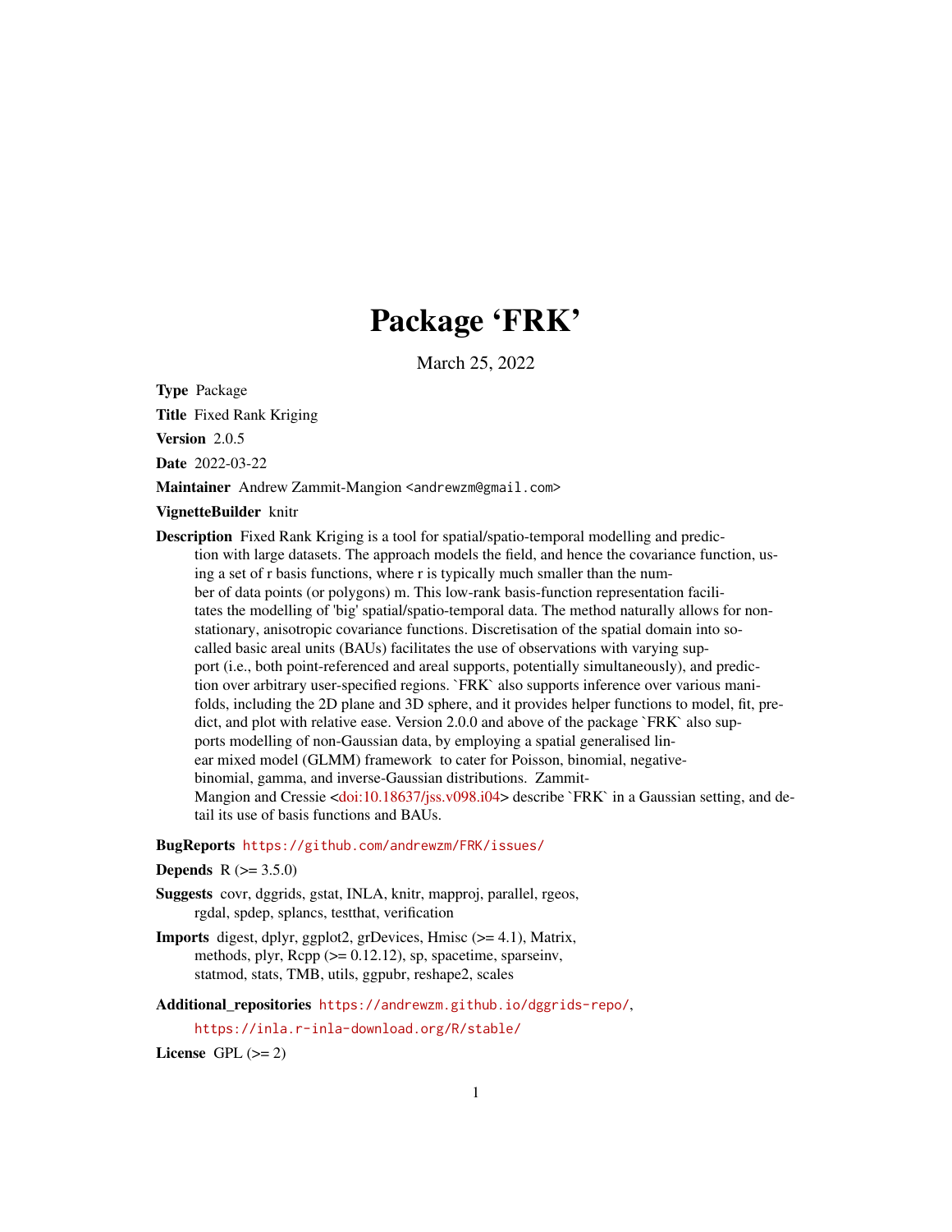# Package 'FRK'

March 25, 2022

**Type** Package

**Title** Fixed Rank Kriging

**Version** 2.0.5

**Date** 2022-03-22

**Maintainer** Andrew Zammit-Mangion <andrewzm@gmail.com>

**VignetteBuilder** knitr

**Description** Fixed Rank Kriging is a tool for spatial/spatio-temporal modelling and prediction with large datasets. The approach models the field, and hence the covariance function, using a set of r basis functions, where r is typically much smaller than the number of data points (or polygons) m. This low-rank basis-function representation facilitates the modelling of 'big' spatial/spatio-temporal data. The method naturally allows for non-stationary, anisotropic covariance functions. Discretisation of the spatial domain into so-called basic areal units (BAUs) facilitates the use of observations with varying support (i.e., both point-referenced and areal supports, potentially simultaneously), and prediction over arbitrary user-specified regions. `FRK` also supports inference over various manifolds, including the 2D plane and 3D sphere, and it provides helper functions to model, fit, predict, and plot with relative ease. Version 2.0.0 and above of the package `FRK` also supports modelling of non-Gaussian data, by employing a spatial generalised linear mixed model (GLMM) framework to cater for Poisson, binomial, negative-binomial, gamma, and inverse-Gaussian distributions. Zammit-Mangion and Cressie <doi:10.18637/jss.v098.i04> describe `FRK` in a Gaussian setting, and detail its use of basis functions and BAUs.

**BugReports** https://github.com/andrewzm/FRK/issues/

**Depends** R (>= 3.5.0)

**Suggests** covr, dggrids, gstat, INLA, knitr, mapproj, parallel, rgeos, rgdal, spdep, splancs, testthat, verification

**Imports** digest, dplyr, ggplot2, grDevices, Hmisc (>= 4.1), Matrix, methods, plyr, Rcpp (>= 0.12.12), sp, spacetime, sparseinv, statmod, stats, TMB, utils, ggpubr, reshape2, scales

**Additional_repositories** https://andrewzm.github.io/dggrids-repo/, https://inla.r-inla-download.org/R/stable/

**License** GPL (>= 2)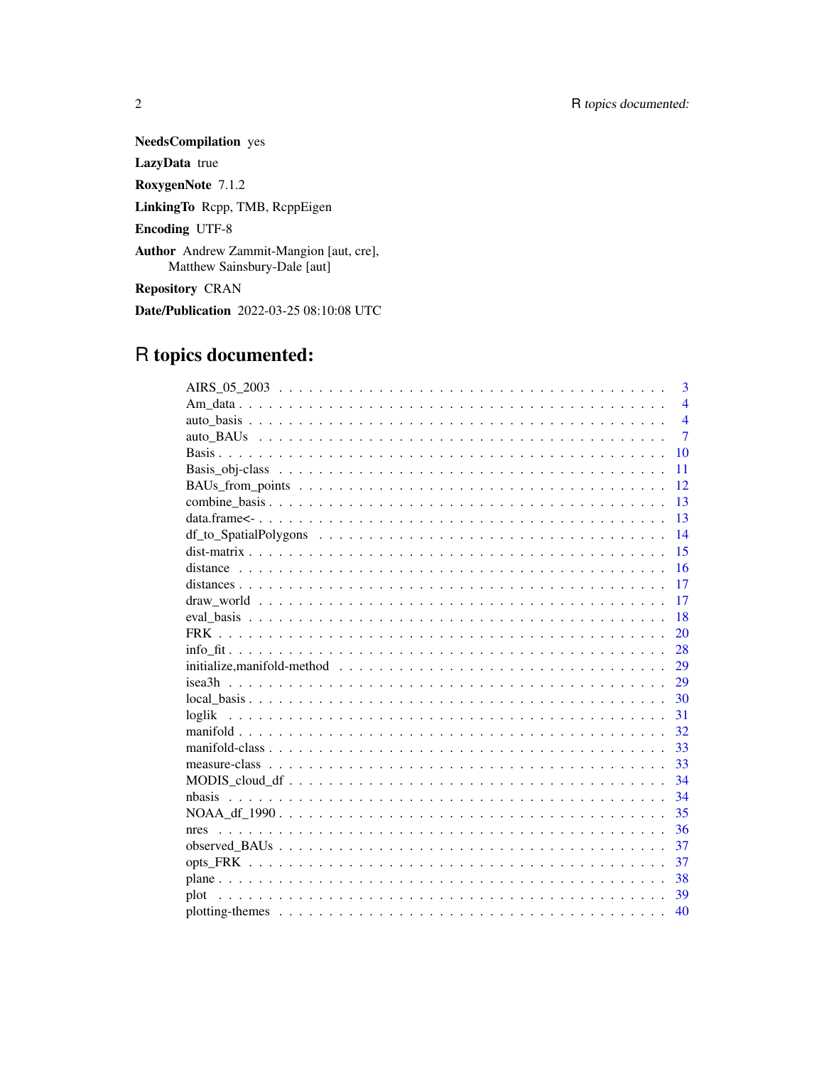**NeedsCompilation** yes

**LazyData** true

**RoxygenNote** 7.1.2

**LinkingTo** Rcpp, TMB, RcppEigen

**Encoding** UTF-8

**Author** Andrew Zammit-Mangion [aut, cre], Matthew Sainsbury-Dale [aut]

**Repository** CRAN

**Date/Publication** 2022-03-25 08:10:08 UTC

# R topics documented:

| | |
|---|---|
| AIRS_05_2003 | 3 |
| Am_data | 4 |
| auto_basis | 4 |
| auto_BAUs | 7 |
| Basis | 10 |
| Basis_obj-class | 11 |
| BAUs_from_points | 12 |
| combine_basis | 13 |
| data.frame<- | 13 |
| df_to_SpatialPolygons | 14 |
| dist-matrix | 15 |
| distance | 16 |
| distances | 17 |
| draw_world | 17 |
| eval_basis | 18 |
| FRK | 20 |
| info_fit | 28 |
| initialize,manifold-method | 29 |
| isea3h | 29 |
| local_basis | 30 |
| loglik | 31 |
| manifold | 32 |
| manifold-class | 33 |
| measure-class | 33 |
| MODIS_cloud_df | 34 |
| nbasis | 34 |
| NOAA_df_1990 | 35 |
| nres | 36 |
| observed_BAUs | 37 |
| opts_FRK | 37 |
| plane | 38 |
| plot | 39 |
| plotting-themes | 40 |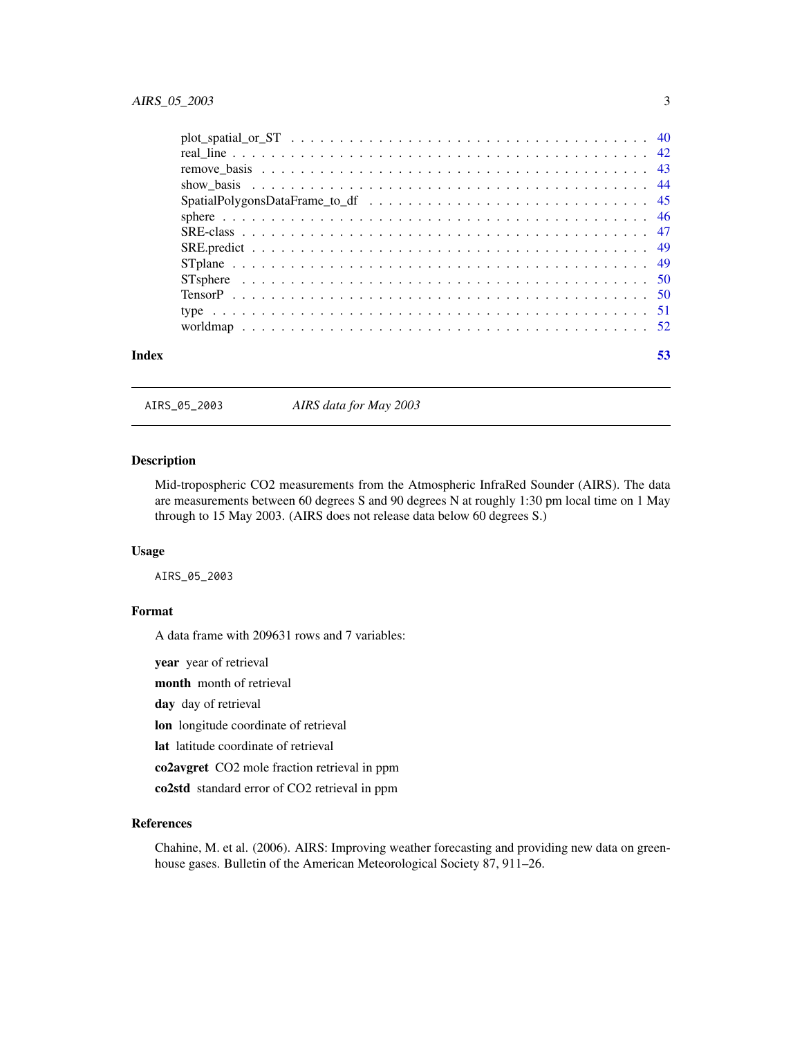plot_spatial_or_ST . . . . . . . . . . . . . . . . . . . . . . . . . . . . . . . . . . . 40
real_line . . . . . . . . . . . . . . . . . . . . . . . . . . . . . . . . . . . . . . . 42
remove_basis . . . . . . . . . . . . . . . . . . . . . . . . . . . . . . . . . . . . . 43
show_basis . . . . . . . . . . . . . . . . . . . . . . . . . . . . . . . . . . . . . . 44
SpatialPolygonsDataFrame_to_df . . . . . . . . . . . . . . . . . . . . . . . . . . . . 45
sphere . . . . . . . . . . . . . . . . . . . . . . . . . . . . . . . . . . . . . . . . 46
SRE-class . . . . . . . . . . . . . . . . . . . . . . . . . . . . . . . . . . . . . . . 47
SRE.predict . . . . . . . . . . . . . . . . . . . . . . . . . . . . . . . . . . . . . . 49
STplane . . . . . . . . . . . . . . . . . . . . . . . . . . . . . . . . . . . . . . . . 49
STsphere . . . . . . . . . . . . . . . . . . . . . . . . . . . . . . . . . . . . . . . 50
TensorP . . . . . . . . . . . . . . . . . . . . . . . . . . . . . . . . . . . . . . . . 50
type . . . . . . . . . . . . . . . . . . . . . . . . . . . . . . . . . . . . . . . . . 51
worldmap . . . . . . . . . . . . . . . . . . . . . . . . . . . . . . . . . . . . . . . 52

**Index** 53

---

`AIRS_05_2003` *AIRS data for May 2003*

---

### Description

Mid-tropospheric CO2 measurements from the Atmospheric InfraRed Sounder (AIRS). The data are measurements between 60 degrees S and 90 degrees N at roughly 1:30 pm local time on 1 May through to 15 May 2003. (AIRS does not release data below 60 degrees S.)

### Usage

```
AIRS_05_2003
```

### Format

A data frame with 209631 rows and 7 variables:

**year** year of retrieval

**month** month of retrieval

**day** day of retrieval

**lon** longitude coordinate of retrieval

**lat** latitude coordinate of retrieval

**co2avgret** CO2 mole fraction retrieval in ppm

**co2std** standard error of CO2 retrieval in ppm

### References

Chahine, M. et al. (2006). AIRS: Improving weather forecasting and providing new data on greenhouse gases. Bulletin of the American Meteorological Society 87, 911–26.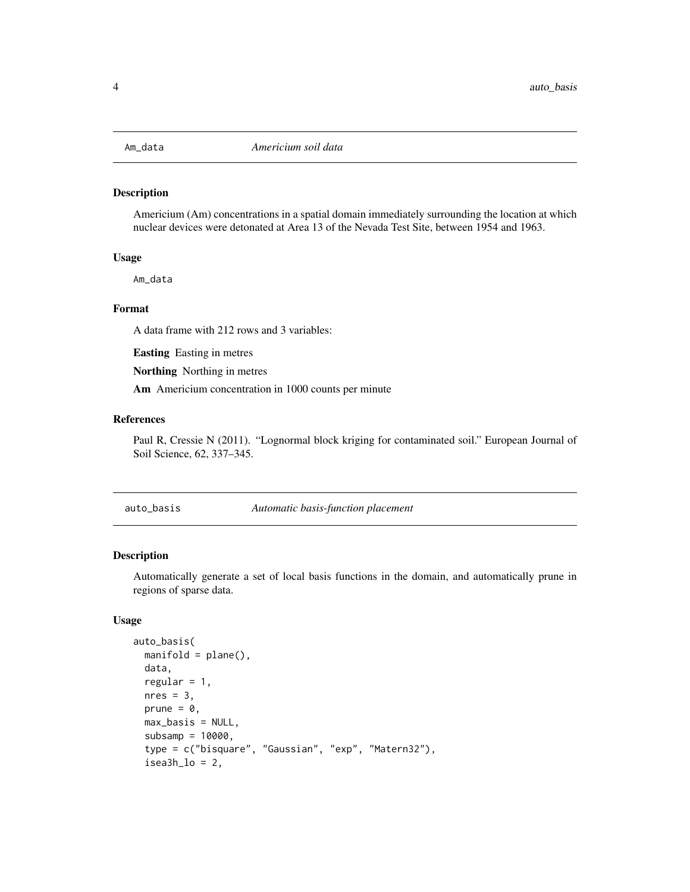## Am_data *Americium soil data*

### Description

Americium (Am) concentrations in a spatial domain immediately surrounding the location at which nuclear devices were detonated at Area 13 of the Nevada Test Site, between 1954 and 1963.

### Usage

```
Am_data
```

### Format

A data frame with 212 rows and 3 variables:

**Easting** Easting in metres

**Northing** Northing in metres

**Am** Americium concentration in 1000 counts per minute

### References

Paul R, Cressie N (2011). "Lognormal block kriging for contaminated soil." European Journal of Soil Science, 62, 337–345.

## auto_basis *Automatic basis-function placement*

### Description

Automatically generate a set of local basis functions in the domain, and automatically prune in regions of sparse data.

### Usage

```
auto_basis(
  manifold = plane(),
  data,
  regular = 1,
  nres = 3,
  prune = 0,
  max_basis = NULL,
  subsamp = 10000,
  type = c("bisquare", "Gaussian", "exp", "Matern32"),
  isea3h_lo = 2,
```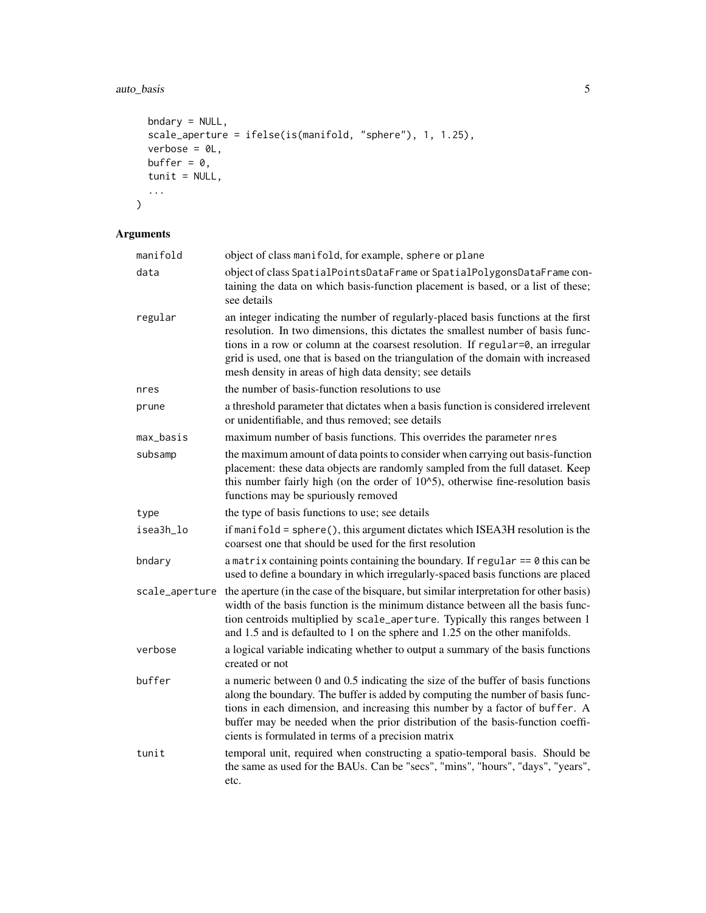```
  bndary = NULL,
  scale_aperture = ifelse(is(manifold, "sphere"), 1, 1.25),
  verbose = 0L,
  buffer = 0,
  tunit = NULL,
  ...
)
```

## Arguments

| | |
|---|---|
| manifold | object of class manifold, for example, sphere or plane |
| data | object of class SpatialPointsDataFrame or SpatialPolygonsDataFrame containing the data on which basis-function placement is based, or a list of these; see details |
| regular | an integer indicating the number of regularly-placed basis functions at the first resolution. In two dimensions, this dictates the smallest number of basis functions in a row or column at the coarsest resolution. If regular=0, an irregular grid is used, one that is based on the triangulation of the domain with increased mesh density in areas of high data density; see details |
| nres | the number of basis-function resolutions to use |
| prune | a threshold parameter that dictates when a basis function is considered irrelevent or unidentifiable, and thus removed; see details |
| max_basis | maximum number of basis functions. This overrides the parameter nres |
| subsamp | the maximum amount of data points to consider when carrying out basis-function placement: these data objects are randomly sampled from the full dataset. Keep this number fairly high (on the order of 10^5), otherwise fine-resolution basis functions may be spuriously removed |
| type | the type of basis functions to use; see details |
| isea3h_lo | if manifold = sphere(), this argument dictates which ISEA3H resolution is the coarsest one that should be used for the first resolution |
| bndary | a matrix containing points containing the boundary. If regular == 0 this can be used to define a boundary in which irregularly-spaced basis functions are placed |
| scale_aperture | the aperture (in the case of the bisquare, but similar interpretation for other basis) width of the basis function is the minimum distance between all the basis function centroids multiplied by scale_aperture. Typically this ranges between 1 and 1.5 and is defaulted to 1 on the sphere and 1.25 on the other manifolds. |
| verbose | a logical variable indicating whether to output a summary of the basis functions created or not |
| buffer | a numeric between 0 and 0.5 indicating the size of the buffer of basis functions along the boundary. The buffer is added by computing the number of basis functions in each dimension, and increasing this number by a factor of buffer. A buffer may be needed when the prior distribution of the basis-function coefficients is formulated in terms of a precision matrix |
| tunit | temporal unit, required when constructing a spatio-temporal basis. Should be the same as used for the BAUs. Can be "secs", "mins", "hours", "days", "years", etc. |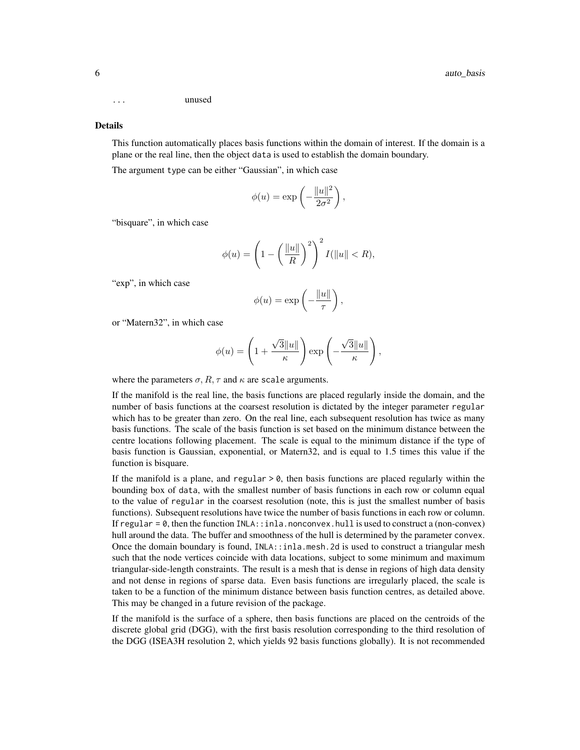... unused

### Details

This function automatically places basis functions within the domain of interest. If the domain is a plane or the real line, then the object `data` is used to establish the domain boundary.

The argument `type` can be either "Gaussian", in which case

$$\phi(u) = \exp\left(-\frac{\|u\|^2}{2\sigma^2}\right),$$

"bisquare", in which case

$$\phi(u) = \left(1 - \left(\frac{\|u\|}{R}\right)^2\right)^2 I(\|u\| < R),$$

"exp", in which case

$$\phi(u) = \exp\left(-\frac{\|u\|}{\tau}\right),$$

or "Matern32", in which case

$$\phi(u) = \left(1 + \frac{\sqrt{3}\|u\|}{\kappa}\right)\exp\left(-\frac{\sqrt{3}\|u\|}{\kappa}\right),$$

where the parameters $\sigma, R, \tau$ and $\kappa$ are `scale` arguments.

If the manifold is the real line, the basis functions are placed regularly inside the domain, and the number of basis functions at the coarsest resolution is dictated by the integer parameter `regular` which has to be greater than zero. On the real line, each subsequent resolution has twice as many basis functions. The scale of the basis function is set based on the minimum distance between the centre locations following placement. The scale is equal to the minimum distance if the type of basis function is Gaussian, exponential, or Matern32, and is equal to 1.5 times this value if the function is bisquare.

If the manifold is a plane, and `regular > 0`, then basis functions are placed regularly within the bounding box of `data`, with the smallest number of basis functions in each row or column equal to the value of `regular` in the coarsest resolution (note, this is just the smallest number of basis functions). Subsequent resolutions have twice the number of basis functions in each row or column. If `regular = 0`, then the function `INLA::inla.nonconvex.hull` is used to construct a (non-convex) hull around the data. The buffer and smoothness of the hull is determined by the parameter `convex`. Once the domain boundary is found, `INLA::inla.mesh.2d` is used to construct a triangular mesh such that the node vertices coincide with data locations, subject to some minimum and maximum triangular-side-length constraints. The result is a mesh that is dense in regions of high data density and not dense in regions of sparse data. Even basis functions are irregularly placed, the scale is taken to be a function of the minimum distance between basis function centres, as detailed above. This may be changed in a future revision of the package.

If the manifold is the surface of a sphere, then basis functions are placed on the centroids of the discrete global grid (DGG), with the first basis resolution corresponding to the third resolution of the DGG (ISEA3H resolution 2, which yields 92 basis functions globally). It is not recommended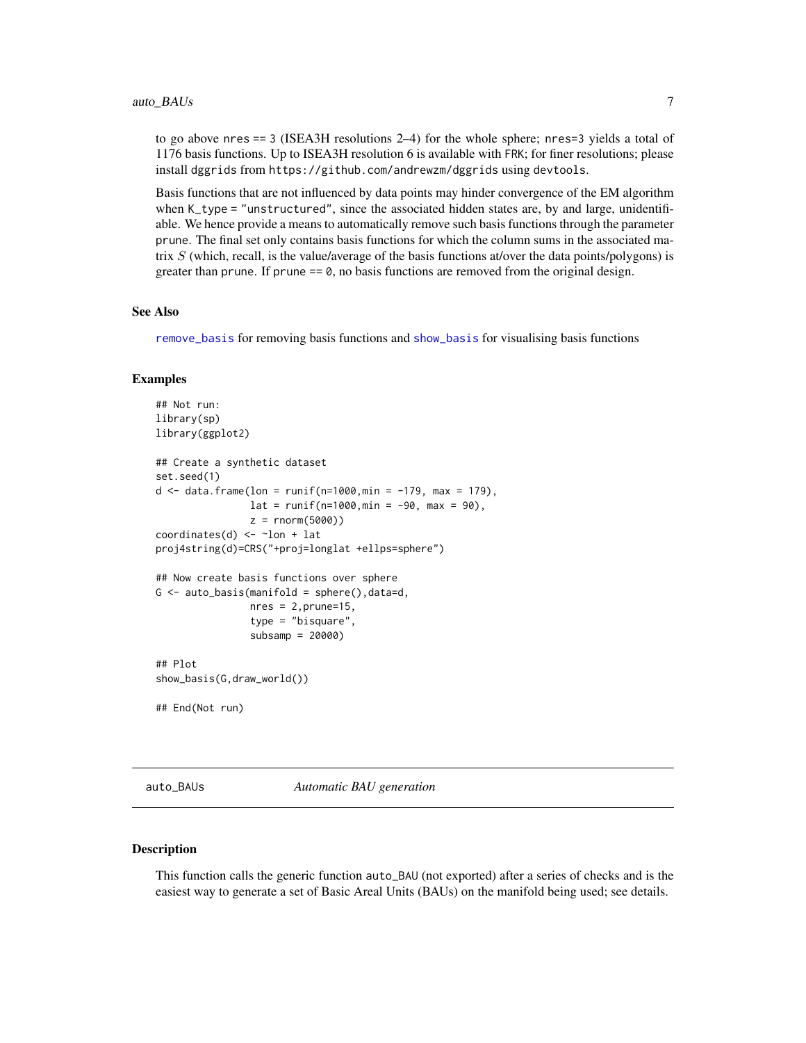to go above `nres == 3` (ISEA3H resolutions 2–4) for the whole sphere; `nres=3` yields a total of 1176 basis functions. Up to ISEA3H resolution 6 is available with `FRK`; for finer resolutions; please install `dggrids` from `https://github.com/andrewzm/dggrids` using `devtools`.

Basis functions that are not influenced by data points may hinder convergence of the EM algorithm when `K_type = "unstructured"`, since the associated hidden states are, by and large, unidentifiable. We hence provide a means to automatically remove such basis functions through the parameter `prune`. The final set only contains basis functions for which the column sums in the associated matrix $S$ (which, recall, is the value/average of the basis functions at/over the data points/polygons) is greater than `prune`. If `prune == 0`, no basis functions are removed from the original design.

### See Also

`remove_basis` for removing basis functions and `show_basis` for visualising basis functions

### Examples

```
## Not run:
library(sp)
library(ggplot2)

## Create a synthetic dataset
set.seed(1)
d <- data.frame(lon = runif(n=1000,min = -179, max = 179),
                lat = runif(n=1000,min = -90, max = 90),
                z = rnorm(5000))
coordinates(d) <- ~lon + lat
proj4string(d)=CRS("+proj=longlat +ellps=sphere")

## Now create basis functions over sphere
G <- auto_basis(manifold = sphere(),data=d,
                nres = 2,prune=15,
                type = "bisquare",
                subsamp = 20000)

## Plot
show_basis(G,draw_world())

## End(Not run)
```

---

## auto_BAUs — *Automatic BAU generation*

### Description

This function calls the generic function `auto_BAU` (not exported) after a series of checks and is the easiest way to generate a set of Basic Areal Units (BAUs) on the manifold being used; see details.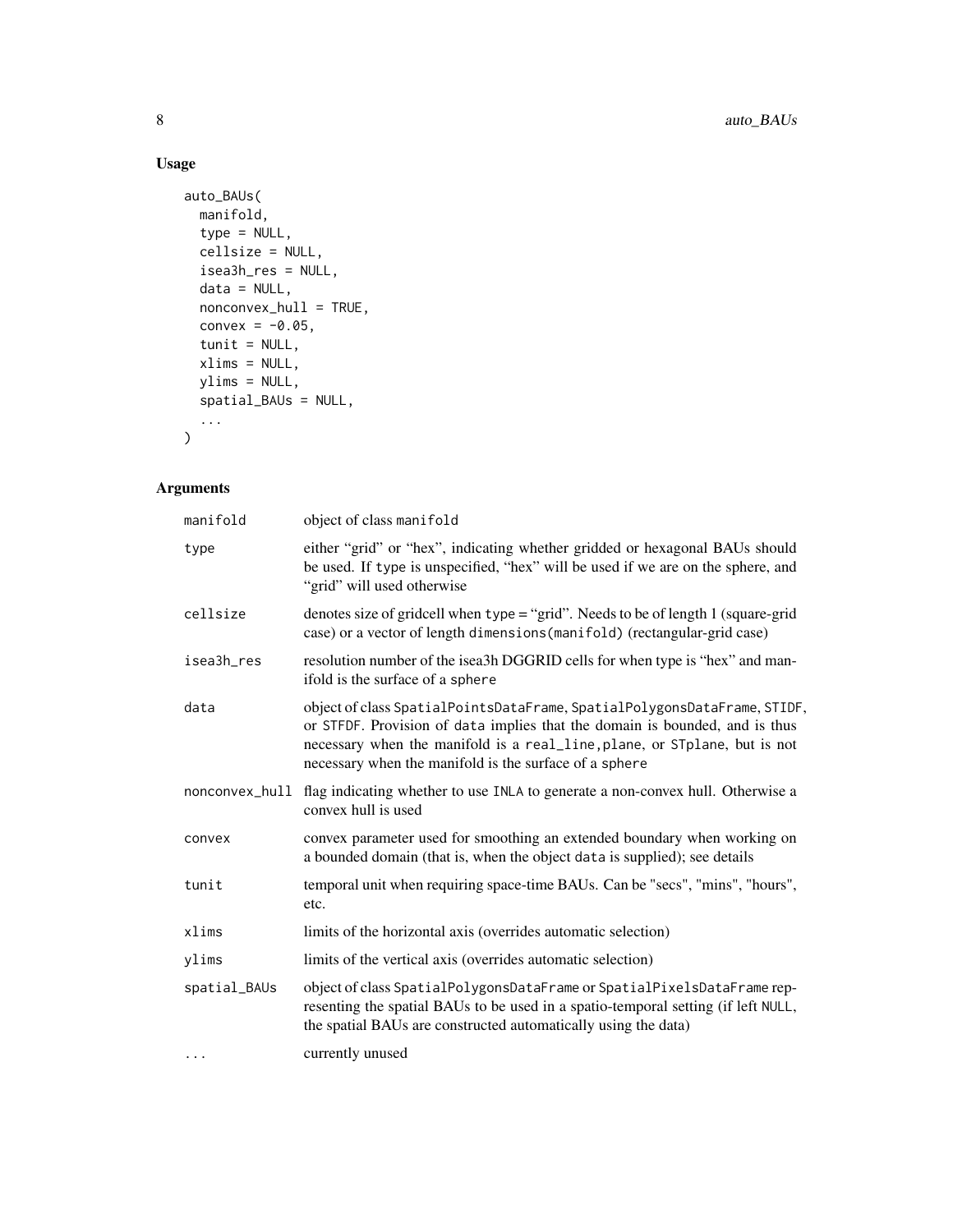## Usage

```
auto_BAUs(
  manifold,
  type = NULL,
  cellsize = NULL,
  isea3h_res = NULL,
  data = NULL,
  nonconvex_hull = TRUE,
  convex = -0.05,
  tunit = NULL,
  xlims = NULL,
  ylims = NULL,
  spatial_BAUs = NULL,
  ...
)
```

## Arguments

| | |
|---|---|
| manifold | object of class manifold |
| type | either "grid" or "hex", indicating whether gridded or hexagonal BAUs should be used. If type is unspecified, "hex" will be used if we are on the sphere, and "grid" will used otherwise |
| cellsize | denotes size of gridcell when type = "grid". Needs to be of length 1 (square-grid case) or a vector of length dimensions(manifold) (rectangular-grid case) |
| isea3h_res | resolution number of the isea3h DGGRID cells for when type is "hex" and manifold is the surface of a sphere |
| data | object of class SpatialPointsDataFrame, SpatialPolygonsDataFrame, STIDF, or STFDF. Provision of data implies that the domain is bounded, and is thus necessary when the manifold is a real_line, plane, or STplane, but is not necessary when the manifold is the surface of a sphere |
| nonconvex_hull | flag indicating whether to use INLA to generate a non-convex hull. Otherwise a convex hull is used |
| convex | convex parameter used for smoothing an extended boundary when working on a bounded domain (that is, when the object data is supplied); see details |
| tunit | temporal unit when requiring space-time BAUs. Can be "secs", "mins", "hours", etc. |
| xlims | limits of the horizontal axis (overrides automatic selection) |
| ylims | limits of the vertical axis (overrides automatic selection) |
| spatial_BAUs | object of class SpatialPolygonsDataFrame or SpatialPixelsDataFrame representing the spatial BAUs to be used in a spatio-temporal setting (if left NULL, the spatial BAUs are constructed automatically using the data) |
| ... | currently unused |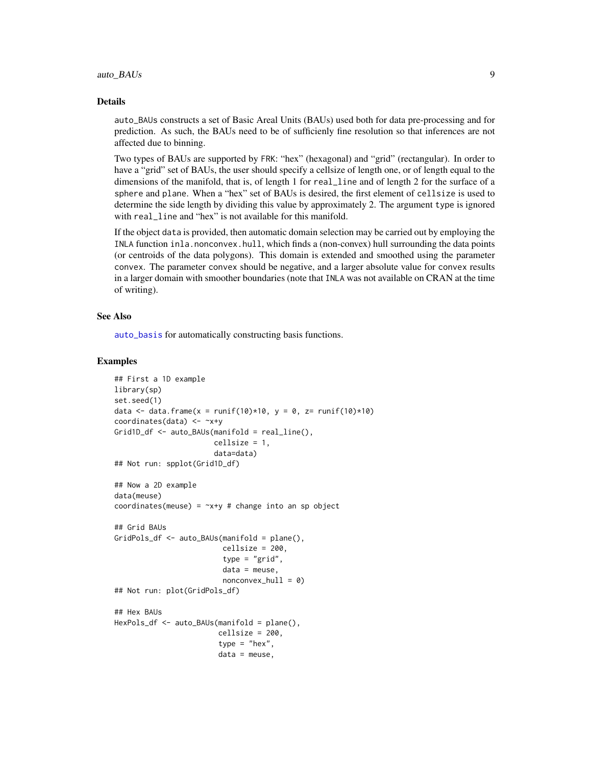## Details

auto_BAUs constructs a set of Basic Areal Units (BAUs) used both for data pre-processing and for prediction. As such, the BAUs need to be of sufficienly fine resolution so that inferences are not affected due to binning.

Two types of BAUs are supported by FRK: "hex" (hexagonal) and "grid" (rectangular). In order to have a "grid" set of BAUs, the user should specify a cellsize of length one, or of length equal to the dimensions of the manifold, that is, of length 1 for real_line and of length 2 for the surface of a sphere and plane. When a "hex" set of BAUs is desired, the first element of cellsize is used to determine the side length by dividing this value by approximately 2. The argument type is ignored with real_line and "hex" is not available for this manifold.

If the object data is provided, then automatic domain selection may be carried out by employing the INLA function inla.nonconvex.hull, which finds a (non-convex) hull surrounding the data points (or centroids of the data polygons). This domain is extended and smoothed using the parameter convex. The parameter convex should be negative, and a larger absolute value for convex results in a larger domain with smoother boundaries (note that INLA was not available on CRAN at the time of writing).

## See Also

auto_basis for automatically constructing basis functions.

## Examples

```
## First a 1D example
library(sp)
set.seed(1)
data <- data.frame(x = runif(10)*10, y = 0, z= runif(10)*10)
coordinates(data) <- ~x+y
Grid1D_df <- auto_BAUs(manifold = real_line(),
                       cellsize = 1,
                       data=data)
## Not run: spplot(Grid1D_df)

## Now a 2D example
data(meuse)
coordinates(meuse) = ~x+y # change into an sp object

## Grid BAUs
GridPols_df <- auto_BAUs(manifold = plane(),
                         cellsize = 200,
                         type = "grid",
                         data = meuse,
                         nonconvex_hull = 0)
## Not run: plot(GridPols_df)

## Hex BAUs
HexPols_df <- auto_BAUs(manifold = plane(),
                        cellsize = 200,
                        type = "hex",
                        data = meuse,
```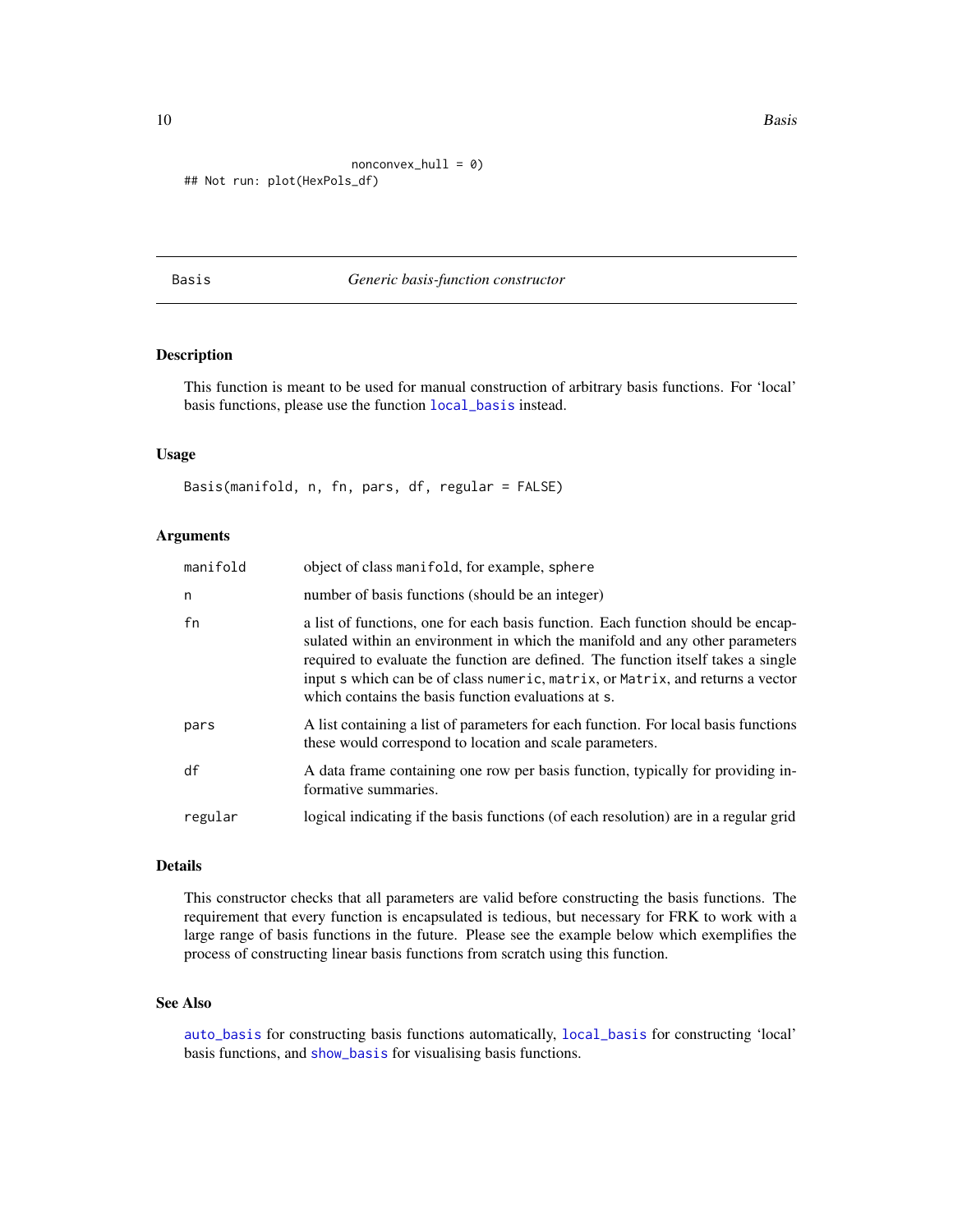```
                          nonconvex_hull = 0)
## Not run: plot(HexPols_df)
```

## Basis — *Generic basis-function constructor*

### Description

This function is meant to be used for manual construction of arbitrary basis functions. For 'local' basis functions, please use the function `local_basis` instead.

### Usage

```
Basis(manifold, n, fn, pars, df, regular = FALSE)
```

### Arguments

| | |
|---|---|
| `manifold` | object of class `manifold`, for example, `sphere` |
| `n` | number of basis functions (should be an integer) |
| `fn` | a list of functions, one for each basis function. Each function should be encapsulated within an environment in which the manifold and any other parameters required to evaluate the function are defined. The function itself takes a single input `s` which can be of class `numeric`, `matrix`, or `Matrix`, and returns a vector which contains the basis function evaluations at `s`. |
| `pars` | A list containing a list of parameters for each function. For local basis functions these would correspond to location and scale parameters. |
| `df` | A data frame containing one row per basis function, typically for providing informative summaries. |
| `regular` | logical indicating if the basis functions (of each resolution) are in a regular grid |

### Details

This constructor checks that all parameters are valid before constructing the basis functions. The requirement that every function is encapsulated is tedious, but necessary for FRK to work with a large range of basis functions in the future. Please see the example below which exemplifies the process of constructing linear basis functions from scratch using this function.

### See Also

`auto_basis` for constructing basis functions automatically, `local_basis` for constructing 'local' basis functions, and `show_basis` for visualising basis functions.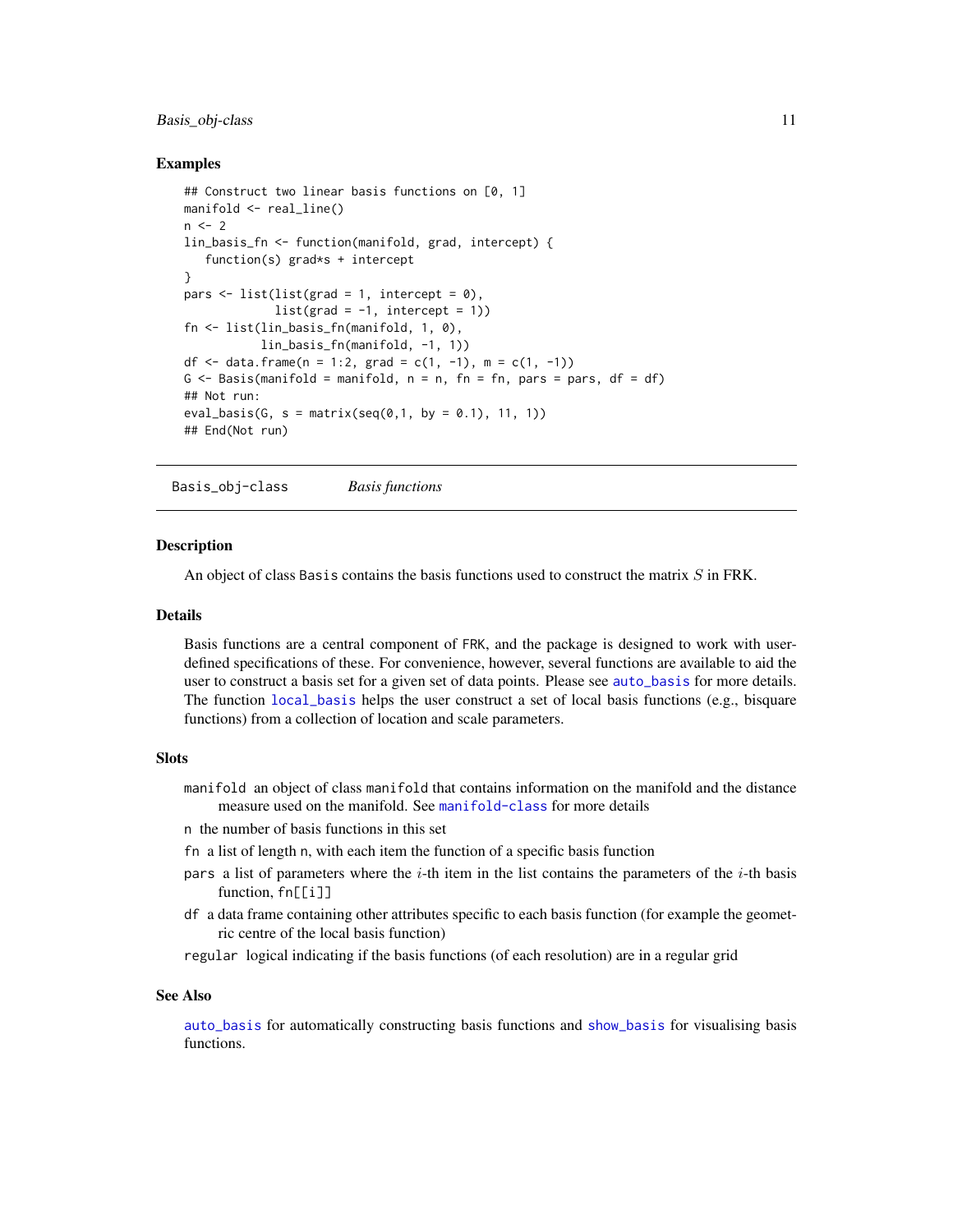## Examples

```
## Construct two linear basis functions on [0, 1]
manifold <- real_line()
n <- 2
lin_basis_fn <- function(manifold, grad, intercept) {
   function(s) grad*s + intercept
}
pars <- list(list(grad = 1, intercept = 0),
             list(grad = -1, intercept = 1))
fn <- list(lin_basis_fn(manifold, 1, 0),
           lin_basis_fn(manifold, -1, 1))
df <- data.frame(n = 1:2, grad = c(1, -1), m = c(1, -1))
G <- Basis(manifold = manifold, n = n, fn = fn, pars = pars, df = df)
## Not run:
eval_basis(G, s = matrix(seq(0,1, by = 0.1), 11, 1))
## End(Not run)
```

---

# Basis_obj-class *Basis functions*

---

## Description

An object of class Basis contains the basis functions used to construct the matrix $S$ in FRK.

## Details

Basis functions are a central component of FRK, and the package is designed to work with user-defined specifications of these. For convenience, however, several functions are available to aid the user to construct a basis set for a given set of data points. Please see auto_basis for more details. The function local_basis helps the user construct a set of local basis functions (e.g., bisquare functions) from a collection of location and scale parameters.

## Slots

- manifold an object of class manifold that contains information on the manifold and the distance measure used on the manifold. See manifold-class for more details
- n the number of basis functions in this set
- fn a list of length n, with each item the function of a specific basis function
- pars a list of parameters where the $i$-th item in the list contains the parameters of the $i$-th basis function, fn[[i]]
- df a data frame containing other attributes specific to each basis function (for example the geometric centre of the local basis function)
- regular logical indicating if the basis functions (of each resolution) are in a regular grid

## See Also

auto_basis for automatically constructing basis functions and show_basis for visualising basis functions.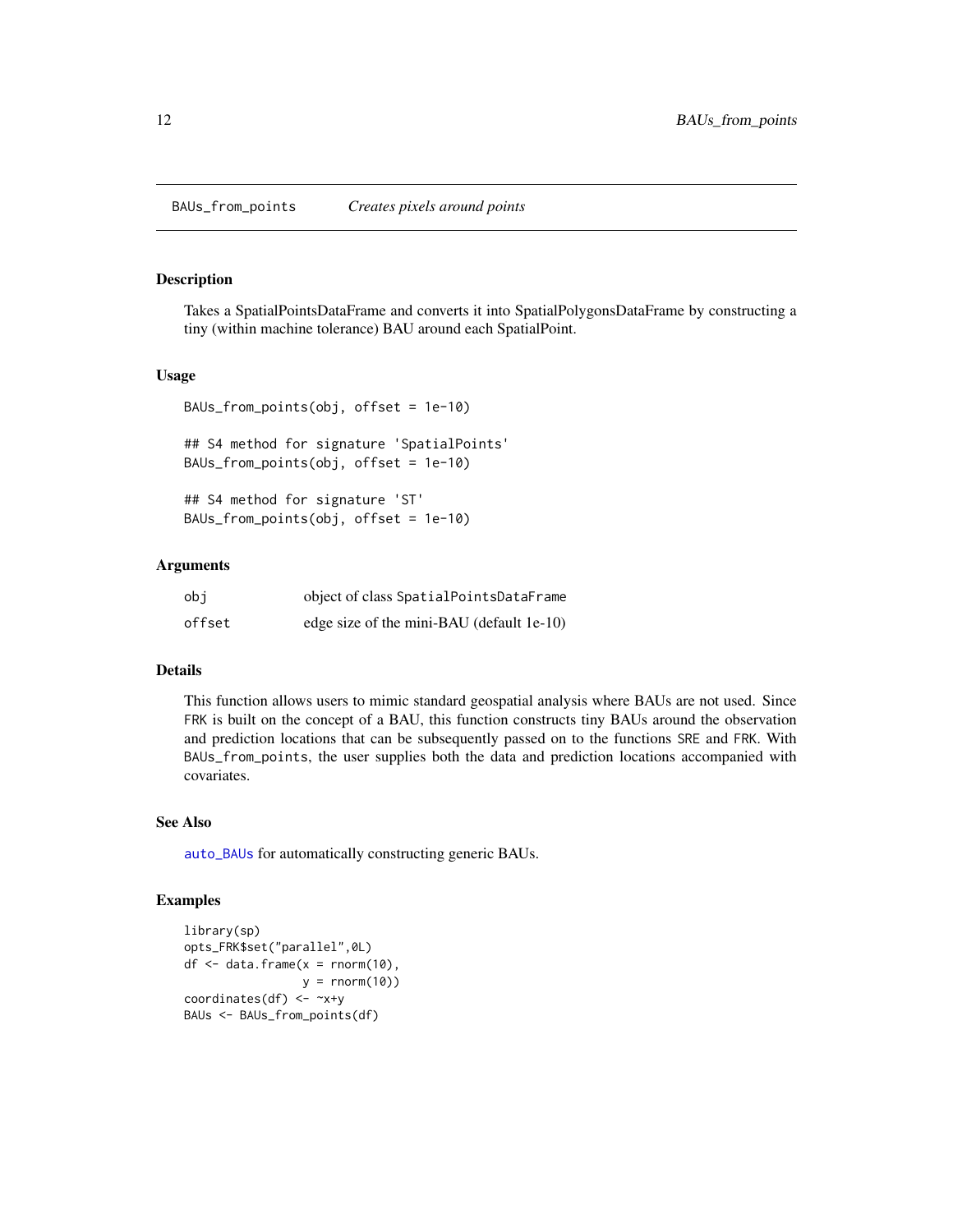BAUs_from_points    *Creates pixels around points*

## Description

Takes a SpatialPointsDataFrame and converts it into SpatialPolygonsDataFrame by constructing a tiny (within machine tolerance) BAU around each SpatialPoint.

## Usage

```
BAUs_from_points(obj, offset = 1e-10)

## S4 method for signature 'SpatialPoints'
BAUs_from_points(obj, offset = 1e-10)

## S4 method for signature 'ST'
BAUs_from_points(obj, offset = 1e-10)
```

## Arguments

| | |
|---|---|
| obj | object of class `SpatialPointsDataFrame` |
| offset | edge size of the mini-BAU (default 1e-10) |

## Details

This function allows users to mimic standard geospatial analysis where BAUs are not used. Since `FRK` is built on the concept of a BAU, this function constructs tiny BAUs around the observation and prediction locations that can be subsequently passed on to the functions `SRE` and `FRK`. With `BAUs_from_points`, the user supplies both the data and prediction locations accompanied with covariates.

## See Also

`auto_BAUs` for automatically constructing generic BAUs.

## Examples

```
library(sp)
opts_FRK$set("parallel",0L)
df <- data.frame(x = rnorm(10),
                 y = rnorm(10))
coordinates(df) <- ~x+y
BAUs <- BAUs_from_points(df)
```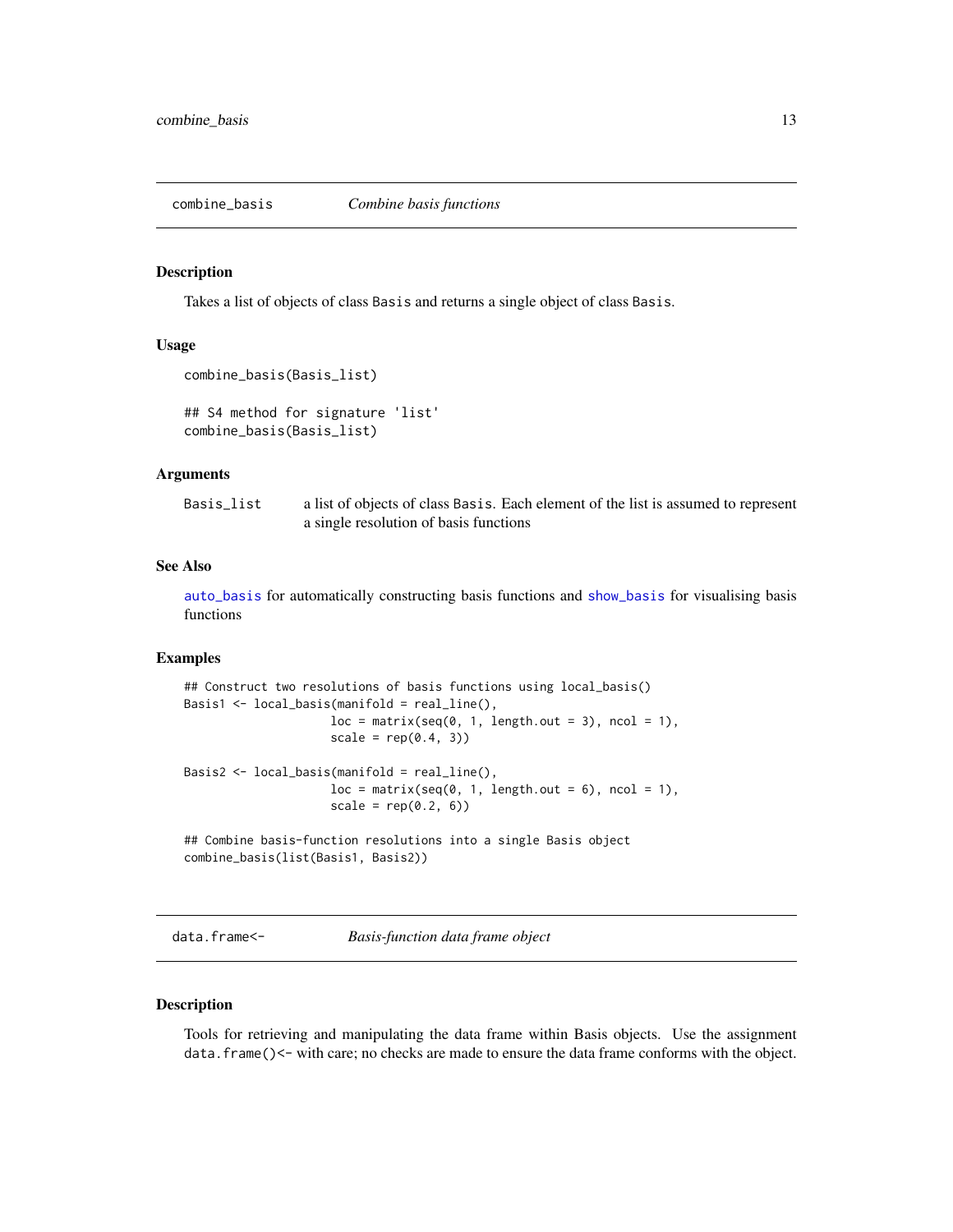## combine_basis — *Combine basis functions*

### Description

Takes a list of objects of class `Basis` and returns a single object of class `Basis`.

### Usage

```
combine_basis(Basis_list)

## S4 method for signature 'list'
combine_basis(Basis_list)
```

### Arguments

| | |
|---|---|
| `Basis_list` | a list of objects of class `Basis`. Each element of the list is assumed to represent a single resolution of basis functions |

### See Also

`auto_basis` for automatically constructing basis functions and `show_basis` for visualising basis functions

### Examples

```
## Construct two resolutions of basis functions using local_basis()
Basis1 <- local_basis(manifold = real_line(),
                      loc = matrix(seq(0, 1, length.out = 3), ncol = 1),
                      scale = rep(0.4, 3))

Basis2 <- local_basis(manifold = real_line(),
                      loc = matrix(seq(0, 1, length.out = 6), ncol = 1),
                      scale = rep(0.2, 6))

## Combine basis-function resolutions into a single Basis object
combine_basis(list(Basis1, Basis2))
```

## data.frame<- — *Basis-function data frame object*

### Description

Tools for retrieving and manipulating the data frame within Basis objects. Use the assignment `data.frame()<-` with care; no checks are made to ensure the data frame conforms with the object.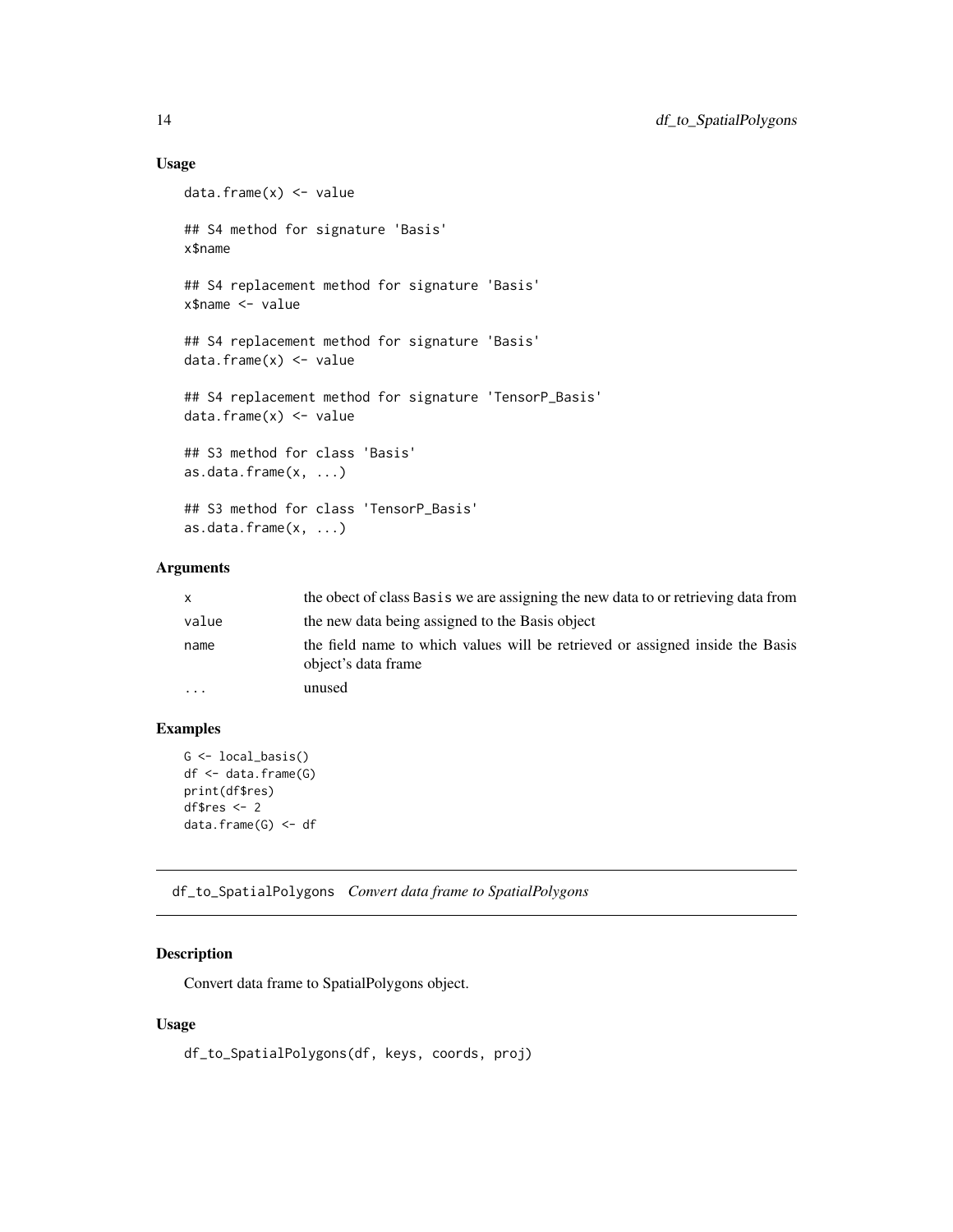### Usage

```
data.frame(x) <- value

## S4 method for signature 'Basis'
x$name

## S4 replacement method for signature 'Basis'
x$name <- value

## S4 replacement method for signature 'Basis'
data.frame(x) <- value

## S4 replacement method for signature 'TensorP_Basis'
data.frame(x) <- value

## S3 method for class 'Basis'
as.data.frame(x, ...)

## S3 method for class 'TensorP_Basis'
as.data.frame(x, ...)
```

### Arguments

| | |
|---|---|
| `x` | the obect of class `Basis` we are assigning the new data to or retrieving data from |
| `value` | the new data being assigned to the Basis object |
| `name` | the field name to which values will be retrieved or assigned inside the Basis object's data frame |
| `...` | unused |

### Examples

```
G <- local_basis()
df <- data.frame(G)
print(df$res)
df$res <- 2
data.frame(G) <- df
```

---

## df_to_SpatialPolygons *Convert data frame to SpatialPolygons*

### Description

Convert data frame to SpatialPolygons object.

### Usage

```
df_to_SpatialPolygons(df, keys, coords, proj)
```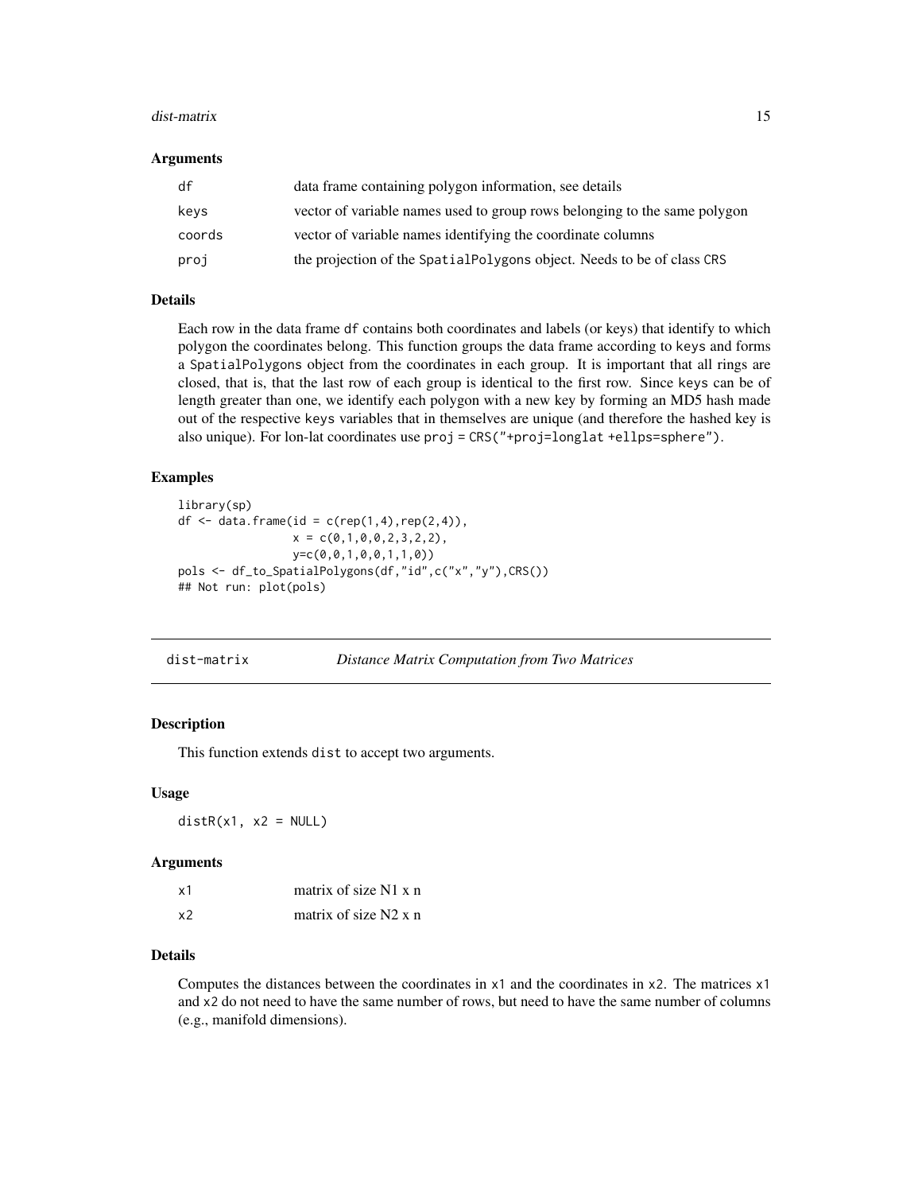### Arguments

| | |
|---|---|
| df | data frame containing polygon information, see details |
| keys | vector of variable names used to group rows belonging to the same polygon |
| coords | vector of variable names identifying the coordinate columns |
| proj | the projection of the `SpatialPolygons` object. Needs to be of class `CRS` |

### Details

Each row in the data frame `df` contains both coordinates and labels (or keys) that identify to which polygon the coordinates belong. This function groups the data frame according to `keys` and forms a `SpatialPolygons` object from the coordinates in each group. It is important that all rings are closed, that is, that the last row of each group is identical to the first row. Since `keys` can be of length greater than one, we identify each polygon with a new key by forming an MD5 hash made out of the respective `keys` variables that in themselves are unique (and therefore the hashed key is also unique). For lon-lat coordinates use `proj = CRS("+proj=longlat +ellps=sphere")`.

### Examples

```
library(sp)
df <- data.frame(id = c(rep(1,4),rep(2,4)),
                 x = c(0,1,0,0,2,3,2,2),
                 y=c(0,0,1,0,0,1,1,0))
pols <- df_to_SpatialPolygons(df,"id",c("x","y"),CRS())
## Not run: plot(pols)
```

---

## dist-matrix — *Distance Matrix Computation from Two Matrices*

### Description

This function extends `dist` to accept two arguments.

### Usage

```
distR(x1, x2 = NULL)
```

### Arguments

| | |
|---|---|
| x1 | matrix of size N1 x n |
| x2 | matrix of size N2 x n |

### Details

Computes the distances between the coordinates in `x1` and the coordinates in `x2`. The matrices `x1` and `x2` do not need to have the same number of rows, but need to have the same number of columns (e.g., manifold dimensions).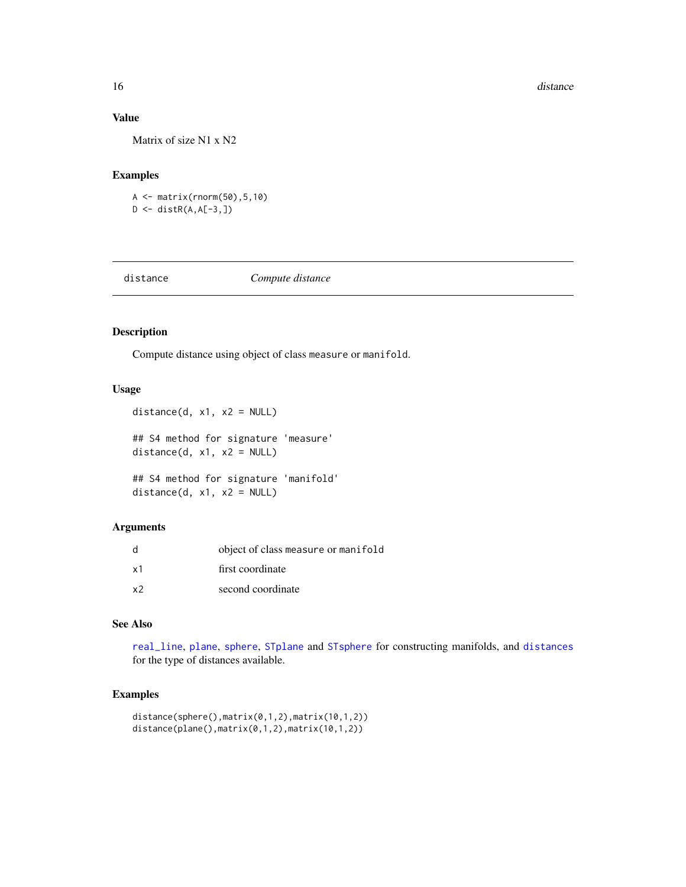## Value

Matrix of size N1 x N2

## Examples

```
A <- matrix(rnorm(50),5,10)
D <- distR(A,A[-3,])
```

---

# distance — *Compute distance*

---

## Description

Compute distance using object of class `measure` or `manifold`.

## Usage

```
distance(d, x1, x2 = NULL)

## S4 method for signature 'measure'
distance(d, x1, x2 = NULL)

## S4 method for signature 'manifold'
distance(d, x1, x2 = NULL)
```

## Arguments

| | |
|---|---|
| d | object of class `measure` or `manifold` |
| x1 | first coordinate |
| x2 | second coordinate |

## See Also

`real_line`, `plane`, `sphere`, `STplane` and `STsphere` for constructing manifolds, and `distances` for the type of distances available.

## Examples

```
distance(sphere(),matrix(0,1,2),matrix(10,1,2))
distance(plane(),matrix(0,1,2),matrix(10,1,2))
```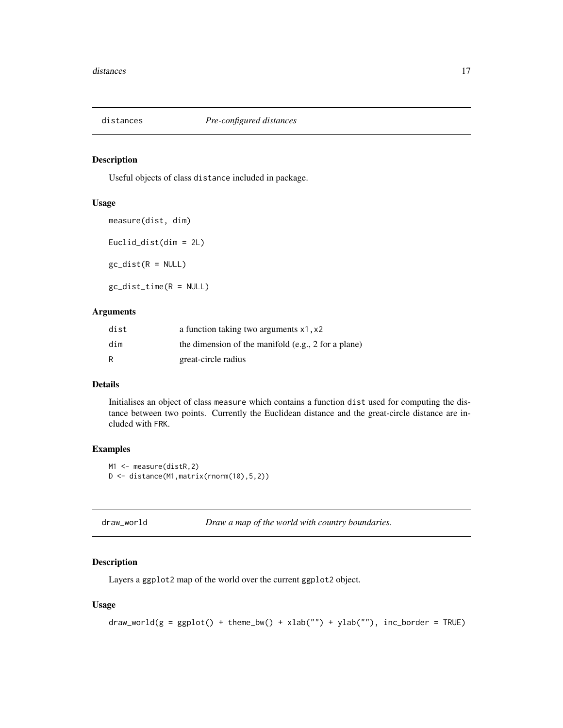## distances *Pre-configured distances*

### Description

Useful objects of class `distance` included in package.

### Usage

```
measure(dist, dim)

Euclid_dist(dim = 2L)

gc_dist(R = NULL)

gc_dist_time(R = NULL)
```

### Arguments

| | |
|---|---|
| `dist` | a function taking two arguments `x1,x2` |
| `dim` | the dimension of the manifold (e.g., 2 for a plane) |
| `R` | great-circle radius |

### Details

Initialises an object of class `measure` which contains a function `dist` used for computing the distance between two points. Currently the Euclidean distance and the great-circle distance are included with FRK.

### Examples

```
M1 <- measure(distR,2)
D <- distance(M1,matrix(rnorm(10),5,2))
```

## draw_world *Draw a map of the world with country boundaries.*

### Description

Layers a `ggplot2` map of the world over the current `ggplot2` object.

### Usage

```
draw_world(g = ggplot() + theme_bw() + xlab("") + ylab(""), inc_border = TRUE)
```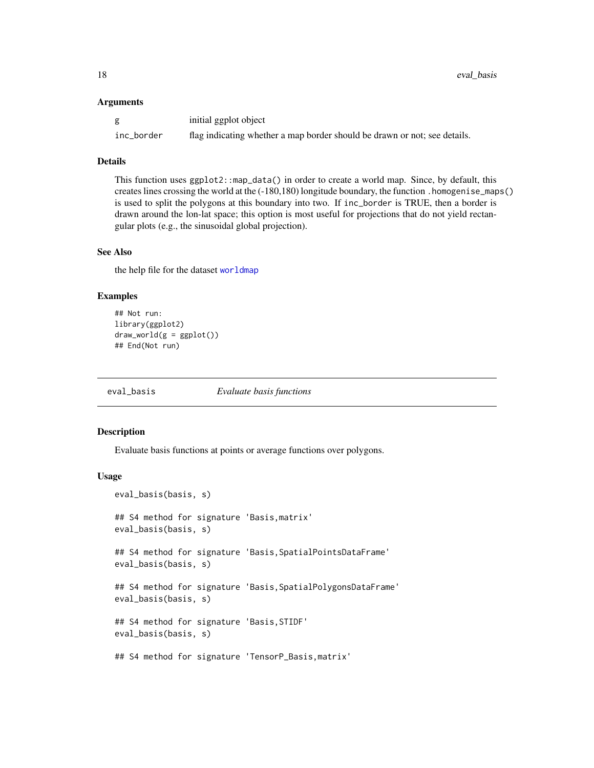### Arguments

| | |
|---|---|
| g | initial ggplot object |
| inc_border | flag indicating whether a map border should be drawn or not; see details. |

### Details

This function uses `ggplot2::map_data()` in order to create a world map. Since, by default, this creates lines crossing the world at the (-180,180) longitude boundary, the function `.homogenise_maps()` is used to split the polygons at this boundary into two. If `inc_border` is TRUE, then a border is drawn around the lon-lat space; this option is most useful for projections that do not yield rectangular plots (e.g., the sinusoidal global projection).

### See Also

the help file for the dataset `worldmap`

### Examples

```
## Not run:
library(ggplot2)
draw_world(g = ggplot())
## End(Not run)
```

---

## eval_basis *Evaluate basis functions*

### Description

Evaluate basis functions at points or average functions over polygons.

### Usage

```
eval_basis(basis, s)

## S4 method for signature 'Basis,matrix'
eval_basis(basis, s)

## S4 method for signature 'Basis,SpatialPointsDataFrame'
eval_basis(basis, s)

## S4 method for signature 'Basis,SpatialPolygonsDataFrame'
eval_basis(basis, s)

## S4 method for signature 'Basis,STIDF'
eval_basis(basis, s)

## S4 method for signature 'TensorP_Basis,matrix'
```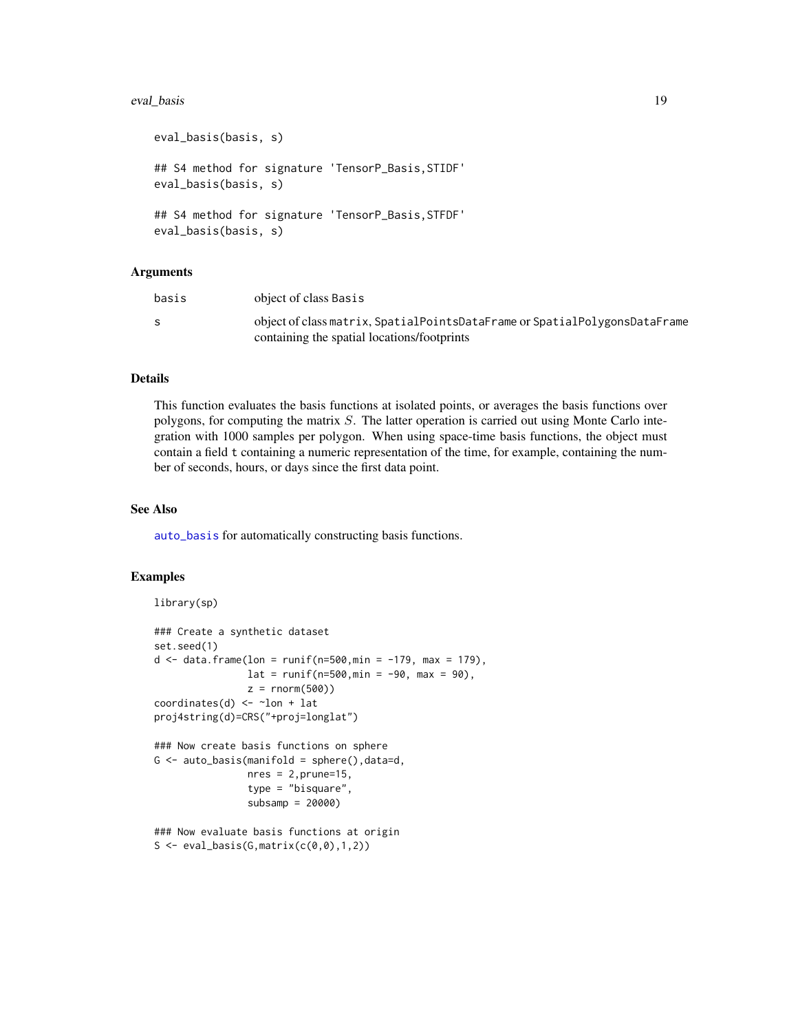```
eval_basis(basis, s)

## S4 method for signature 'TensorP_Basis,STIDF'
eval_basis(basis, s)

## S4 method for signature 'TensorP_Basis,STFDF'
eval_basis(basis, s)
```

## Arguments

| | |
|---|---|
| basis | object of class `Basis` |
| s | object of class `matrix`, `SpatialPointsDataFrame` or `SpatialPolygonsDataFrame` containing the spatial locations/footprints |

## Details

This function evaluates the basis functions at isolated points, or averages the basis functions over polygons, for computing the matrix $S$. The latter operation is carried out using Monte Carlo integration with 1000 samples per polygon. When using space-time basis functions, the object must contain a field `t` containing a numeric representation of the time, for example, containing the number of seconds, hours, or days since the first data point.

## See Also

`auto_basis` for automatically constructing basis functions.

## Examples

```
library(sp)

### Create a synthetic dataset
set.seed(1)
d <- data.frame(lon = runif(n=500,min = -179, max = 179),
                lat = runif(n=500,min = -90, max = 90),
                z = rnorm(500))
coordinates(d) <- ~lon + lat
proj4string(d)=CRS("+proj=longlat")

### Now create basis functions on sphere
G <- auto_basis(manifold = sphere(),data=d,
                nres = 2,prune=15,
                type = "bisquare",
                subsamp = 20000)

### Now evaluate basis functions at origin
S <- eval_basis(G,matrix(c(0,0),1,2))
```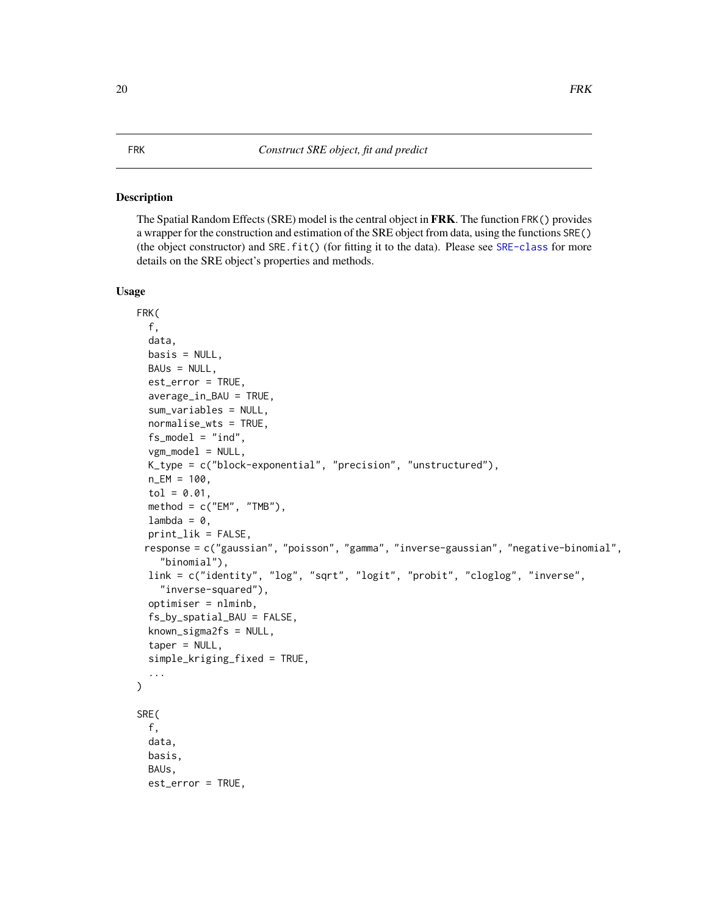FRK — *Construct SRE object, fit and predict*

## Description

The Spatial Random Effects (SRE) model is the central object in **FRK**. The function `FRK()` provides a wrapper for the construction and estimation of the SRE object from data, using the functions `SRE()` (the object constructor) and `SRE.fit()` (for fitting it to the data). Please see SRE-class for more details on the SRE object's properties and methods.

## Usage

```
FRK(
  f,
  data,
  basis = NULL,
  BAUs = NULL,
  est_error = TRUE,
  average_in_BAU = TRUE,
  sum_variables = NULL,
  normalise_wts = TRUE,
  fs_model = "ind",
  vgm_model = NULL,
  K_type = c("block-exponential", "precision", "unstructured"),
  n_EM = 100,
  tol = 0.01,
  method = c("EM", "TMB"),
  lambda = 0,
  print_lik = FALSE,
 response = c("gaussian", "poisson", "gamma", "inverse-gaussian", "negative-binomial",
    "binomial"),
  link = c("identity", "log", "sqrt", "logit", "probit", "cloglog", "inverse",
    "inverse-squared"),
  optimiser = nlminb,
  fs_by_spatial_BAU = FALSE,
  known_sigma2fs = NULL,
  taper = NULL,
  simple_kriging_fixed = TRUE,
  ...
)

SRE(
  f,
  data,
  basis,
  BAUs,
  est_error = TRUE,
```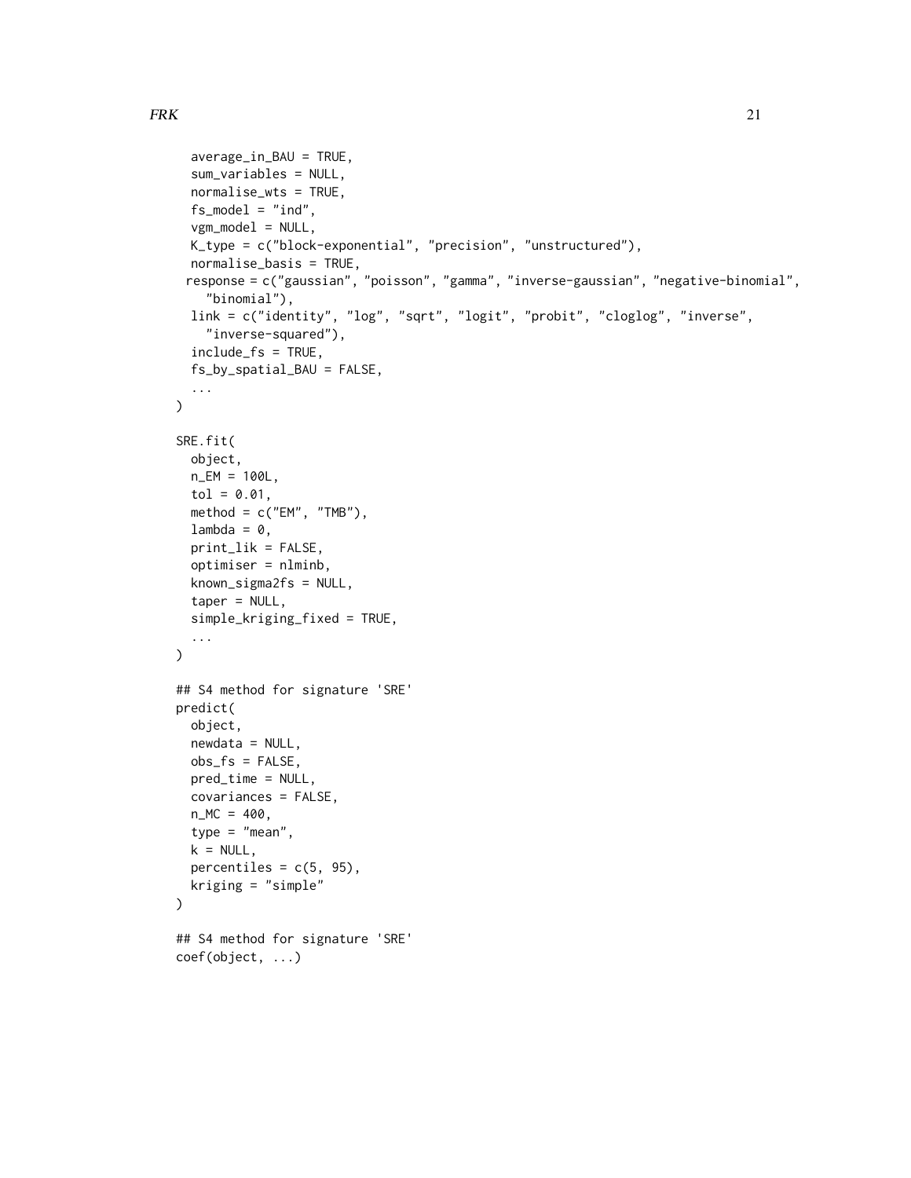```
  average_in_BAU = TRUE,
  sum_variables = NULL,
  normalise_wts = TRUE,
  fs_model = "ind",
  vgm_model = NULL,
  K_type = c("block-exponential", "precision", "unstructured"),
  normalise_basis = TRUE,
 response = c("gaussian", "poisson", "gamma", "inverse-gaussian", "negative-binomial",
    "binomial"),
  link = c("identity", "log", "sqrt", "logit", "probit", "cloglog", "inverse",
    "inverse-squared"),
  include_fs = TRUE,
  fs_by_spatial_BAU = FALSE,
  ...
)

SRE.fit(
  object,
  n_EM = 100L,
  tol = 0.01,
  method = c("EM", "TMB"),
  lambda = 0,
  print_lik = FALSE,
  optimiser = nlminb,
  known_sigma2fs = NULL,
  taper = NULL,
  simple_kriging_fixed = TRUE,
  ...
)

## S4 method for signature 'SRE'
predict(
  object,
  newdata = NULL,
  obs_fs = FALSE,
  pred_time = NULL,
  covariances = FALSE,
  n_MC = 400,
  type = "mean",
  k = NULL,
  percentiles = c(5, 95),
  kriging = "simple"
)

## S4 method for signature 'SRE'
coef(object, ...)
```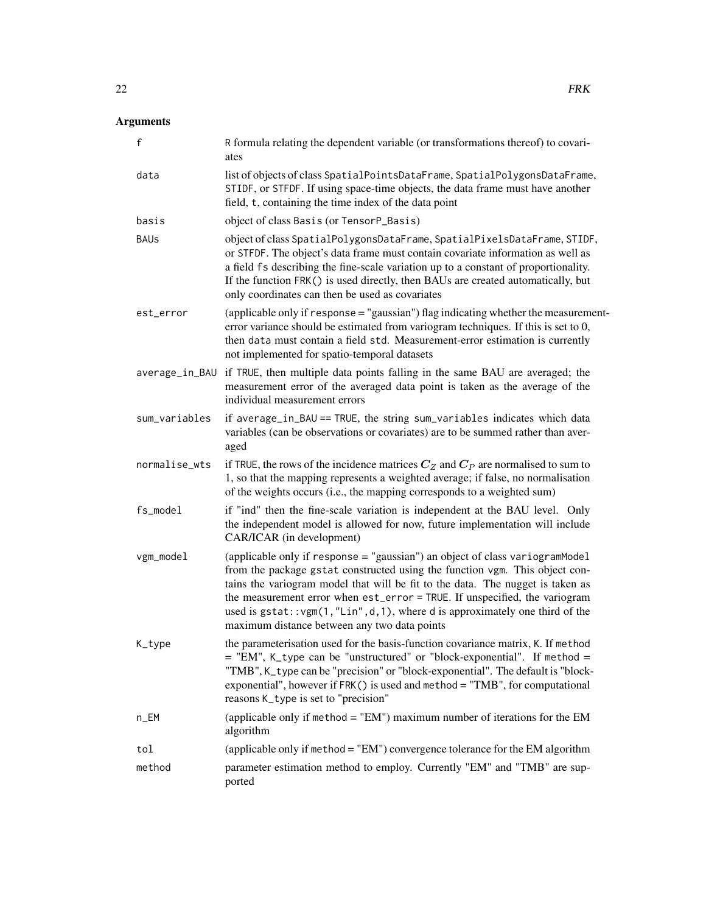## Arguments

| | |
|---|---|
| f | R formula relating the dependent variable (or transformations thereof) to covariates |
| data | list of objects of class SpatialPointsDataFrame, SpatialPolygonsDataFrame, STIDF, or STFDF. If using space-time objects, the data frame must have another field, t, containing the time index of the data point |
| basis | object of class Basis (or TensorP_Basis) |
| BAUs | object of class SpatialPolygonsDataFrame, SpatialPixelsDataFrame, STIDF, or STFDF. The object's data frame must contain covariate information as well as a field fs describing the fine-scale variation up to a constant of proportionality. If the function FRK() is used directly, then BAUs are created automatically, but only coordinates can then be used as covariates |
| est_error | (applicable only if response = "gaussian") flag indicating whether the measurement-error variance should be estimated from variogram techniques. If this is set to 0, then data must contain a field std. Measurement-error estimation is currently not implemented for spatio-temporal datasets |
| average_in_BAU | if TRUE, then multiple data points falling in the same BAU are averaged; the measurement error of the averaged data point is taken as the average of the individual measurement errors |
| sum_variables | if average_in_BAU == TRUE, the string sum_variables indicates which data variables (can be observations or covariates) are to be summed rather than averaged |
| normalise_wts | if TRUE, the rows of the incidence matrices $C_Z$ and $C_P$ are normalised to sum to 1, so that the mapping represents a weighted average; if false, no normalisation of the weights occurs (i.e., the mapping corresponds to a weighted sum) |
| fs_model | if "ind" then the fine-scale variation is independent at the BAU level. Only the independent model is allowed for now, future implementation will include CAR/ICAR (in development) |
| vgm_model | (applicable only if response = "gaussian") an object of class variogramModel from the package gstat constructed using the function vgm. This object contains the variogram model that will be fit to the data. The nugget is taken as the measurement error when est_error = TRUE. If unspecified, the variogram used is gstat::vgm(1,"Lin",d,1), where d is approximately one third of the maximum distance between any two data points |
| K_type | the parameterisation used for the basis-function covariance matrix, K. If method = "EM", K_type can be "unstructured" or "block-exponential". If method = "TMB", K_type can be "precision" or "block-exponential". The default is "block-exponential", however if FRK() is used and method = "TMB", for computational reasons K_type is set to "precision" |
| n_EM | (applicable only if method = "EM") maximum number of iterations for the EM algorithm |
| tol | (applicable only if method = "EM") convergence tolerance for the EM algorithm |
| method | parameter estimation method to employ. Currently "EM" and "TMB" are supported |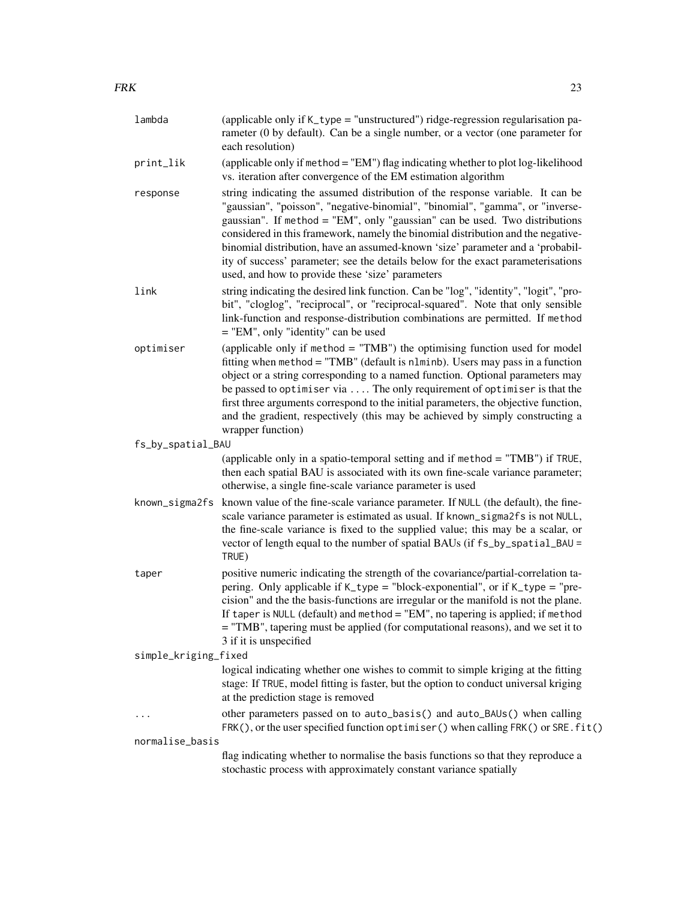| | |
|---|---|
| `lambda` | (applicable only if `K_type = "unstructured"`) ridge-regression regularisation parameter (0 by default). Can be a single number, or a vector (one parameter for each resolution) |
| `print_lik` | (applicable only if `method = "EM"`) flag indicating whether to plot log-likelihood vs. iteration after convergence of the EM estimation algorithm |
| `response` | string indicating the assumed distribution of the response variable. It can be "gaussian", "poisson", "negative-binomial", "binomial", "gamma", or "inverse-gaussian". If `method = "EM"`, only "gaussian" can be used. Two distributions considered in this framework, namely the binomial distribution and the negative-binomial distribution, have an assumed-known 'size' parameter and a 'probability of success' parameter; see the details below for the exact parameterisations used, and how to provide these 'size' parameters |
| `link` | string indicating the desired link function. Can be "log", "identity", "logit", "probit", "cloglog", "reciprocal", or "reciprocal-squared". Note that only sensible link-function and response-distribution combinations are permitted. If `method = "EM"`, only "identity" can be used |
| `optimiser` | (applicable only if `method = "TMB"`) the optimising function used for model fitting when `method = "TMB"` (default is `nlminb`). Users may pass in a function object or a string corresponding to a named function. Optional parameters may be passed to `optimiser` via `...`. The only requirement of `optimiser` is that the first three arguments correspond to the initial parameters, the objective function, and the gradient, respectively (this may be achieved by simply constructing a wrapper function) |
| `fs_by_spatial_BAU` | (applicable only in a spatio-temporal setting and if `method = "TMB"`) if `TRUE`, then each spatial BAU is associated with its own fine-scale variance parameter; otherwise, a single fine-scale variance parameter is used |
| `known_sigma2fs` | known value of the fine-scale variance parameter. If `NULL` (the default), the fine-scale variance parameter is estimated as usual. If `known_sigma2fs` is not `NULL`, the fine-scale variance is fixed to the supplied value; this may be a scalar, or vector of length equal to the number of spatial BAUs (if `fs_by_spatial_BAU = TRUE`) |
| `taper` | positive numeric indicating the strength of the covariance/partial-correlation tapering. Only applicable if `K_type = "block-exponential"`, or if `K_type = "precision"` and the the basis-functions are irregular or the manifold is not the plane. If `taper` is `NULL` (default) and `method = "EM"`, no tapering is applied; if `method = "TMB"`, tapering must be applied (for computational reasons), and we set it to 3 if it is unspecified |
| `simple_kriging_fixed` | logical indicating whether one wishes to commit to simple kriging at the fitting stage: If `TRUE`, model fitting is faster, but the option to conduct universal kriging at the prediction stage is removed |
| `...` | other parameters passed on to `auto_basis()` and `auto_BAUs()` when calling `FRK()`, or the user specified function `optimiser()` when calling `FRK()` or `SRE.fit()` |
| `normalise_basis` | flag indicating whether to normalise the basis functions so that they reproduce a stochastic process with approximately constant variance spatially |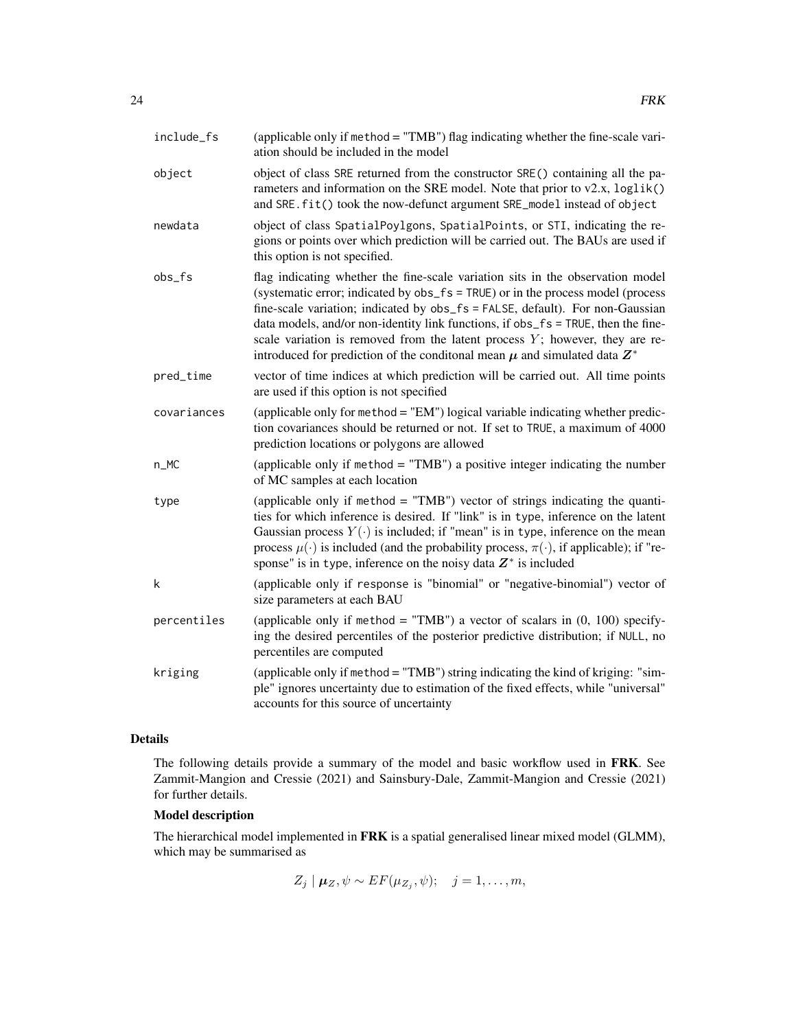| | |
|---|---|
| include_fs | (applicable only if method = "TMB") flag indicating whether the fine-scale variation should be included in the model |
| object | object of class SRE returned from the constructor SRE() containing all the parameters and information on the SRE model. Note that prior to v2.x, loglik() and SRE.fit() took the now-defunct argument SRE_model instead of object |
| newdata | object of class SpatialPoylgons, SpatialPoints, or STI, indicating the regions or points over which prediction will be carried out. The BAUs are used if this option is not specified. |
| obs_fs | flag indicating whether the fine-scale variation sits in the observation model (systematic error; indicated by obs_fs = TRUE) or in the process model (process fine-scale variation; indicated by obs_fs = FALSE, default). For non-Gaussian data models, and/or non-identity link functions, if obs_fs = TRUE, then the fine-scale variation is removed from the latent process $Y$; however, they are re-introduced for prediction of the conditonal mean $\boldsymbol{\mu}$ and simulated data $\boldsymbol{Z}^*$ |
| pred_time | vector of time indices at which prediction will be carried out. All time points are used if this option is not specified |
| covariances | (applicable only for method = "EM") logical variable indicating whether prediction covariances should be returned or not. If set to TRUE, a maximum of 4000 prediction locations or polygons are allowed |
| n_MC | (applicable only if method = "TMB") a positive integer indicating the number of MC samples at each location |
| type | (applicable only if method = "TMB") vector of strings indicating the quantities for which inference is desired. If "link" is in type, inference on the latent Gaussian process $Y(\cdot)$ is included; if "mean" is in type, inference on the mean process $\mu(\cdot)$ is included (and the probability process, $\pi(\cdot)$, if applicable); if "response" is in type, inference on the noisy data $\boldsymbol{Z}^*$ is included |
| k | (applicable only if response is "binomial" or "negative-binomial") vector of size parameters at each BAU |
| percentiles | (applicable only if method = "TMB") a vector of scalars in (0, 100) specifying the desired percentiles of the posterior predictive distribution; if NULL, no percentiles are computed |
| kriging | (applicable only if method = "TMB") string indicating the kind of kriging: "simple" ignores uncertainty due to estimation of the fixed effects, while "universal" accounts for this source of uncertainty |

## Details

The following details provide a summary of the model and basic workflow used in **FRK**. See Zammit-Mangion and Cressie (2021) and Sainsbury-Dale, Zammit-Mangion and Cressie (2021) for further details.

### Model description

The hierarchical model implemented in **FRK** is a spatial generalised linear mixed model (GLMM), which may be summarised as

$$Z_j \mid \boldsymbol{\mu}_Z, \psi \sim EF(\mu_{Z_j}, \psi); \quad j = 1, \ldots, m,$$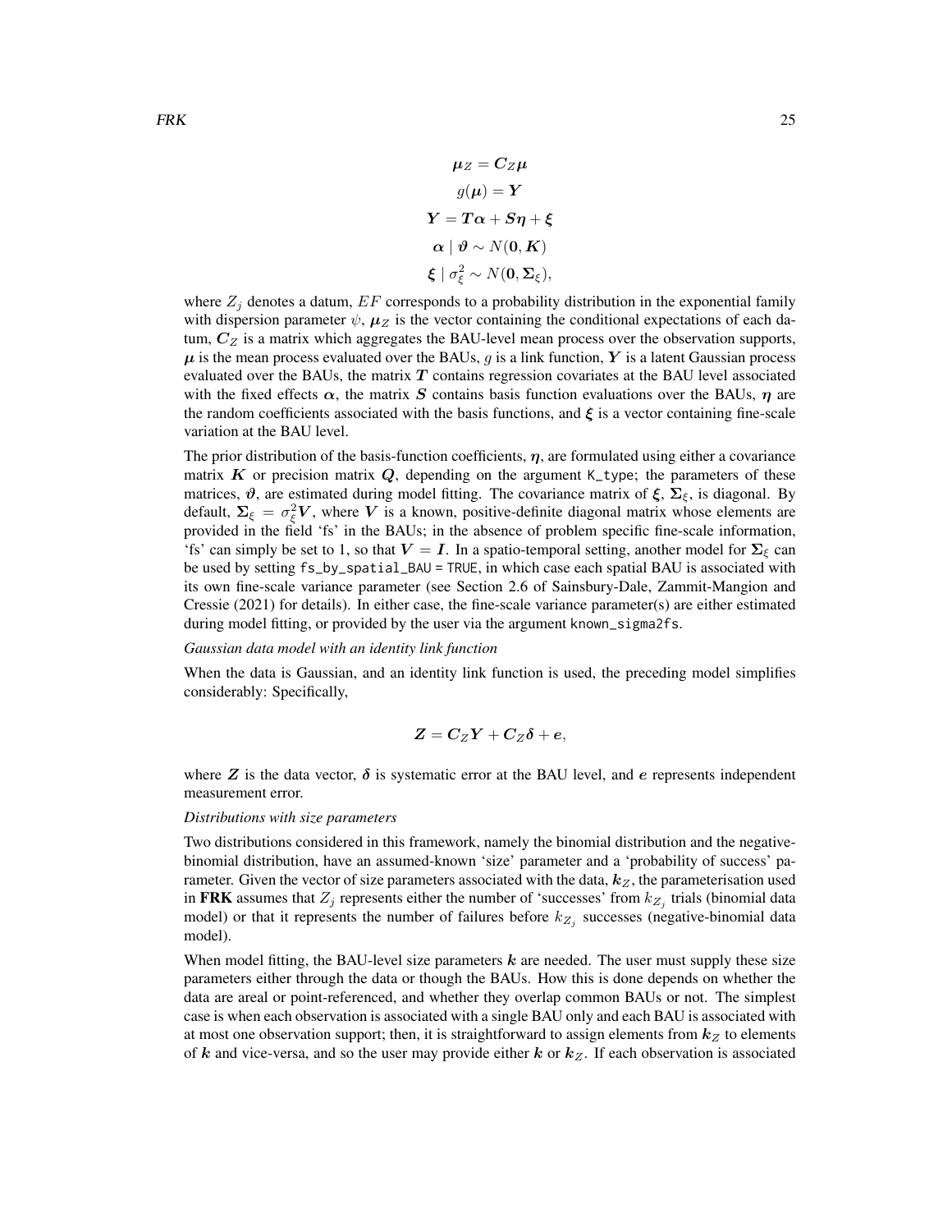$$\boldsymbol{\mu}_Z = \boldsymbol{C}_Z \boldsymbol{\mu}$$

$$g(\boldsymbol{\mu}) = \boldsymbol{Y}$$

$$\boldsymbol{Y} = \boldsymbol{T}\boldsymbol{\alpha} + \boldsymbol{S}\boldsymbol{\eta} + \boldsymbol{\xi}$$

$$\boldsymbol{\alpha} \mid \boldsymbol{\vartheta} \sim N(\boldsymbol{0}, \boldsymbol{K})$$

$$\boldsymbol{\xi} \mid \sigma^2_\xi \sim N(\boldsymbol{0}, \boldsymbol{\Sigma}_\xi),$$

where $Z_j$ denotes a datum, $EF$ corresponds to a probability distribution in the exponential family with dispersion parameter $\psi$, $\boldsymbol{\mu}_Z$ is the vector containing the conditional expectations of each datum, $\boldsymbol{C}_Z$ is a matrix which aggregates the BAU-level mean process over the observation supports, $\boldsymbol{\mu}$ is the mean process evaluated over the BAUs, $g$ is a link function, $\boldsymbol{Y}$ is a latent Gaussian process evaluated over the BAUs, the matrix $\boldsymbol{T}$ contains regression covariates at the BAU level associated with the fixed effects $\boldsymbol{\alpha}$, the matrix $\boldsymbol{S}$ contains basis function evaluations over the BAUs, $\boldsymbol{\eta}$ are the random coefficients associated with the basis functions, and $\boldsymbol{\xi}$ is a vector containing fine-scale variation at the BAU level.

The prior distribution of the basis-function coefficients, $\boldsymbol{\eta}$, are formulated using either a covariance matrix $\boldsymbol{K}$ or precision matrix $\boldsymbol{Q}$, depending on the argument `K_type`; the parameters of these matrices, $\boldsymbol{\vartheta}$, are estimated during model fitting. The covariance matrix of $\boldsymbol{\xi}$, $\boldsymbol{\Sigma}_\xi$, is diagonal. By default, $\boldsymbol{\Sigma}_\xi = \sigma^2_\xi \boldsymbol{V}$, where $\boldsymbol{V}$ is a known, positive-definite diagonal matrix whose elements are provided in the field 'fs' in the BAUs; in the absence of problem specific fine-scale information, 'fs' can simply be set to 1, so that $\boldsymbol{V} = \boldsymbol{I}$. In a spatio-temporal setting, another model for $\boldsymbol{\Sigma}_\xi$ can be used by setting `fs_by_spatial_BAU = TRUE`, in which case each spatial BAU is associated with its own fine-scale variance parameter (see Section 2.6 of Sainsbury-Dale, Zammit-Mangion and Cressie (2021) for details). In either case, the fine-scale variance parameter(s) are either estimated during model fitting, or provided by the user via the argument `known_sigma2fs`.

*Gaussian data model with an identity link function*

When the data is Gaussian, and an identity link function is used, the preceding model simplifies considerably: Specifically,

$$\boldsymbol{Z} = \boldsymbol{C}_Z \boldsymbol{Y} + \boldsymbol{C}_Z \boldsymbol{\delta} + \boldsymbol{e},$$

where $\boldsymbol{Z}$ is the data vector, $\boldsymbol{\delta}$ is systematic error at the BAU level, and $\boldsymbol{e}$ represents independent measurement error.

*Distributions with size parameters*

Two distributions considered in this framework, namely the binomial distribution and the negative-binomial distribution, have an assumed-known 'size' parameter and a 'probability of success' parameter. Given the vector of size parameters associated with the data, $\boldsymbol{k}_Z$, the parameterisation used in **FRK** assumes that $Z_j$ represents either the number of 'successes' from $k_{Z_j}$ trials (binomial data model) or that it represents the number of failures before $k_{Z_j}$ successes (negative-binomial data model).

When model fitting, the BAU-level size parameters $\boldsymbol{k}$ are needed. The user must supply these size parameters either through the data or though the BAUs. How this is done depends on whether the data are areal or point-referenced, and whether they overlap common BAUs or not. The simplest case is when each observation is associated with a single BAU only and each BAU is associated with at most one observation support; then, it is straightforward to assign elements from $\boldsymbol{k}_Z$ to elements of $\boldsymbol{k}$ and vice-versa, and so the user may provide either $\boldsymbol{k}$ or $\boldsymbol{k}_Z$. If each observation is associated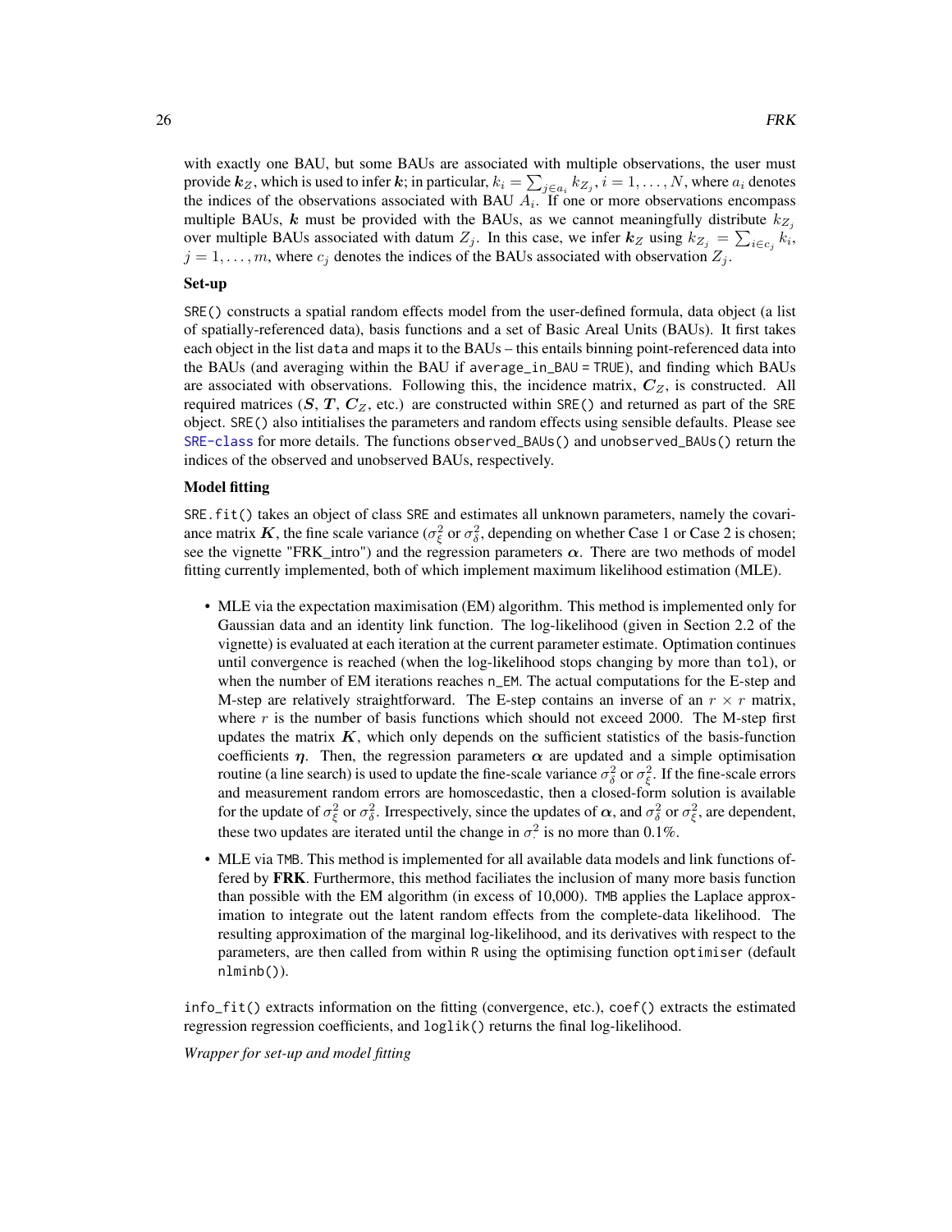with exactly one BAU, but some BAUs are associated with multiple observations, the user must provide $\boldsymbol{k}_Z$, which is used to infer $\boldsymbol{k}$; in particular, $k_i = \sum_{j \in a_i} k_{Z_j}$, $i = 1, \dots, N$, where $a_i$ denotes the indices of the observations associated with BAU $A_i$. If one or more observations encompass multiple BAUs, $\boldsymbol{k}$ must be provided with the BAUs, as we cannot meaningfully distribute $k_{Z_j}$ over multiple BAUs associated with datum $Z_j$. In this case, we infer $\boldsymbol{k}_Z$ using $k_{Z_j} = \sum_{i \in c_j} k_i$, $j = 1, \dots, m$, where $c_j$ denotes the indices of the BAUs associated with observation $Z_j$.

**Set-up**

`SRE()` constructs a spatial random effects model from the user-defined formula, data object (a list of spatially-referenced data), basis functions and a set of Basic Areal Units (BAUs). It first takes each object in the list `data` and maps it to the BAUs – this entails binning point-referenced data into the BAUs (and averaging within the BAU if `average_in_BAU = TRUE`), and finding which BAUs are associated with observations. Following this, the incidence matrix, $\boldsymbol{C}_Z$, is constructed. All required matrices ($\boldsymbol{S}$, $\boldsymbol{T}$, $\boldsymbol{C}_Z$, etc.) are constructed within `SRE()` and returned as part of the `SRE` object. `SRE()` also intitialises the parameters and random effects using sensible defaults. Please see `SRE-class` for more details. The functions `observed_BAUs()` and `unobserved_BAUs()` return the indices of the observed and unobserved BAUs, respectively.

**Model fitting**

`SRE.fit()` takes an object of class `SRE` and estimates all unknown parameters, namely the covariance matrix $\boldsymbol{K}$, the fine scale variance ($\sigma^2_\xi$ or $\sigma^2_\delta$, depending on whether Case 1 or Case 2 is chosen; see the vignette "FRK_intro") and the regression parameters $\boldsymbol{\alpha}$. There are two methods of model fitting currently implemented, both of which implement maximum likelihood estimation (MLE).

- MLE via the expectation maximisation (EM) algorithm. This method is implemented only for Gaussian data and an identity link function. The log-likelihood (given in Section 2.2 of the vignette) is evaluated at each iteration at the current parameter estimate. Optimation continues until convergence is reached (when the log-likelihood stops changing by more than `tol`), or when the number of EM iterations reaches `n_EM`. The actual computations for the E-step and M-step are relatively straightforward. The E-step contains an inverse of an $r \times r$ matrix, where $r$ is the number of basis functions which should not exceed 2000. The M-step first updates the matrix $\boldsymbol{K}$, which only depends on the sufficient statistics of the basis-function coefficients $\boldsymbol{\eta}$. Then, the regression parameters $\boldsymbol{\alpha}$ are updated and a simple optimisation routine (a line search) is used to update the fine-scale variance $\sigma^2_\delta$ or $\sigma^2_\xi$. If the fine-scale errors and measurement random errors are homoscedastic, then a closed-form solution is available for the update of $\sigma^2_\xi$ or $\sigma^2_\delta$. Irrespectively, since the updates of $\boldsymbol{\alpha}$, and $\sigma^2_\delta$ or $\sigma^2_\xi$, are dependent, these two updates are iterated until the change in $\sigma^2_\cdot$ is no more than 0.1%.
- MLE via `TMB`. This method is implemented for all available data models and link functions offered by **FRK**. Furthermore, this method faciliates the inclusion of many more basis function than possible with the EM algorithm (in excess of 10,000). `TMB` applies the Laplace approximation to integrate out the latent random effects from the complete-data likelihood. The resulting approximation of the marginal log-likelihood, and its derivatives with respect to the parameters, are then called from within `R` using the optimising function `optimiser` (default `nlminb()`).

`info_fit()` extracts information on the fitting (convergence, etc.), `coef()` extracts the estimated regression regression coefficients, and `loglik()` returns the final log-likelihood.

*Wrapper for set-up and model fitting*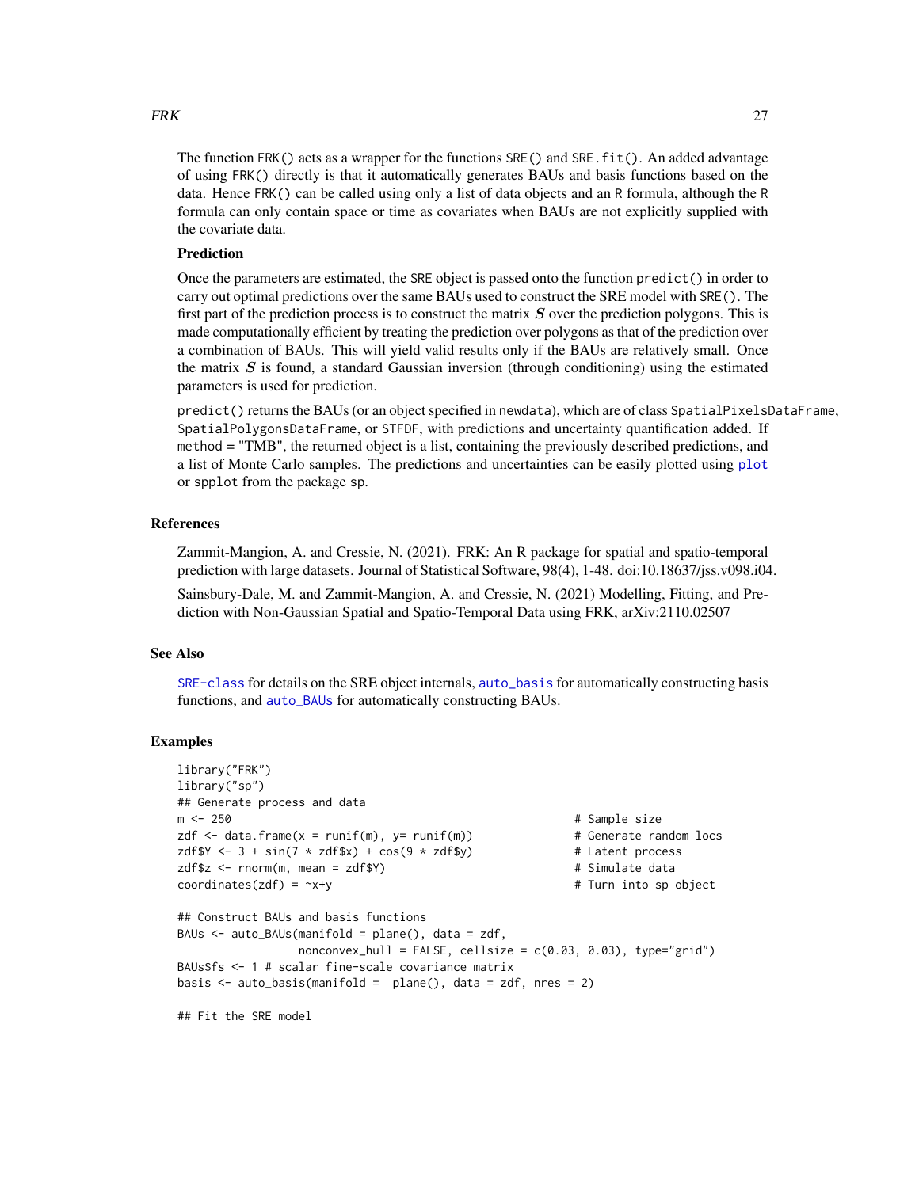The function FRK() acts as a wrapper for the functions SRE() and SRE.fit(). An added advantage of using FRK() directly is that it automatically generates BAUs and basis functions based on the data. Hence FRK() can be called using only a list of data objects and an R formula, although the R formula can only contain space or time as covariates when BAUs are not explicitly supplied with the covariate data.

**Prediction**

Once the parameters are estimated, the SRE object is passed onto the function predict() in order to carry out optimal predictions over the same BAUs used to construct the SRE model with SRE(). The first part of the prediction process is to construct the matrix $S$ over the prediction polygons. This is made computationally efficient by treating the prediction over polygons as that of the prediction over a combination of BAUs. This will yield valid results only if the BAUs are relatively small. Once the matrix $S$ is found, a standard Gaussian inversion (through conditioning) using the estimated parameters is used for prediction.

predict() returns the BAUs (or an object specified in newdata), which are of class SpatialPixelsDataFrame, SpatialPolygonsDataFrame, or STFDF, with predictions and uncertainty quantification added. If method = "TMB", the returned object is a list, containing the previously described predictions, and a list of Monte Carlo samples. The predictions and uncertainties can be easily plotted using plot or spplot from the package sp.

## References

Zammit-Mangion, A. and Cressie, N. (2021). FRK: An R package for spatial and spatio-temporal prediction with large datasets. Journal of Statistical Software, 98(4), 1-48. doi:10.18637/jss.v098.i04.

Sainsbury-Dale, M. and Zammit-Mangion, A. and Cressie, N. (2021) Modelling, Fitting, and Prediction with Non-Gaussian Spatial and Spatio-Temporal Data using FRK, arXiv:2110.02507

## See Also

SRE-class for details on the SRE object internals, auto_basis for automatically constructing basis functions, and auto_BAUs for automatically constructing BAUs.

## Examples

```
library("FRK")
library("sp")
## Generate process and data
m <- 250                                                    # Sample size
zdf <- data.frame(x = runif(m), y= runif(m))                # Generate random locs
zdf$Y <- 3 + sin(7 * zdf$x) + cos(9 * zdf$y)                # Latent process
zdf$z <- rnorm(m, mean = zdf$Y)                             # Simulate data
coordinates(zdf) = ~x+y                                     # Turn into sp object

## Construct BAUs and basis functions
BAUs <- auto_BAUs(manifold = plane(), data = zdf,
                  nonconvex_hull = FALSE, cellsize = c(0.03, 0.03), type="grid")
BAUs$fs <- 1 # scalar fine-scale covariance matrix
basis <- auto_basis(manifold =  plane(), data = zdf, nres = 2)

## Fit the SRE model
```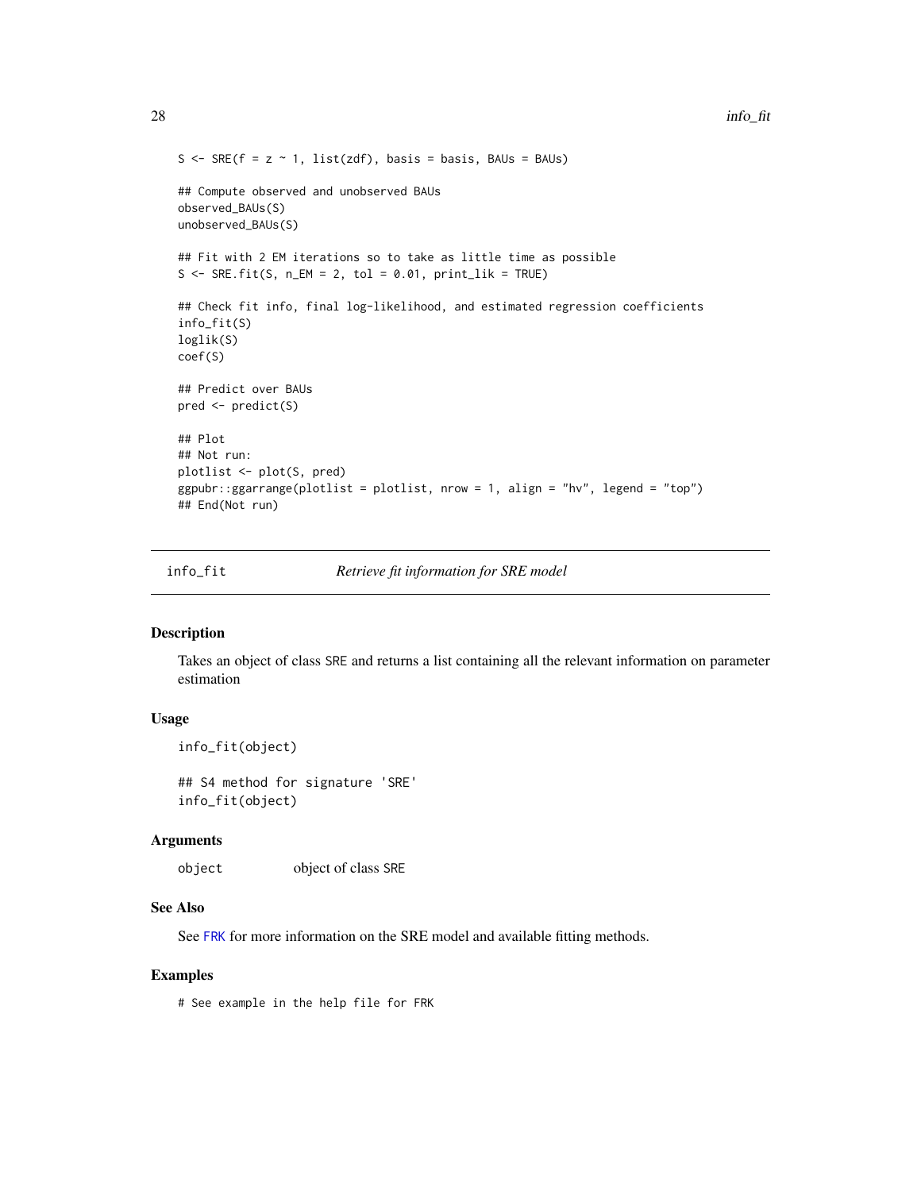```
S <- SRE(f = z ~ 1, list(zdf), basis = basis, BAUs = BAUs)

## Compute observed and unobserved BAUs
observed_BAUs(S)
unobserved_BAUs(S)

## Fit with 2 EM iterations so to take as little time as possible
S <- SRE.fit(S, n_EM = 2, tol = 0.01, print_lik = TRUE)

## Check fit info, final log-likelihood, and estimated regression coefficients
info_fit(S)
loglik(S)
coef(S)

## Predict over BAUs
pred <- predict(S)

## Plot
## Not run:
plotlist <- plot(S, pred)
ggpubr::ggarrange(plotlist = plotlist, nrow = 1, align = "hv", legend = "top")
## End(Not run)
```

---

## info_fit    *Retrieve fit information for SRE model*

---

### Description

Takes an object of class SRE and returns a list containing all the relevant information on parameter estimation

### Usage

```
info_fit(object)

## S4 method for signature 'SRE'
info_fit(object)
```

### Arguments

| | |
|---|---|
| object | object of class SRE |

### See Also

See FRK for more information on the SRE model and available fitting methods.

### Examples

```
# See example in the help file for FRK
```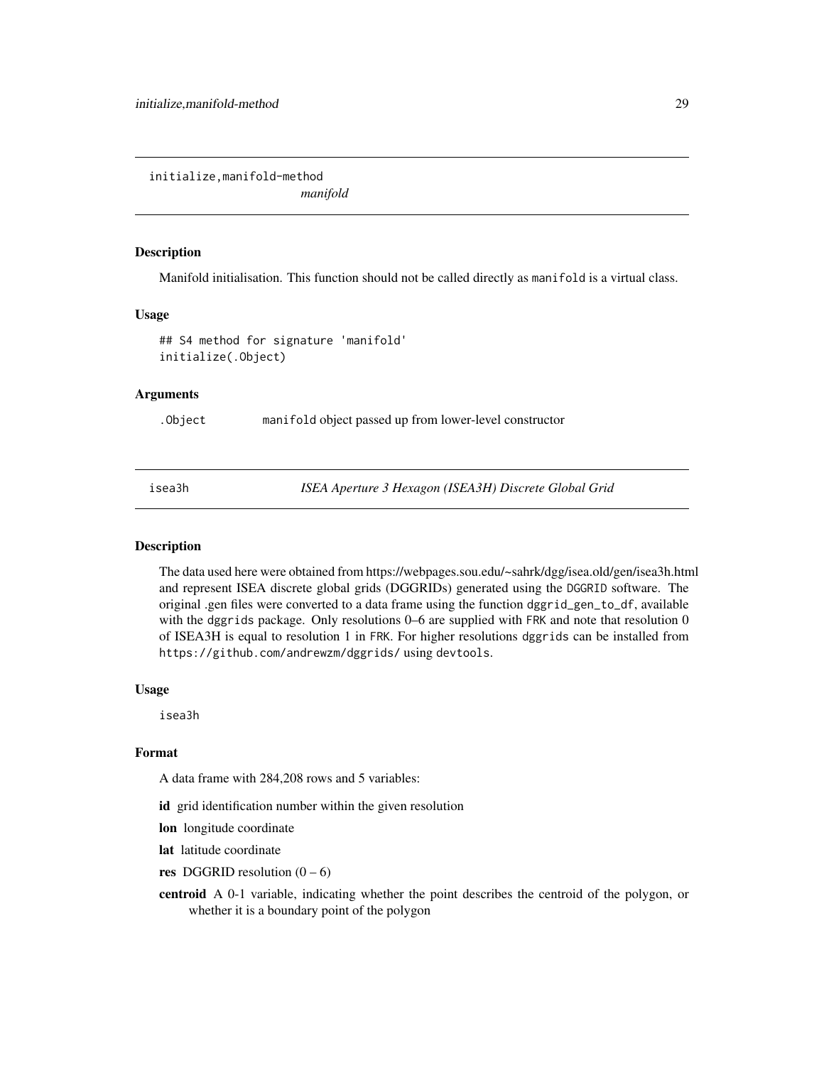## initialize,manifold-method

*manifold*

### Description

Manifold initialisation. This function should not be called directly as `manifold` is a virtual class.

### Usage

```
## S4 method for signature 'manifold'
initialize(.Object)
```

### Arguments

| | |
|---|---|
| `.Object` | `manifold` object passed up from lower-level constructor |

## isea3h

*ISEA Aperture 3 Hexagon (ISEA3H) Discrete Global Grid*

### Description

The data used here were obtained from https://webpages.sou.edu/~sahrk/dgg/isea.old/gen/isea3h.html and represent ISEA discrete global grids (DGGRIDs) generated using the `DGGRID` software. The original .gen files were converted to a data frame using the function `dggrid_gen_to_df`, available with the `dggrids` package. Only resolutions 0–6 are supplied with `FRK` and note that resolution 0 of ISEA3H is equal to resolution 1 in `FRK`. For higher resolutions `dggrids` can be installed from `https://github.com/andrewzm/dggrids/` using `devtools`.

### Usage

```
isea3h
```

### Format

A data frame with 284,208 rows and 5 variables:

**id** grid identification number within the given resolution

**lon** longitude coordinate

**lat** latitude coordinate

**res** DGGRID resolution (0 – 6)

**centroid** A 0-1 variable, indicating whether the point describes the centroid of the polygon, or whether it is a boundary point of the polygon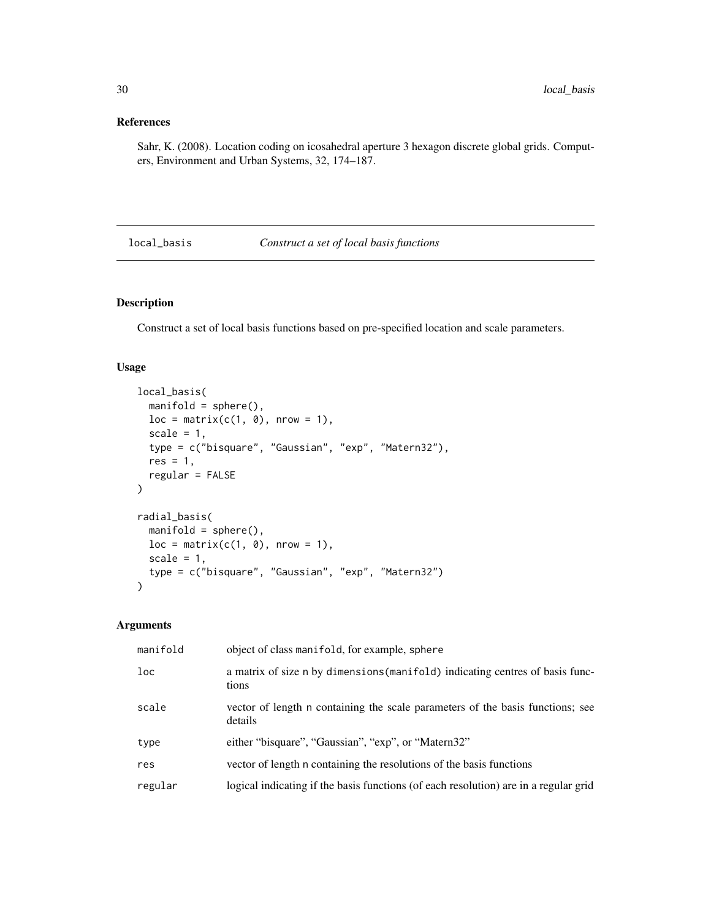## References

Sahr, K. (2008). Location coding on icosahedral aperture 3 hexagon discrete global grids. Computers, Environment and Urban Systems, 32, 174–187.

---

# local_basis *Construct a set of local basis functions*

## Description

Construct a set of local basis functions based on pre-specified location and scale parameters.

## Usage

```
local_basis(
  manifold = sphere(),
  loc = matrix(c(1, 0), nrow = 1),
  scale = 1,
  type = c("bisquare", "Gaussian", "exp", "Matern32"),
  res = 1,
  regular = FALSE
)

radial_basis(
  manifold = sphere(),
  loc = matrix(c(1, 0), nrow = 1),
  scale = 1,
  type = c("bisquare", "Gaussian", "exp", "Matern32")
)
```

## Arguments

| | |
|---|---|
| manifold | object of class manifold, for example, sphere |
| loc | a matrix of size n by dimensions(manifold) indicating centres of basis functions |
| scale | vector of length n containing the scale parameters of the basis functions; see details |
| type | either "bisquare", "Gaussian", "exp", or "Matern32" |
| res | vector of length n containing the resolutions of the basis functions |
| regular | logical indicating if the basis functions (of each resolution) are in a regular grid |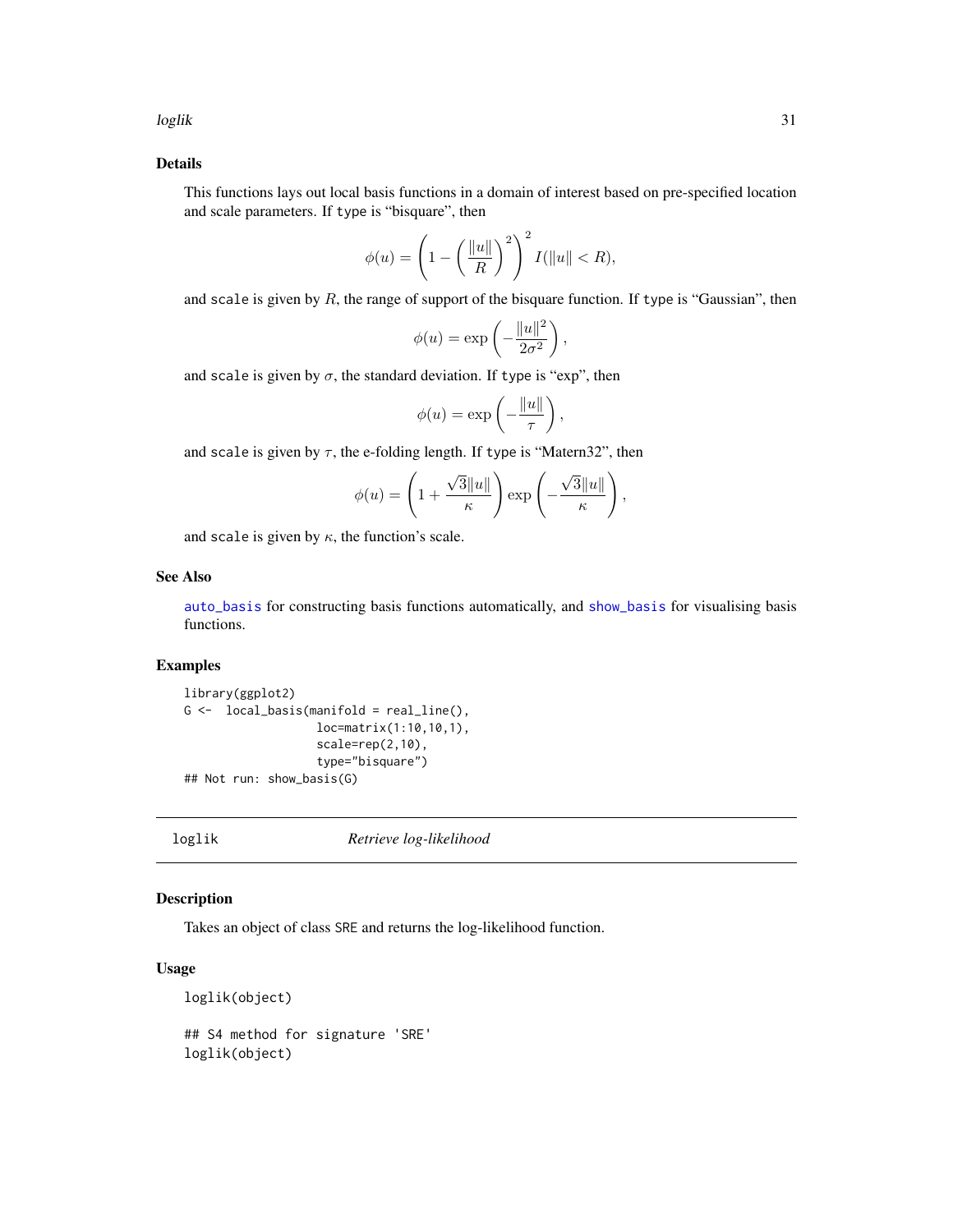### Details

This functions lays out local basis functions in a domain of interest based on pre-specified location and scale parameters. If `type` is "bisquare", then

$$\phi(u) = \left(1 - \left(\frac{\|u\|}{R}\right)^2\right)^2 I(\|u\| < R),$$

and `scale` is given by $R$, the range of support of the bisquare function. If `type` is "Gaussian", then

$$\phi(u) = \exp\left(-\frac{\|u\|^2}{2\sigma^2}\right),$$

and `scale` is given by $\sigma$, the standard deviation. If `type` is "exp", then

$$\phi(u) = \exp\left(-\frac{\|u\|}{\tau}\right),$$

and `scale` is given by $\tau$, the e-folding length. If `type` is "Matern32", then

$$\phi(u) = \left(1 + \frac{\sqrt{3}\|u\|}{\kappa}\right) \exp\left(-\frac{\sqrt{3}\|u\|}{\kappa}\right),$$

and `scale` is given by $\kappa$, the function's scale.

### See Also

`auto_basis` for constructing basis functions automatically, and `show_basis` for visualising basis functions.

### Examples

```
library(ggplot2)
G <-  local_basis(manifold = real_line(),
                  loc=matrix(1:10,10,1),
                  scale=rep(2,10),
                  type="bisquare")
## Not run: show_basis(G)
```

---

## loglik &nbsp;&nbsp;&nbsp;&nbsp; *Retrieve log-likelihood*

### Description

Takes an object of class `SRE` and returns the log-likelihood function.

### Usage

```
loglik(object)

## S4 method for signature 'SRE'
loglik(object)
```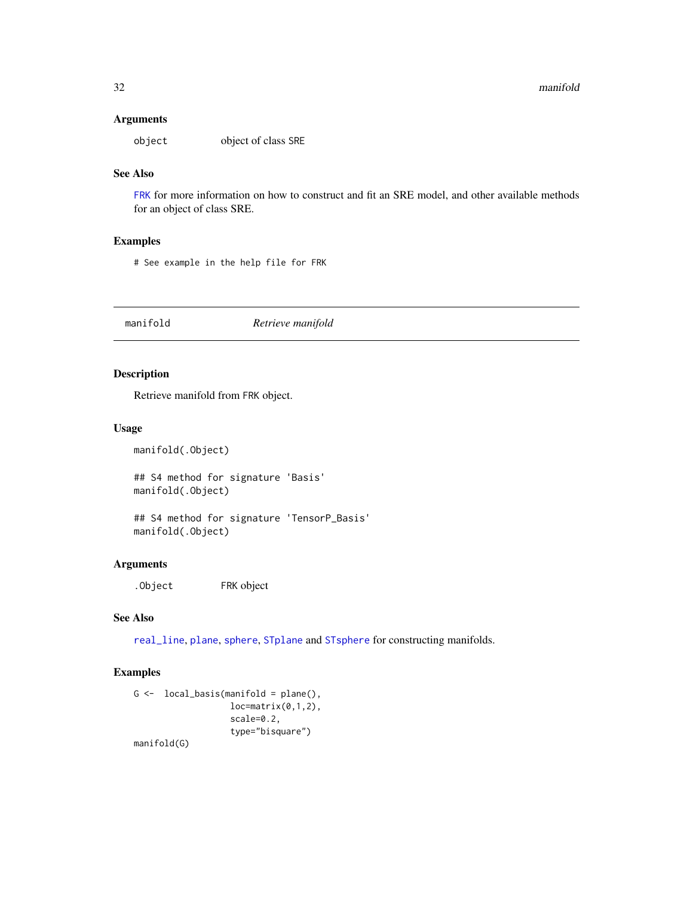### Arguments

`object` object of class SRE

### See Also

FRK for more information on how to construct and fit an SRE model, and other available methods for an object of class SRE.

### Examples

```
# See example in the help file for FRK
```

---

## manifold *Retrieve manifold*

### Description

Retrieve manifold from FRK object.

### Usage

```
manifold(.Object)

## S4 method for signature 'Basis'
manifold(.Object)

## S4 method for signature 'TensorP_Basis'
manifold(.Object)
```

### Arguments

`.Object` FRK object

### See Also

real_line, plane, sphere, STplane and STsphere for constructing manifolds.

### Examples

```
G <-  local_basis(manifold = plane(),
                  loc=matrix(0,1,2),
                  scale=0.2,
                  type="bisquare")
manifold(G)
```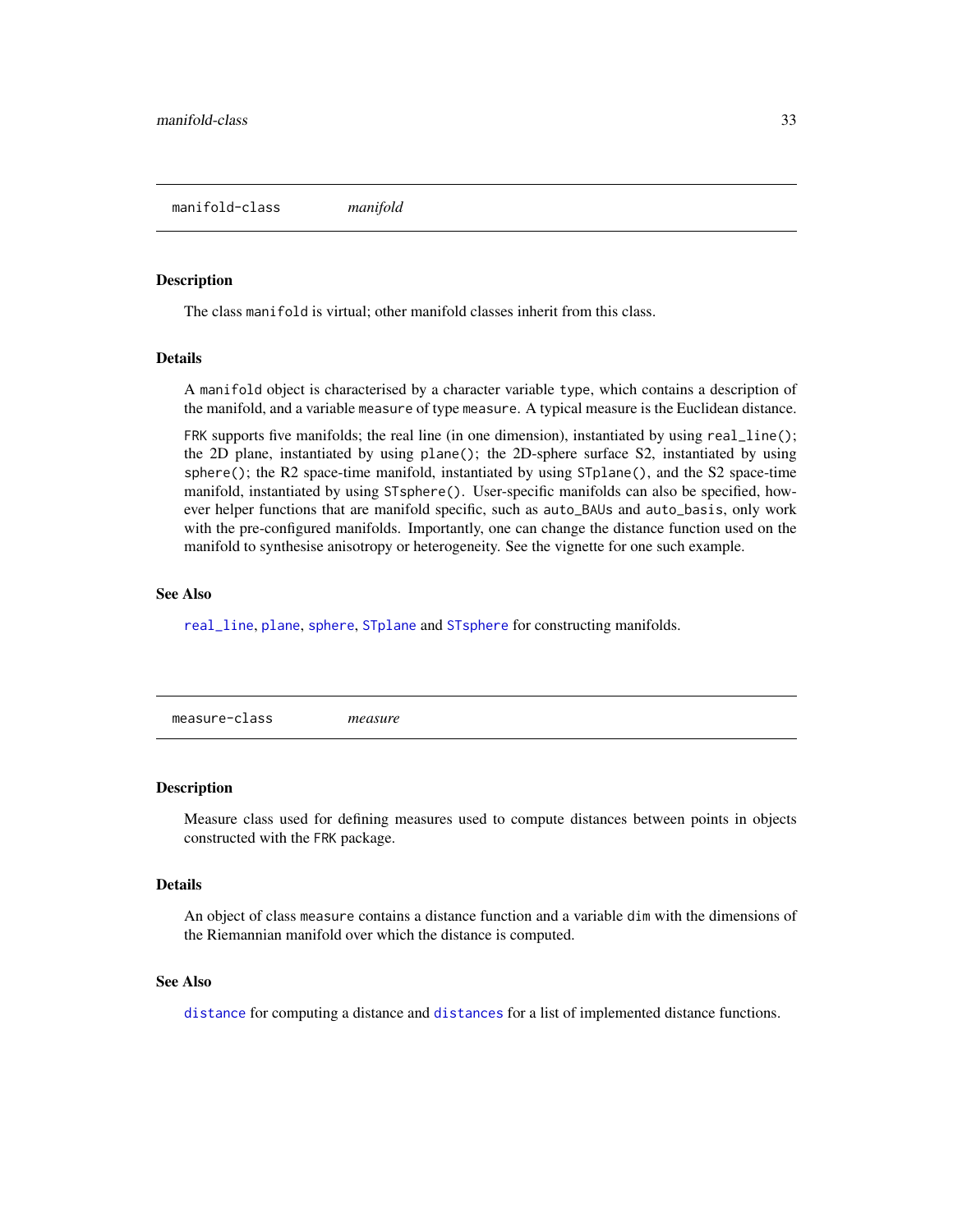## manifold-class *manifold*

### Description

The class `manifold` is virtual; other manifold classes inherit from this class.

### Details

A `manifold` object is characterised by a character variable `type`, which contains a description of the manifold, and a variable `measure` of type `measure`. A typical measure is the Euclidean distance.

`FRK` supports five manifolds; the real line (in one dimension), instantiated by using `real_line()`; the 2D plane, instantiated by using `plane()`; the 2D-sphere surface S2, instantiated by using `sphere()`; the R2 space-time manifold, instantiated by using `STplane()`, and the S2 space-time manifold, instantiated by using `STsphere()`. User-specific manifolds can also be specified, however helper functions that are manifold specific, such as `auto_BAUs` and `auto_basis`, only work with the pre-configured manifolds. Importantly, one can change the distance function used on the manifold to synthesise anisotropy or heterogeneity. See the vignette for one such example.

### See Also

`real_line`, `plane`, `sphere`, `STplane` and `STsphere` for constructing manifolds.

## measure-class *measure*

### Description

Measure class used for defining measures used to compute distances between points in objects constructed with the `FRK` package.

### Details

An object of class `measure` contains a distance function and a variable `dim` with the dimensions of the Riemannian manifold over which the distance is computed.

### See Also

`distance` for computing a distance and `distances` for a list of implemented distance functions.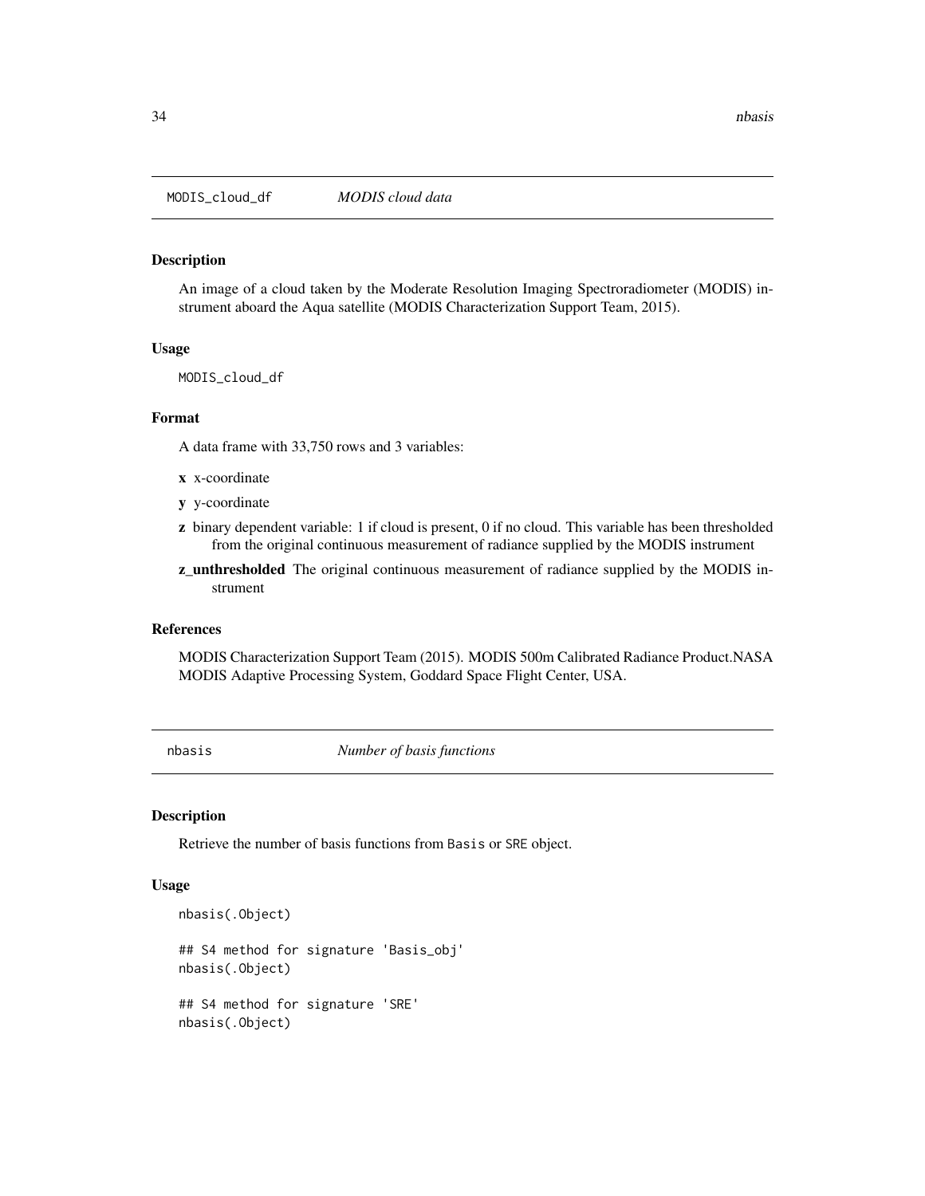## MODIS_cloud_df — *MODIS cloud data*

### Description

An image of a cloud taken by the Moderate Resolution Imaging Spectroradiometer (MODIS) instrument aboard the Aqua satellite (MODIS Characterization Support Team, 2015).

### Usage

```
MODIS_cloud_df
```

### Format

A data frame with 33,750 rows and 3 variables:

- **x** x-coordinate
- **y** y-coordinate
- **z** binary dependent variable: 1 if cloud is present, 0 if no cloud. This variable has been thresholded from the original continuous measurement of radiance supplied by the MODIS instrument
- **z_unthresholded** The original continuous measurement of radiance supplied by the MODIS instrument

### References

MODIS Characterization Support Team (2015). MODIS 500m Calibrated Radiance Product.NASA MODIS Adaptive Processing System, Goddard Space Flight Center, USA.

## nbasis — *Number of basis functions*

### Description

Retrieve the number of basis functions from Basis or SRE object.

### Usage

```
nbasis(.Object)

## S4 method for signature 'Basis_obj'
nbasis(.Object)

## S4 method for signature 'SRE'
nbasis(.Object)
```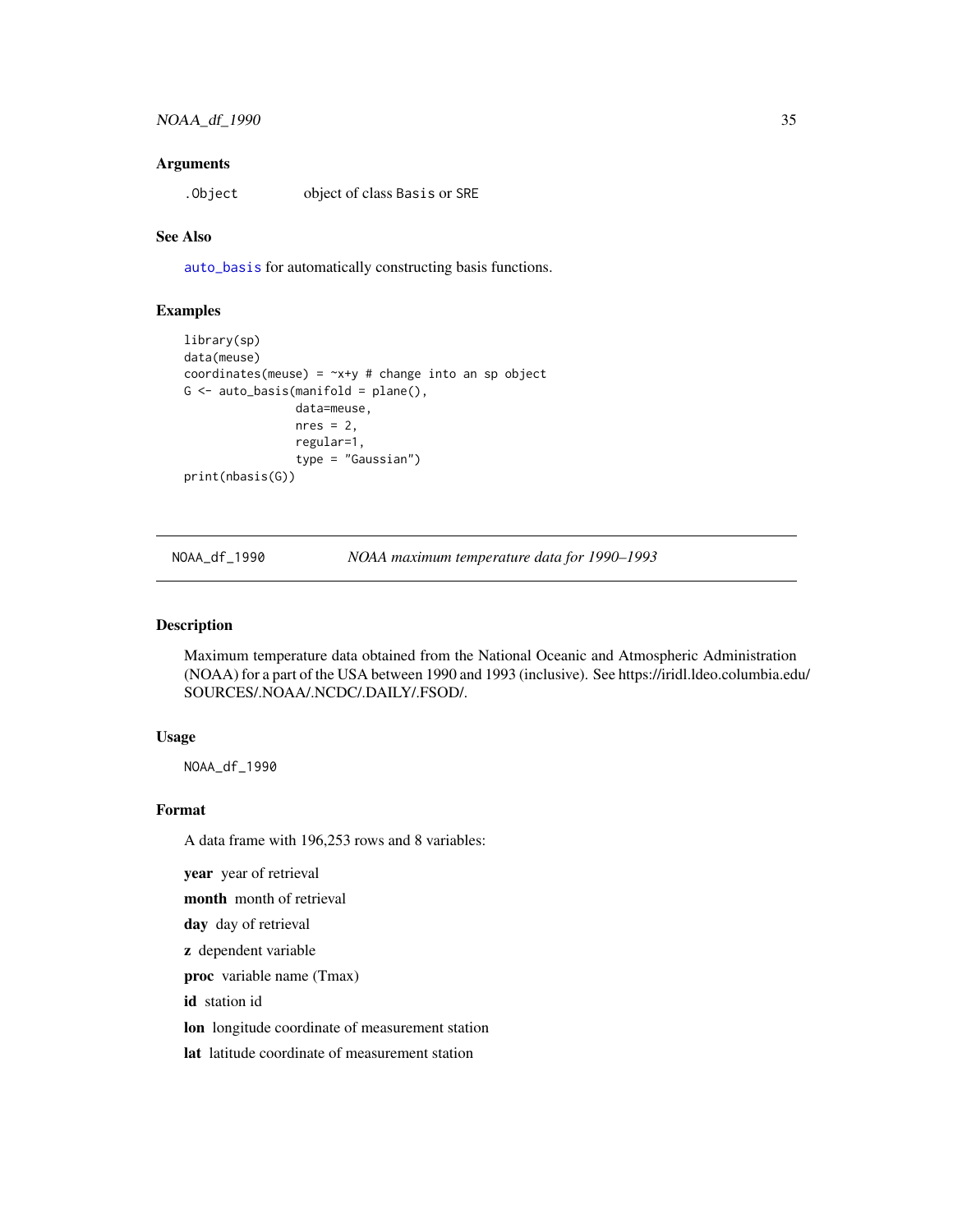### Arguments

`.Object` object of class `Basis` or `SRE`

### See Also

`auto_basis` for automatically constructing basis functions.

### Examples

```
library(sp)
data(meuse)
coordinates(meuse) = ~x+y # change into an sp object
G <- auto_basis(manifold = plane(),
                data=meuse,
                nres = 2,
                regular=1,
                type = "Gaussian")
print(nbasis(G))
```

---

## NOAA_df_1990 *NOAA maximum temperature data for 1990–1993*

### Description

Maximum temperature data obtained from the National Oceanic and Atmospheric Administration (NOAA) for a part of the USA between 1990 and 1993 (inclusive). See https://iridl.ldeo.columbia.edu/SOURCES/.NOAA/.NCDC/.DAILY/.FSOD/.

### Usage

```
NOAA_df_1990
```

### Format

A data frame with 196,253 rows and 8 variables:

**year** year of retrieval

**month** month of retrieval

**day** day of retrieval

**z** dependent variable

**proc** variable name (Tmax)

**id** station id

**lon** longitude coordinate of measurement station

**lat** latitude coordinate of measurement station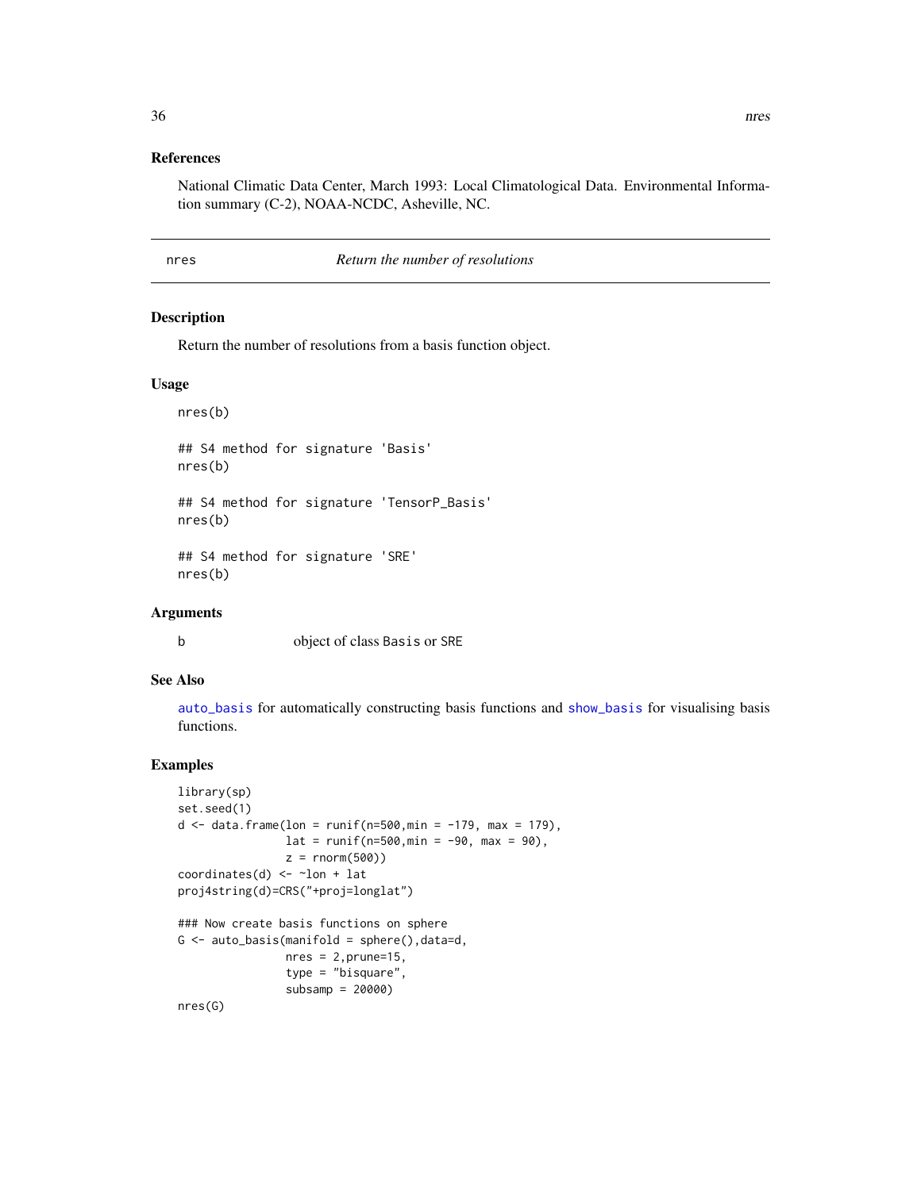## References

National Climatic Data Center, March 1993: Local Climatological Data. Environmental Information summary (C-2), NOAA-NCDC, Asheville, NC.

---

# nres — *Return the number of resolutions*

## Description

Return the number of resolutions from a basis function object.

## Usage

```
nres(b)

## S4 method for signature 'Basis'
nres(b)

## S4 method for signature 'TensorP_Basis'
nres(b)

## S4 method for signature 'SRE'
nres(b)
```

## Arguments

| | |
|---|---|
| b | object of class `Basis` or `SRE` |

## See Also

`auto_basis` for automatically constructing basis functions and `show_basis` for visualising basis functions.

## Examples

```
library(sp)
set.seed(1)
d <- data.frame(lon = runif(n=500,min = -179, max = 179),
                lat = runif(n=500,min = -90, max = 90),
                z = rnorm(500))
coordinates(d) <- ~lon + lat
proj4string(d)=CRS("+proj=longlat")

### Now create basis functions on sphere
G <- auto_basis(manifold = sphere(),data=d,
                nres = 2,prune=15,
                type = "bisquare",
                subsamp = 20000)
nres(G)
```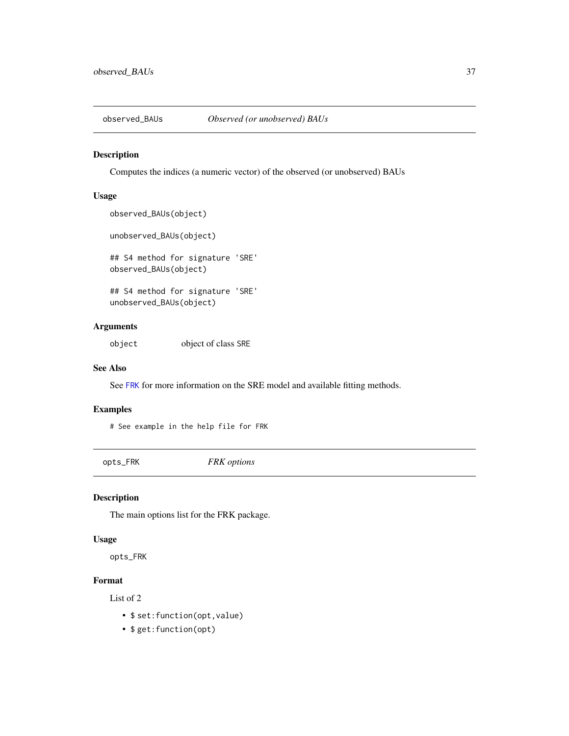## observed_BAUs *Observed (or unobserved) BAUs*

### Description

Computes the indices (a numeric vector) of the observed (or unobserved) BAUs

### Usage

```
observed_BAUs(object)

unobserved_BAUs(object)

## S4 method for signature 'SRE'
observed_BAUs(object)

## S4 method for signature 'SRE'
unobserved_BAUs(object)
```

### Arguments

| | |
|---|---|
| object | object of class SRE |

### See Also

See FRK for more information on the SRE model and available fitting methods.

### Examples

```
# See example in the help file for FRK
```

## opts_FRK *FRK options*

### Description

The main options list for the FRK package.

### Usage

```
opts_FRK
```

### Format

List of 2

- $ set:function(opt,value)
- $ get:function(opt)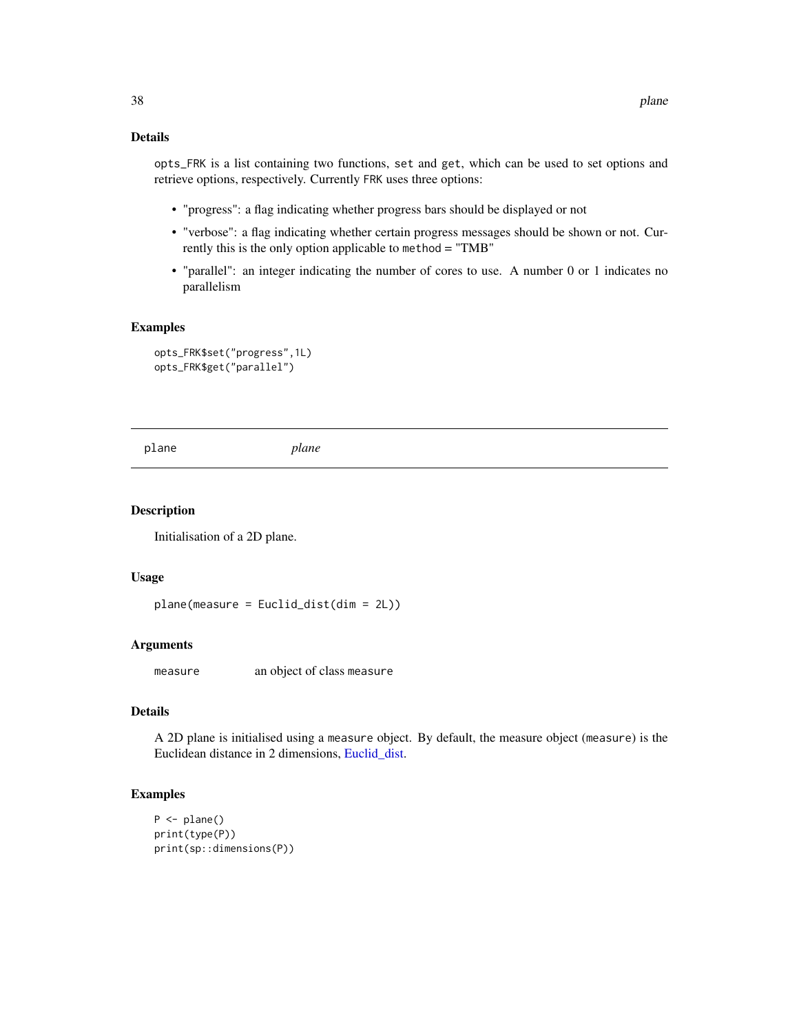## Details

`opts_FRK` is a list containing two functions, `set` and `get`, which can be used to set options and retrieve options, respectively. Currently FRK uses three options:

- "progress": a flag indicating whether progress bars should be displayed or not
- "verbose": a flag indicating whether certain progress messages should be shown or not. Currently this is the only option applicable to `method = "TMB"`
- "parallel": an integer indicating the number of cores to use. A number 0 or 1 indicates no parallelism

## Examples

```
opts_FRK$set("progress",1L)
opts_FRK$get("parallel")
```

---

# plane &nbsp;&nbsp;&nbsp;&nbsp; *plane*

---

## Description

Initialisation of a 2D plane.

## Usage

```
plane(measure = Euclid_dist(dim = 2L))
```

## Arguments

| | |
|---|---|
| `measure` | an object of class `measure` |

## Details

A 2D plane is initialised using a `measure` object. By default, the measure object (`measure`) is the Euclidean distance in 2 dimensions, Euclid_dist.

## Examples

```
P <- plane()
print(type(P))
print(sp::dimensions(P))
```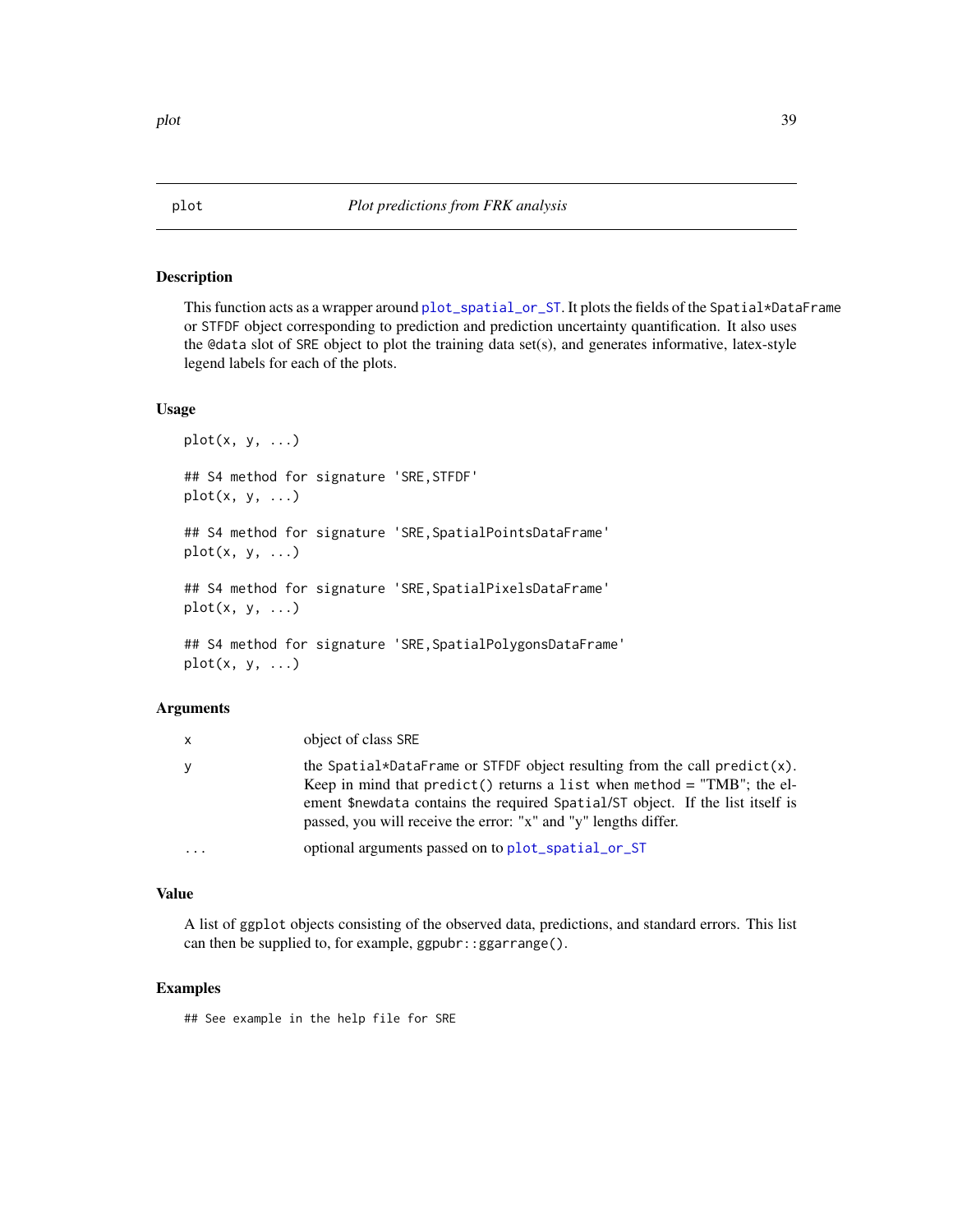# plot — *Plot predictions from FRK analysis*

## Description

This function acts as a wrapper around `plot_spatial_or_ST`. It plots the fields of the `Spatial*DataFrame` or `STFDF` object corresponding to prediction and prediction uncertainty quantification. It also uses the `@data` slot of `SRE` object to plot the training data set(s), and generates informative, latex-style legend labels for each of the plots.

## Usage

```
plot(x, y, ...)

## S4 method for signature 'SRE,STFDF'
plot(x, y, ...)

## S4 method for signature 'SRE,SpatialPointsDataFrame'
plot(x, y, ...)

## S4 method for signature 'SRE,SpatialPixelsDataFrame'
plot(x, y, ...)

## S4 method for signature 'SRE,SpatialPolygonsDataFrame'
plot(x, y, ...)
```

## Arguments

| | |
|---|---|
| `x` | object of class `SRE` |
| `y` | the `Spatial*DataFrame` or `STFDF` object resulting from the call `predict(x)`. Keep in mind that `predict()` returns a `list` when `method` = "TMB"; the element `$newdata` contains the required `Spatial`/`ST` object. If the list itself is passed, you will receive the error: "x" and "y" lengths differ. |
| `...` | optional arguments passed on to `plot_spatial_or_ST` |

## Value

A list of `ggplot` objects consisting of the observed data, predictions, and standard errors. This list can then be supplied to, for example, `ggpubr::ggarrange()`.

## Examples

```
## See example in the help file for SRE
```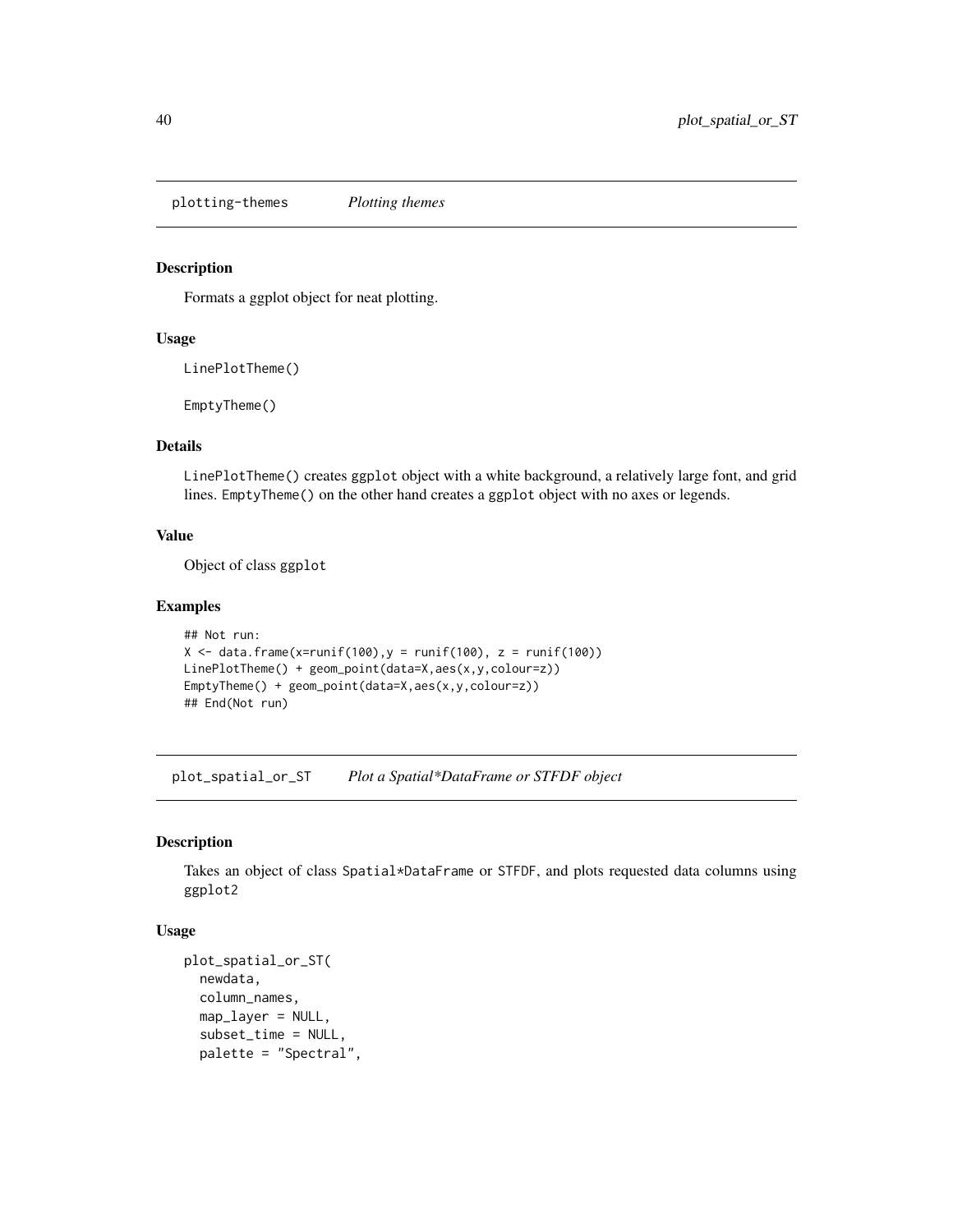## plotting-themes *Plotting themes*

### Description

Formats a ggplot object for neat plotting.

### Usage

```
LinePlotTheme()

EmptyTheme()
```

### Details

`LinePlotTheme()` creates `ggplot` object with a white background, a relatively large font, and grid lines. `EmptyTheme()` on the other hand creates a `ggplot` object with no axes or legends.

### Value

Object of class `ggplot`

### Examples

```
## Not run:
X <- data.frame(x=runif(100),y = runif(100), z = runif(100))
LinePlotTheme() + geom_point(data=X,aes(x,y,colour=z))
EmptyTheme() + geom_point(data=X,aes(x,y,colour=z))
## End(Not run)
```

## plot_spatial_or_ST *Plot a Spatial*DataFrame or STFDF object*

### Description

Takes an object of class `Spatial*DataFrame` or `STFDF`, and plots requested data columns using `ggplot2`

### Usage

```
plot_spatial_or_ST(
  newdata,
  column_names,
  map_layer = NULL,
  subset_time = NULL,
  palette = "Spectral",
```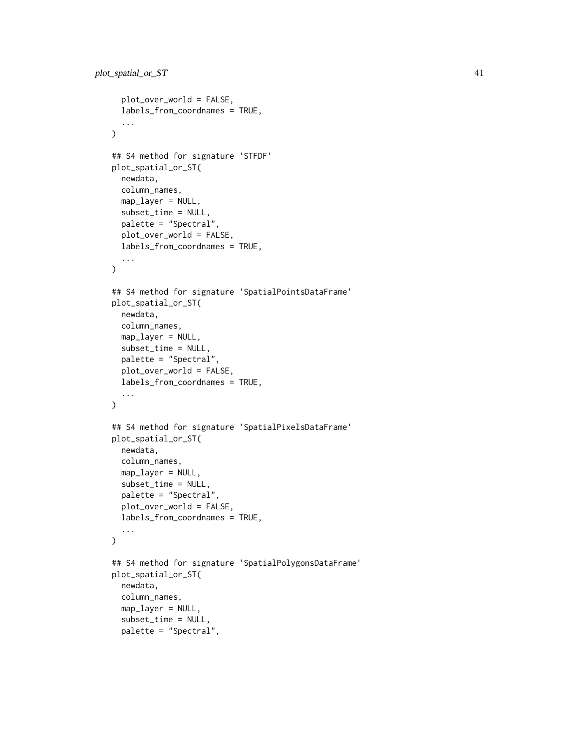```
  plot_over_world = FALSE,
  labels_from_coordnames = TRUE,
  ...
)

## S4 method for signature 'STFDF'
plot_spatial_or_ST(
  newdata,
  column_names,
  map_layer = NULL,
  subset_time = NULL,
  palette = "Spectral",
  plot_over_world = FALSE,
  labels_from_coordnames = TRUE,
  ...
)

## S4 method for signature 'SpatialPointsDataFrame'
plot_spatial_or_ST(
  newdata,
  column_names,
  map_layer = NULL,
  subset_time = NULL,
  palette = "Spectral",
  plot_over_world = FALSE,
  labels_from_coordnames = TRUE,
  ...
)

## S4 method for signature 'SpatialPixelsDataFrame'
plot_spatial_or_ST(
  newdata,
  column_names,
  map_layer = NULL,
  subset_time = NULL,
  palette = "Spectral",
  plot_over_world = FALSE,
  labels_from_coordnames = TRUE,
  ...
)

## S4 method for signature 'SpatialPolygonsDataFrame'
plot_spatial_or_ST(
  newdata,
  column_names,
  map_layer = NULL,
  subset_time = NULL,
  palette = "Spectral",
```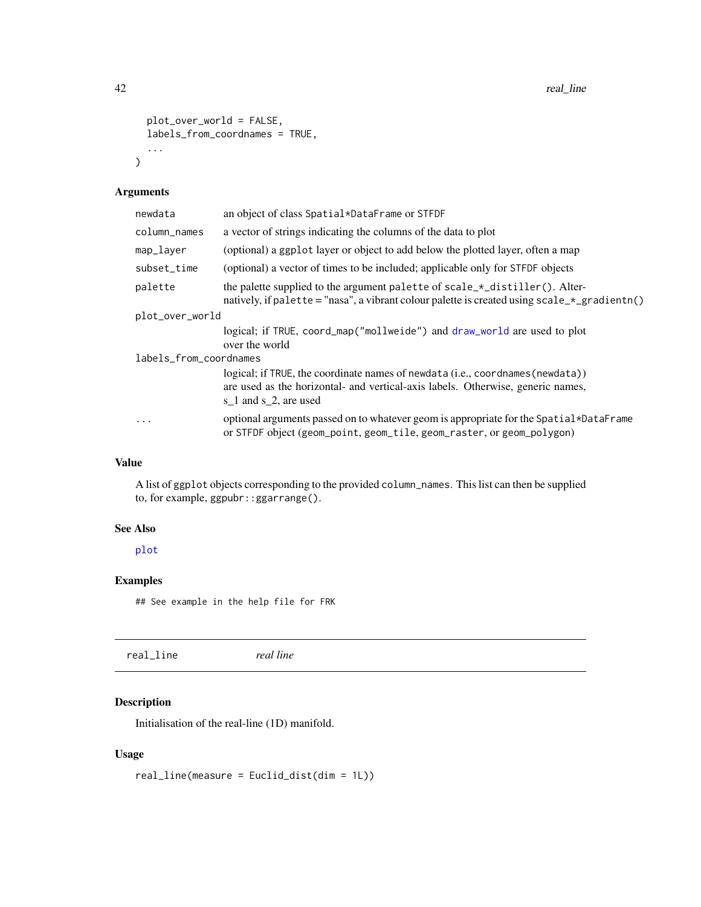```
  plot_over_world = FALSE,
  labels_from_coordnames = TRUE,
  ...
)
```

### Arguments

| | |
|---|---|
| newdata | an object of class Spatial*DataFrame or STFDF |
| column_names | a vector of strings indicating the columns of the data to plot |
| map_layer | (optional) a ggplot layer or object to add below the plotted layer, often a map |
| subset_time | (optional) a vector of times to be included; applicable only for STFDF objects |
| palette | the palette supplied to the argument palette of scale_*_distiller(). Alternatively, if palette = "nasa", a vibrant colour palette is created using scale_*_gradientn() |
| plot_over_world | logical; if TRUE, coord_map("mollweide") and draw_world are used to plot over the world |
| labels_from_coordnames | logical; if TRUE, the coordinate names of newdata (i.e., coordnames(newdata)) are used as the horizontal- and vertical-axis labels. Otherwise, generic names, s_1 and s_2, are used |
| ... | optional arguments passed on to whatever geom is appropriate for the Spatial*DataFrame or STFDF object (geom_point, geom_tile, geom_raster, or geom_polygon) |

### Value

A list of ggplot objects corresponding to the provided column_names. This list can then be supplied to, for example, ggpubr::ggarrange().

### See Also

plot

### Examples

```
## See example in the help file for FRK
```

---

## real_line — *real line*

---

### Description

Initialisation of the real-line (1D) manifold.

### Usage

```
real_line(measure = Euclid_dist(dim = 1L))
```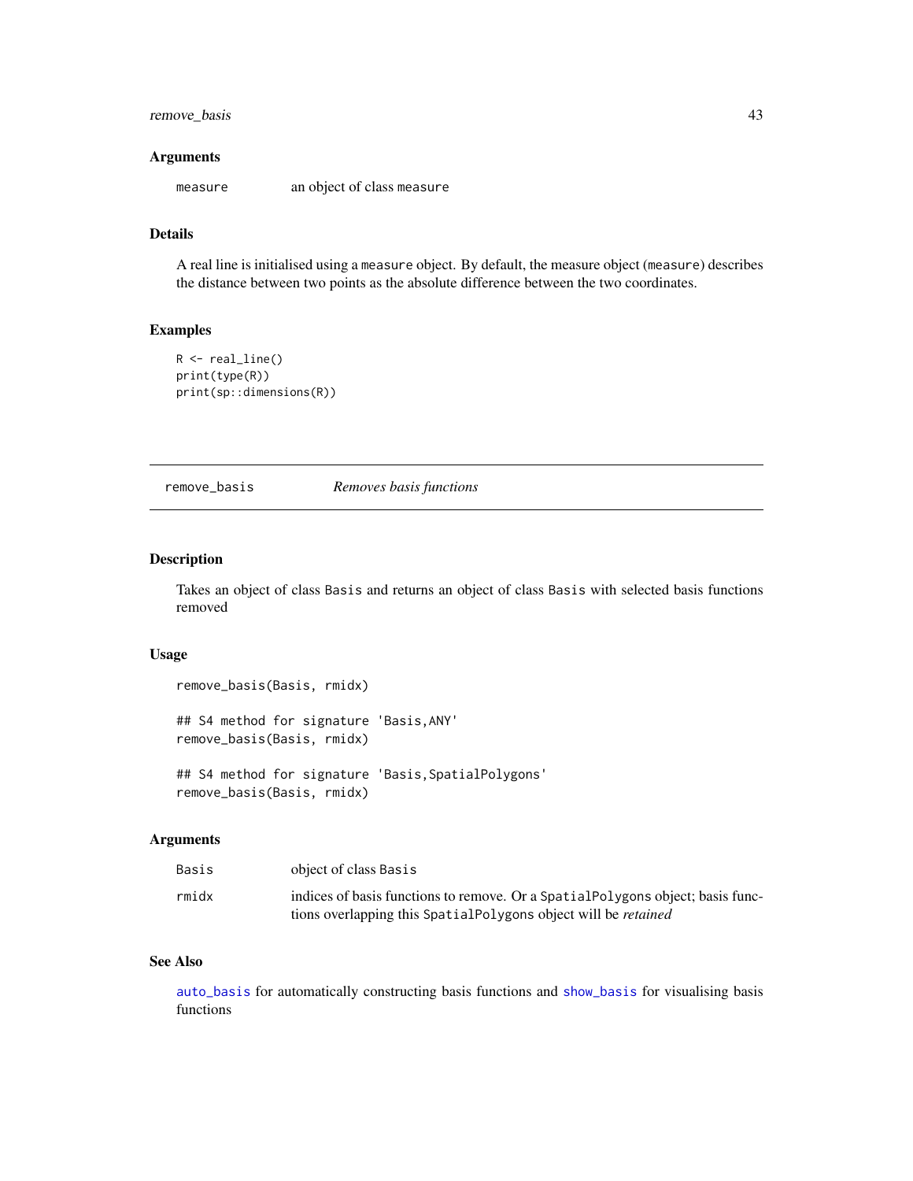### Arguments

`measure` an object of class `measure`

### Details

A real line is initialised using a `measure` object. By default, the measure object (`measure`) describes the distance between two points as the absolute difference between the two coordinates.

### Examples

```
R <- real_line()
print(type(R))
print(sp::dimensions(R))
```

---

## remove_basis *Removes basis functions*

---

### Description

Takes an object of class `Basis` and returns an object of class `Basis` with selected basis functions removed

### Usage

```
remove_basis(Basis, rmidx)

## S4 method for signature 'Basis,ANY'
remove_basis(Basis, rmidx)

## S4 method for signature 'Basis,SpatialPolygons'
remove_basis(Basis, rmidx)
```

### Arguments

| | |
|---|---|
| `Basis` | object of class `Basis` |
| `rmidx` | indices of basis functions to remove. Or a `SpatialPolygons` object; basis functions overlapping this `SpatialPolygons` object will be *retained* |

### See Also

`auto_basis` for automatically constructing basis functions and `show_basis` for visualising basis functions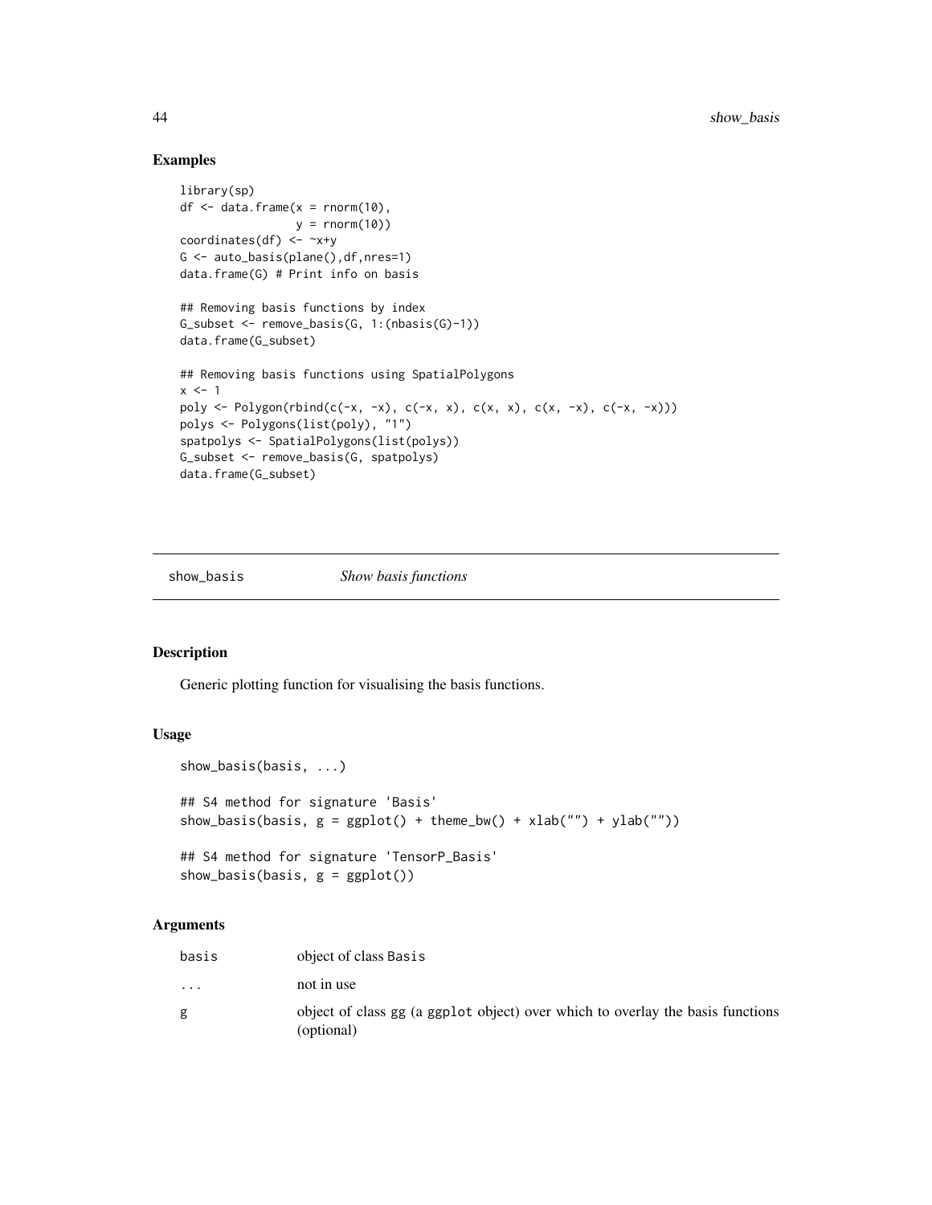## Examples

```
library(sp)
df <- data.frame(x = rnorm(10),
                 y = rnorm(10))
coordinates(df) <- ~x+y
G <- auto_basis(plane(),df,nres=1)
data.frame(G) # Print info on basis

## Removing basis functions by index
G_subset <- remove_basis(G, 1:(nbasis(G)-1))
data.frame(G_subset)

## Removing basis functions using SpatialPolygons
x <- 1
poly <- Polygon(rbind(c(-x, -x), c(-x, x), c(x, x), c(x, -x), c(-x, -x)))
polys <- Polygons(list(poly), "1")
spatpolys <- SpatialPolygons(list(polys))
G_subset <- remove_basis(G, spatpolys)
data.frame(G_subset)
```

---

# show_basis *Show basis functions*

## Description

Generic plotting function for visualising the basis functions.

## Usage

```
show_basis(basis, ...)

## S4 method for signature 'Basis'
show_basis(basis, g = ggplot() + theme_bw() + xlab("") + ylab(""))

## S4 method for signature 'TensorP_Basis'
show_basis(basis, g = ggplot())
```

## Arguments

| | |
|---|---|
| basis | object of class Basis |
| ... | not in use |
| g | object of class gg (a ggplot object) over which to overlay the basis functions (optional) |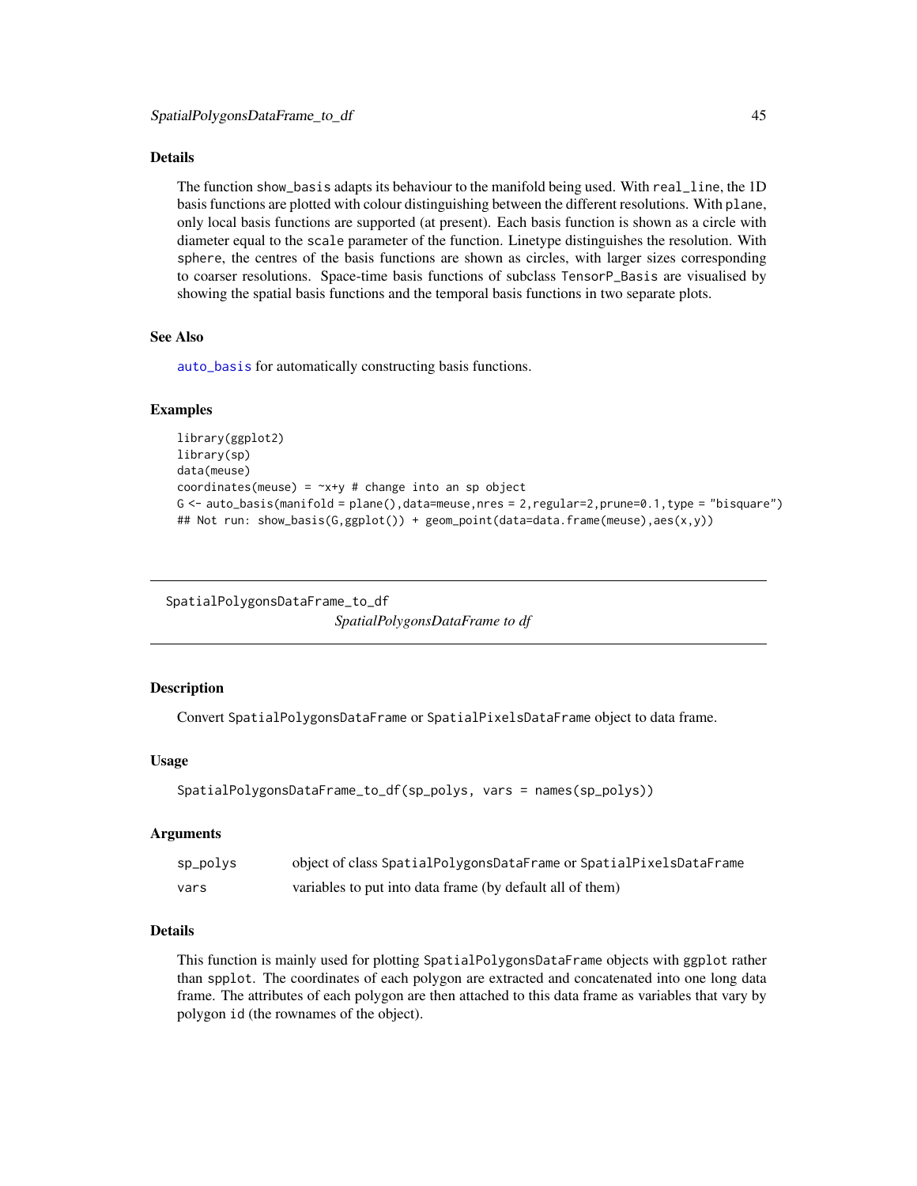### Details

The function `show_basis` adapts its behaviour to the manifold being used. With `real_line`, the 1D basis functions are plotted with colour distinguishing between the different resolutions. With `plane`, only local basis functions are supported (at present). Each basis function is shown as a circle with diameter equal to the `scale` parameter of the function. Linetype distinguishes the resolution. With `sphere`, the centres of the basis functions are shown as circles, with larger sizes corresponding to coarser resolutions. Space-time basis functions of subclass `TensorP_Basis` are visualised by showing the spatial basis functions and the temporal basis functions in two separate plots.

### See Also

`auto_basis` for automatically constructing basis functions.

### Examples

```
library(ggplot2)
library(sp)
data(meuse)
coordinates(meuse) = ~x+y # change into an sp object
G <- auto_basis(manifold = plane(),data=meuse,nres = 2,regular=2,prune=0.1,type = "bisquare")
## Not run: show_basis(G,ggplot()) + geom_point(data=data.frame(meuse),aes(x,y))
```

---

## SpatialPolygonsDataFrame_to_df

*SpatialPolygonsDataFrame to df*

### Description

Convert `SpatialPolygonsDataFrame` or `SpatialPixelsDataFrame` object to data frame.

### Usage

```
SpatialPolygonsDataFrame_to_df(sp_polys, vars = names(sp_polys))
```

### Arguments

| | |
|---|---|
| sp_polys | object of class SpatialPolygonsDataFrame or SpatialPixelsDataFrame |
| vars | variables to put into data frame (by default all of them) |

### Details

This function is mainly used for plotting `SpatialPolygonsDataFrame` objects with `ggplot` rather than `spplot`. The coordinates of each polygon are extracted and concatenated into one long data frame. The attributes of each polygon are then attached to this data frame as variables that vary by polygon `id` (the rownames of the object).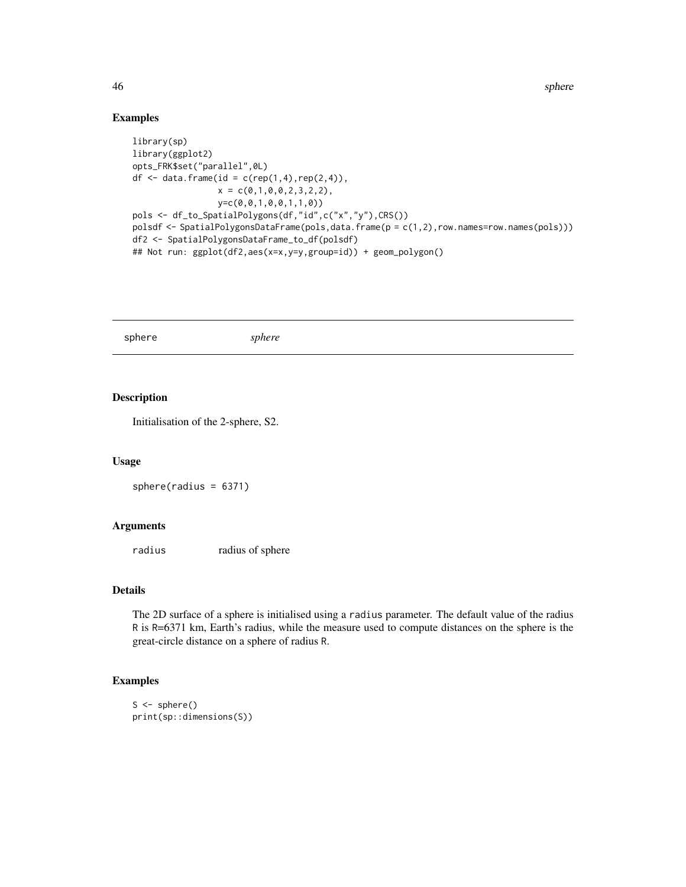## Examples

```
library(sp)
library(ggplot2)
opts_FRK$set("parallel",0L)
df <- data.frame(id = c(rep(1,4),rep(2,4)),
                 x = c(0,1,0,0,2,3,2,2),
                 y=c(0,0,1,0,0,1,1,0))
pols <- df_to_SpatialPolygons(df,"id",c("x","y"),CRS())
polsdf <- SpatialPolygonsDataFrame(pols,data.frame(p = c(1,2),row.names=row.names(pols)))
df2 <- SpatialPolygonsDataFrame_to_df(polsdf)
## Not run: ggplot(df2,aes(x=x,y=y,group=id)) + geom_polygon()
```

---

# sphere *sphere*

---

## Description

Initialisation of the 2-sphere, S2.

## Usage

```
sphere(radius = 6371)
```

## Arguments

| | |
|---|---|
| radius | radius of sphere |

## Details

The 2D surface of a sphere is initialised using a `radius` parameter. The default value of the radius `R` is `R`=6371 km, Earth's radius, while the measure used to compute distances on the sphere is the great-circle distance on a sphere of radius `R`.

## Examples

```
S <- sphere()
print(sp::dimensions(S))
```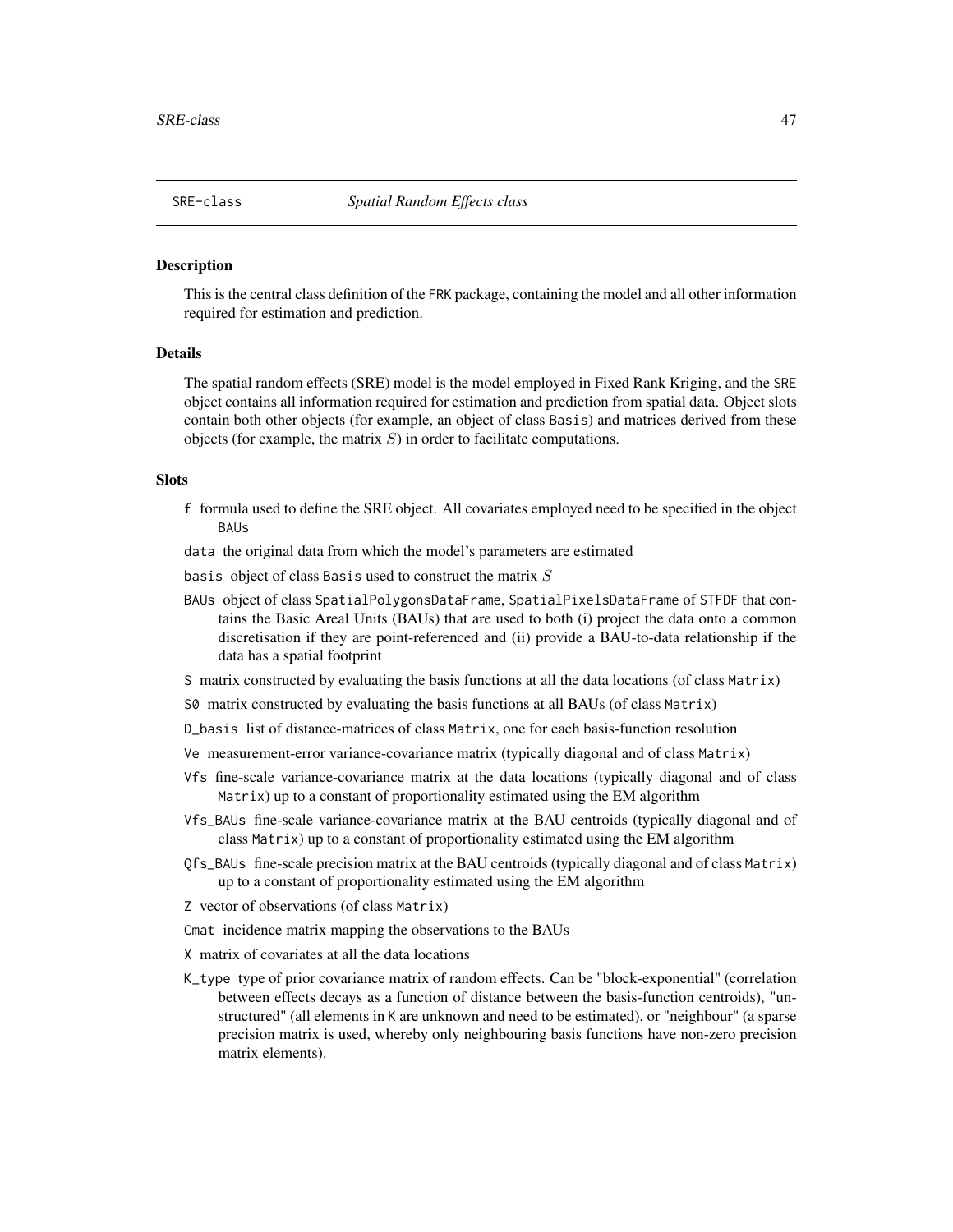## SRE-class *Spatial Random Effects class*

### Description

This is the central class definition of the FRK package, containing the model and all other information required for estimation and prediction.

### Details

The spatial random effects (SRE) model is the model employed in Fixed Rank Kriging, and the SRE object contains all information required for estimation and prediction from spatial data. Object slots contain both other objects (for example, an object of class Basis) and matrices derived from these objects (for example, the matrix $S$) in order to facilitate computations.

### Slots

- `f` formula used to define the SRE object. All covariates employed need to be specified in the object `BAUs`
- `data` the original data from which the model's parameters are estimated
- `basis` object of class `Basis` used to construct the matrix $S$
- `BAUs` object of class `SpatialPolygonsDataFrame`, `SpatialPixelsDataFrame` of `STFDF` that contains the Basic Areal Units (BAUs) that are used to both (i) project the data onto a common discretisation if they are point-referenced and (ii) provide a BAU-to-data relationship if the data has a spatial footprint
- `S` matrix constructed by evaluating the basis functions at all the data locations (of class `Matrix`)
- `S0` matrix constructed by evaluating the basis functions at all BAUs (of class `Matrix`)
- `D_basis` list of distance-matrices of class `Matrix`, one for each basis-function resolution
- `Ve` measurement-error variance-covariance matrix (typically diagonal and of class `Matrix`)
- `Vfs` fine-scale variance-covariance matrix at the data locations (typically diagonal and of class `Matrix`) up to a constant of proportionality estimated using the EM algorithm
- `Vfs_BAUs` fine-scale variance-covariance matrix at the BAU centroids (typically diagonal and of class `Matrix`) up to a constant of proportionality estimated using the EM algorithm
- `Qfs_BAUs` fine-scale precision matrix at the BAU centroids (typically diagonal and of class `Matrix`) up to a constant of proportionality estimated using the EM algorithm
- `Z` vector of observations (of class `Matrix`)
- `Cmat` incidence matrix mapping the observations to the BAUs
- `X` matrix of covariates at all the data locations
- `K_type` type of prior covariance matrix of random effects. Can be "block-exponential" (correlation between effects decays as a function of distance between the basis-function centroids), "unstructured" (all elements in `K` are unknown and need to be estimated), or "neighbour" (a sparse precision matrix is used, whereby only neighbouring basis functions have non-zero precision matrix elements).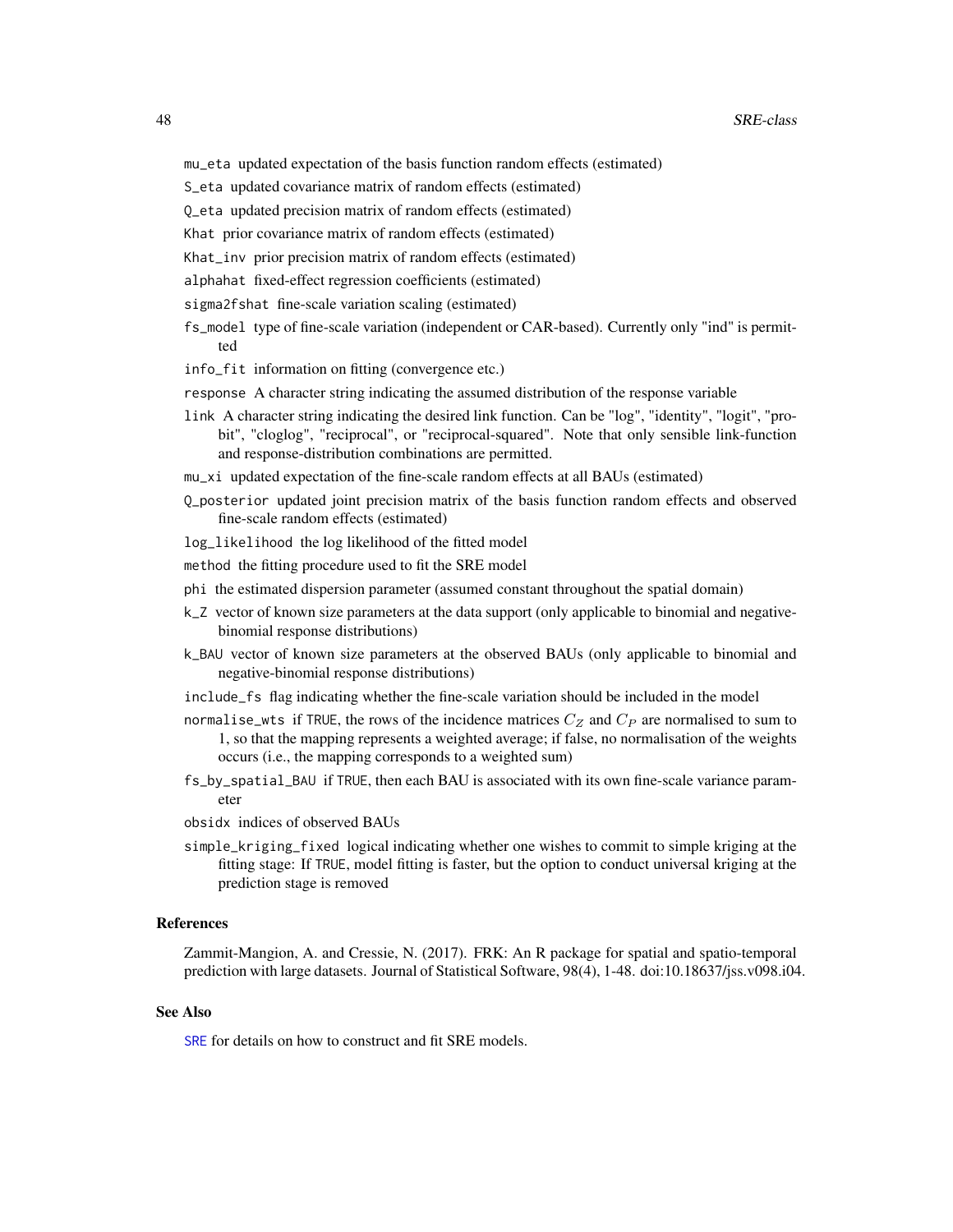mu_eta updated expectation of the basis function random effects (estimated)

S_eta updated covariance matrix of random effects (estimated)

Q_eta updated precision matrix of random effects (estimated)

Khat prior covariance matrix of random effects (estimated)

Khat_inv prior precision matrix of random effects (estimated)

alphahat fixed-effect regression coefficients (estimated)

sigma2fshat fine-scale variation scaling (estimated)

fs_model type of fine-scale variation (independent or CAR-based). Currently only "ind" is permitted

info_fit information on fitting (convergence etc.)

response A character string indicating the assumed distribution of the response variable

link A character string indicating the desired link function. Can be "log", "identity", "logit", "probit", "cloglog", "reciprocal", or "reciprocal-squared". Note that only sensible link-function and response-distribution combinations are permitted.

mu_xi updated expectation of the fine-scale random effects at all BAUs (estimated)

Q_posterior updated joint precision matrix of the basis function random effects and observed fine-scale random effects (estimated)

log_likelihood the log likelihood of the fitted model

method the fitting procedure used to fit the SRE model

phi the estimated dispersion parameter (assumed constant throughout the spatial domain)

k_Z vector of known size parameters at the data support (only applicable to binomial and negative-binomial response distributions)

k_BAU vector of known size parameters at the observed BAUs (only applicable to binomial and negative-binomial response distributions)

include_fs flag indicating whether the fine-scale variation should be included in the model

normalise_wts if TRUE, the rows of the incidence matrices $C_Z$ and $C_P$ are normalised to sum to 1, so that the mapping represents a weighted average; if false, no normalisation of the weights occurs (i.e., the mapping corresponds to a weighted sum)

fs_by_spatial_BAU if TRUE, then each BAU is associated with its own fine-scale variance parameter

obsidx indices of observed BAUs

simple_kriging_fixed logical indicating whether one wishes to commit to simple kriging at the fitting stage: If TRUE, model fitting is faster, but the option to conduct universal kriging at the prediction stage is removed

## References

Zammit-Mangion, A. and Cressie, N. (2017). FRK: An R package for spatial and spatio-temporal prediction with large datasets. Journal of Statistical Software, 98(4), 1-48. doi:10.18637/jss.v098.i04.

## See Also

SRE for details on how to construct and fit SRE models.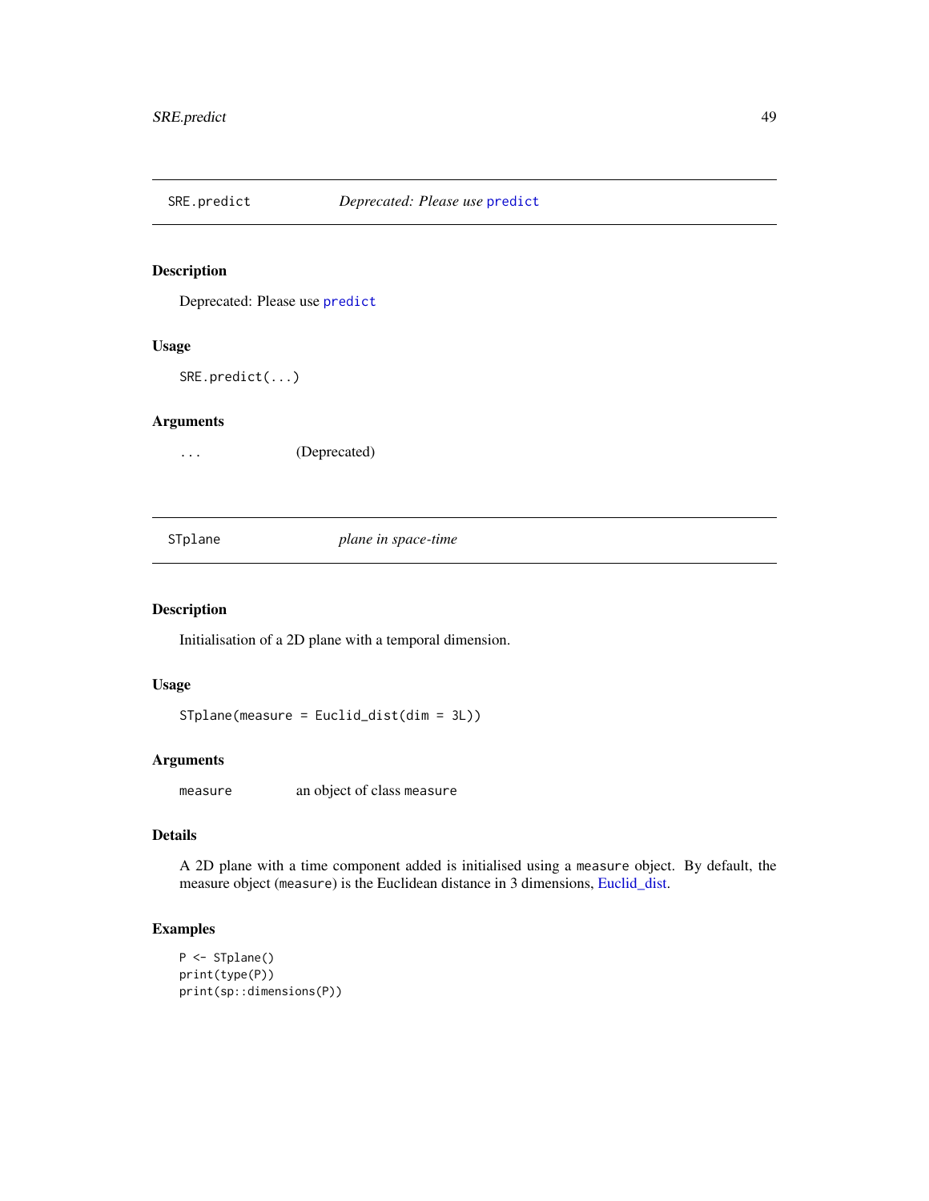## SRE.predict — *Deprecated: Please use* `predict`

### Description

Deprecated: Please use `predict`

### Usage

```
SRE.predict(...)
```

### Arguments

| | |
|---|---|
| `...` | (Deprecated) |

## STplane — *plane in space-time*

### Description

Initialisation of a 2D plane with a temporal dimension.

### Usage

```
STplane(measure = Euclid_dist(dim = 3L))
```

### Arguments

| | |
|---|---|
| `measure` | an object of class `measure` |

### Details

A 2D plane with a time component added is initialised using a `measure` object. By default, the measure object (`measure`) is the Euclidean distance in 3 dimensions, Euclid_dist.

### Examples

```
P <- STplane()
print(type(P))
print(sp::dimensions(P))
```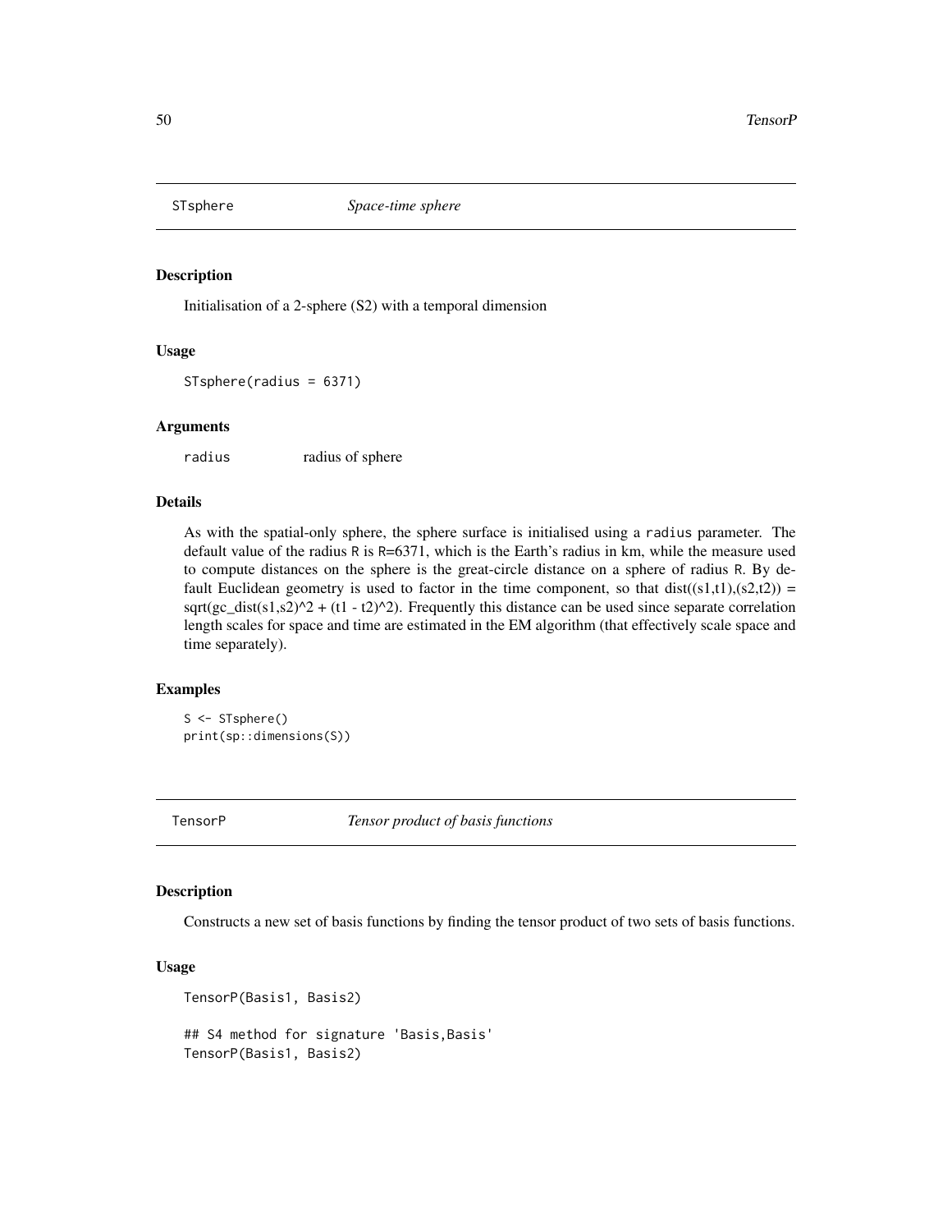## STsphere *Space-time sphere*

### Description

Initialisation of a 2-sphere (S2) with a temporal dimension

### Usage

```
STsphere(radius = 6371)
```

### Arguments

| | |
|---|---|
| radius | radius of sphere |

### Details

As with the spatial-only sphere, the sphere surface is initialised using a `radius` parameter. The default value of the radius `R` is `R`=6371, which is the Earth's radius in km, while the measure used to compute distances on the sphere is the great-circle distance on a sphere of radius `R`. By default Euclidean geometry is used to factor in the time component, so that dist((s1,t1),(s2,t2)) = sqrt(gc_dist(s1,s2)^2 + (t1 - t2)^2). Frequently this distance can be used since separate correlation length scales for space and time are estimated in the EM algorithm (that effectively scale space and time separately).

### Examples

```
S <- STsphere()
print(sp::dimensions(S))
```

## TensorP *Tensor product of basis functions*

### Description

Constructs a new set of basis functions by finding the tensor product of two sets of basis functions.

### Usage

```
TensorP(Basis1, Basis2)

## S4 method for signature 'Basis,Basis'
TensorP(Basis1, Basis2)
```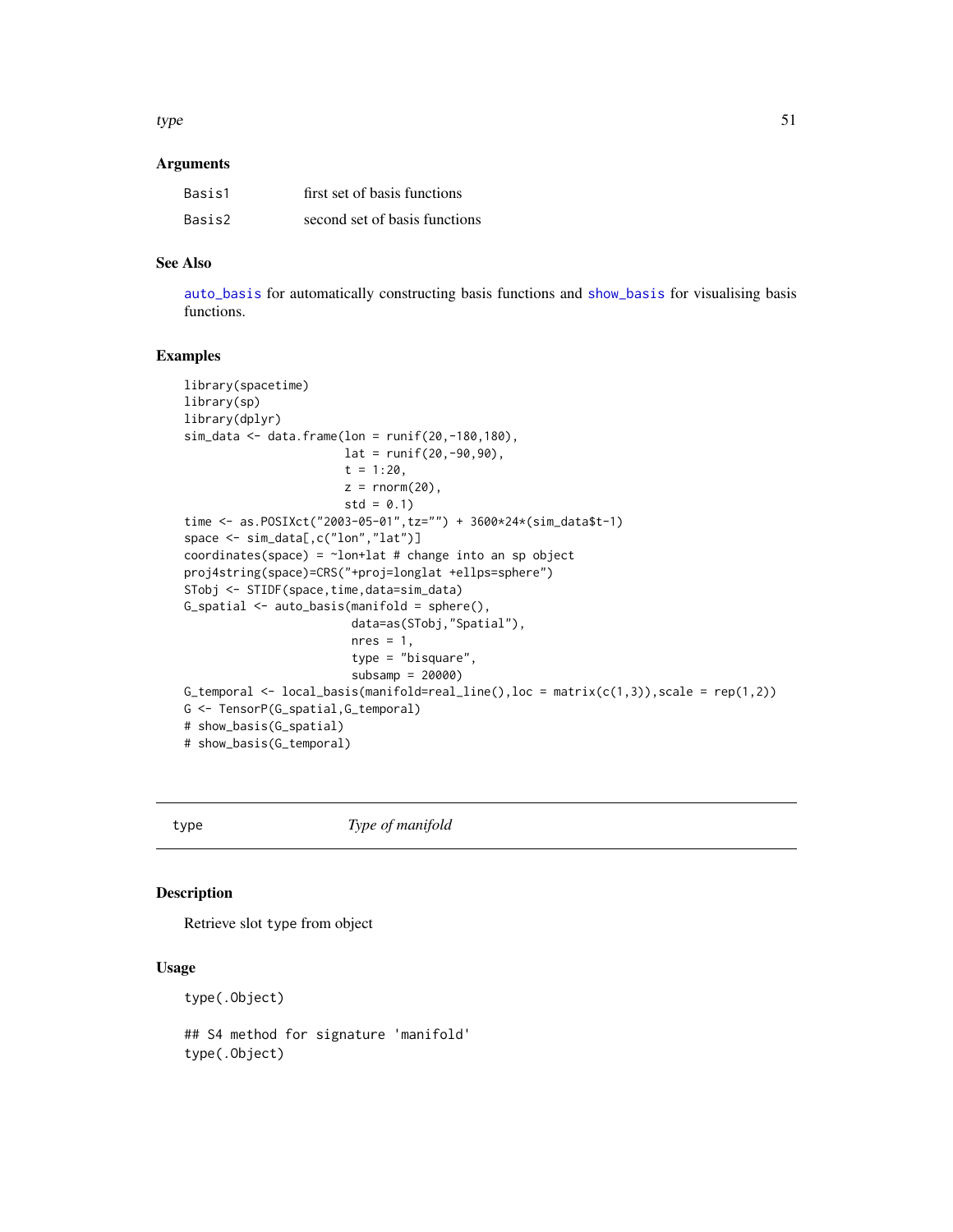### Arguments

| | |
|---|---|
| Basis1 | first set of basis functions |
| Basis2 | second set of basis functions |

### See Also

auto_basis for automatically constructing basis functions and show_basis for visualising basis functions.

### Examples

```
library(spacetime)
library(sp)
library(dplyr)
sim_data <- data.frame(lon = runif(20,-180,180),
                       lat = runif(20,-90,90),
                       t = 1:20,
                       z = rnorm(20),
                       std = 0.1)
time <- as.POSIXct("2003-05-01",tz="") + 3600*24*(sim_data$t-1)
space <- sim_data[,c("lon","lat")]
coordinates(space) = ~lon+lat # change into an sp object
proj4string(space)=CRS("+proj=longlat +ellps=sphere")
STobj <- STIDF(space,time,data=sim_data)
G_spatial <- auto_basis(manifold = sphere(),
                        data=as(STobj,"Spatial"),
                        nres = 1,
                        type = "bisquare",
                        subsamp = 20000)
G_temporal <- local_basis(manifold=real_line(),loc = matrix(c(1,3)),scale = rep(1,2))
G <- TensorP(G_spatial,G_temporal)
# show_basis(G_spatial)
# show_basis(G_temporal)
```

---

## type — *Type of manifold*

---

### Description

Retrieve slot type from object

### Usage

```
type(.Object)

## S4 method for signature 'manifold'
type(.Object)
```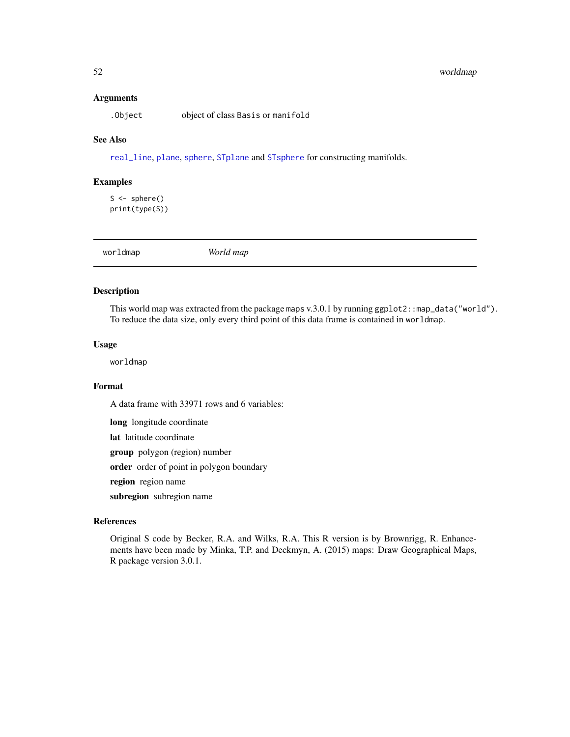## Arguments

`.Object` object of class `Basis` or `manifold`

## See Also

`real_line`, `plane`, `sphere`, `STplane` and `STsphere` for constructing manifolds.

## Examples

```
S <- sphere()
print(type(S))
```

---

# worldmap *World map*

---

## Description

This world map was extracted from the package `maps` v.3.0.1 by running `ggplot2::map_data("world")`. To reduce the data size, only every third point of this data frame is contained in `worldmap`.

## Usage

```
worldmap
```

## Format

A data frame with 33971 rows and 6 variables:

**long** longitude coordinate

**lat** latitude coordinate

**group** polygon (region) number

**order** order of point in polygon boundary

**region** region name

**subregion** subregion name

## References

Original S code by Becker, R.A. and Wilks, R.A. This R version is by Brownrigg, R. Enhancements have been made by Minka, T.P. and Deckmyn, A. (2015) maps: Draw Geographical Maps, R package version 3.0.1.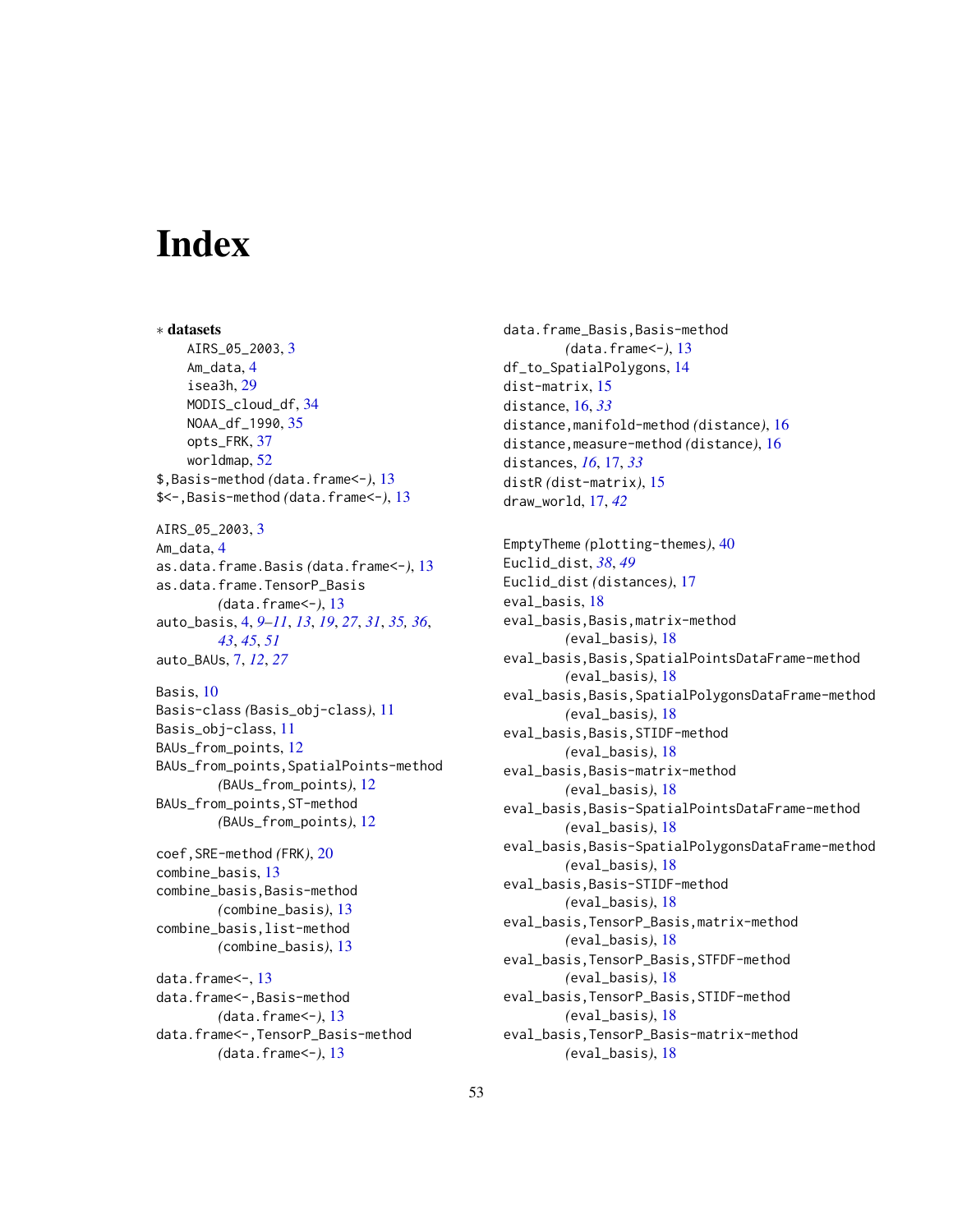# Index

∗ **datasets**
AIRS_05_2003, 3
Am_data, 4
isea3h, 29
MODIS_cloud_df, 34
NOAA_df_1990, 35
opts_FRK, 37
worldmap, 52

$,Basis-method (data.frame<-), 13
$<-,Basis-method (data.frame<-), 13

AIRS_05_2003, 3
Am_data, 4
as.data.frame.Basis (data.frame<-), 13
as.data.frame.TensorP_Basis (data.frame<-), 13
auto_basis, 4, *9–11*, *13*, *19*, *27*, *31*, *35, 36*, *43*, *45*, *51*
auto_BAUs, 7, *12*, *27*

Basis, 10
Basis-class (Basis_obj-class), 11
Basis_obj-class, 11
BAUs_from_points, 12
BAUs_from_points,SpatialPoints-method (BAUs_from_points), 12
BAUs_from_points,ST-method (BAUs_from_points), 12

coef,SRE-method (FRK), 20
combine_basis, 13
combine_basis,Basis-method (combine_basis), 13
combine_basis,list-method (combine_basis), 13

data.frame<-, 13
data.frame<-,Basis-method (data.frame<-), 13
data.frame<-,TensorP_Basis-method (data.frame<-), 13
data.frame_Basis,Basis-method (data.frame<-), 13
df_to_SpatialPolygons, 14
dist-matrix, 15
distance, 16, *33*
distance,manifold-method (distance), 16
distance,measure-method (distance), 16
distances, *16*, 17, *33*
distR (dist-matrix), 15
draw_world, 17, *42*

EmptyTheme (plotting-themes), 40
Euclid_dist, *38*, *49*
Euclid_dist (distances), 17
eval_basis, 18
eval_basis,Basis,matrix-method (eval_basis), 18
eval_basis,Basis,SpatialPointsDataFrame-method (eval_basis), 18
eval_basis,Basis,SpatialPolygonsDataFrame-method (eval_basis), 18
eval_basis,Basis,STIDF-method (eval_basis), 18
eval_basis,Basis-matrix-method (eval_basis), 18
eval_basis,Basis-SpatialPointsDataFrame-method (eval_basis), 18
eval_basis,Basis-SpatialPolygonsDataFrame-method (eval_basis), 18
eval_basis,Basis-STIDF-method (eval_basis), 18
eval_basis,TensorP_Basis,matrix-method (eval_basis), 18
eval_basis,TensorP_Basis,STFDF-method (eval_basis), 18
eval_basis,TensorP_Basis,STIDF-method (eval_basis), 18
eval_basis,TensorP_Basis-matrix-method (eval_basis), 18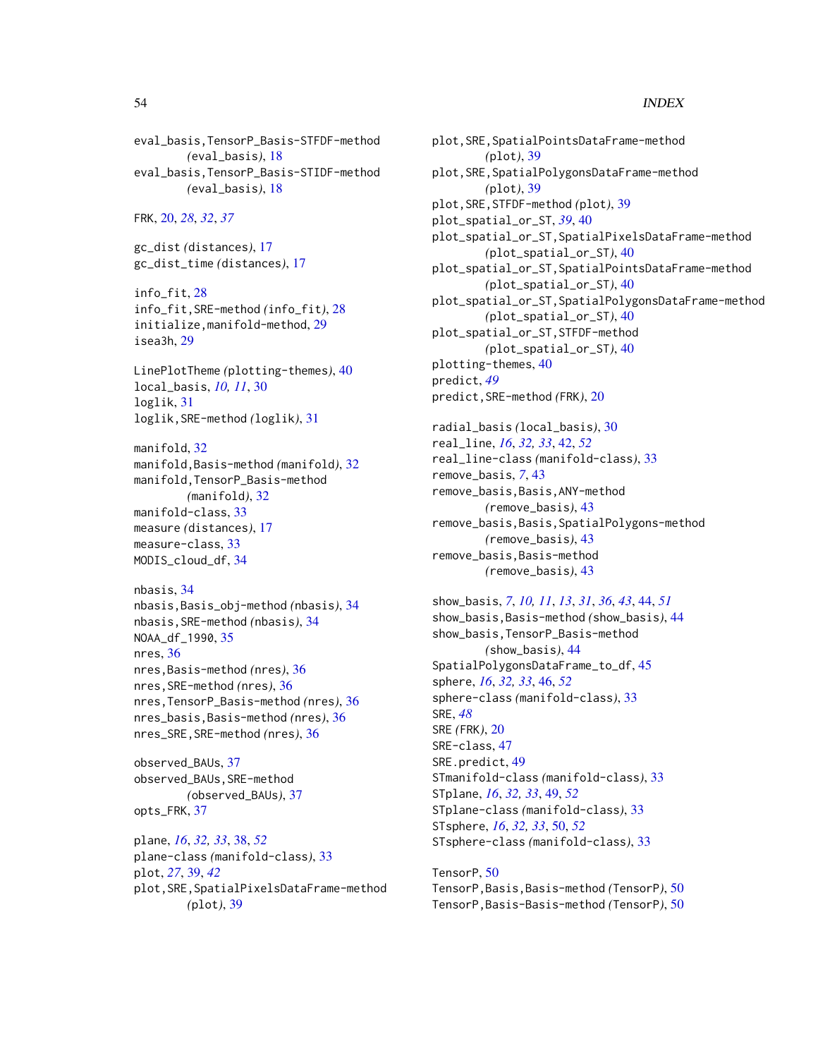eval_basis,TensorP_Basis-STFDF-method
    *(eval_basis)*, 18
eval_basis,TensorP_Basis-STIDF-method
    *(eval_basis)*, 18

FRK, 20, *28*, *32*, *37*

gc_dist *(distances)*, 17
gc_dist_time *(distances)*, 17

info_fit, 28
info_fit,SRE-method *(info_fit)*, 28
initialize,manifold-method, 29
isea3h, 29

LinePlotTheme *(plotting-themes)*, 40
local_basis, *10, 11*, 30
loglik, 31
loglik,SRE-method *(loglik)*, 31

manifold, 32
manifold,Basis-method *(manifold)*, 32
manifold,TensorP_Basis-method
    *(manifold)*, 32
manifold-class, 33
measure *(distances)*, 17
measure-class, 33
MODIS_cloud_df, 34

nbasis, 34
nbasis,Basis_obj-method *(nbasis)*, 34
nbasis,SRE-method *(nbasis)*, 34
NOAA_df_1990, 35
nres, 36
nres,Basis-method *(nres)*, 36
nres,SRE-method *(nres)*, 36
nres,TensorP_Basis-method *(nres)*, 36
nres_basis,Basis-method *(nres)*, 36
nres_SRE,SRE-method *(nres)*, 36

observed_BAUs, 37
observed_BAUs,SRE-method
    *(observed_BAUs)*, 37
opts_FRK, 37

plane, *16*, *32, 33*, 38, *52*
plane-class *(manifold-class)*, 33
plot, *27*, 39, *42*
plot,SRE,SpatialPixelsDataFrame-method
    *(plot)*, 39
plot,SRE,SpatialPointsDataFrame-method
    *(plot)*, 39
plot,SRE,SpatialPolygonsDataFrame-method
    *(plot)*, 39
plot,SRE,STFDF-method *(plot)*, 39
plot_spatial_or_ST, *39*, 40
plot_spatial_or_ST,SpatialPixelsDataFrame-method
    *(plot_spatial_or_ST)*, 40
plot_spatial_or_ST,SpatialPointsDataFrame-method
    *(plot_spatial_or_ST)*, 40
plot_spatial_or_ST,SpatialPolygonsDataFrame-method
    *(plot_spatial_or_ST)*, 40
plot_spatial_or_ST,STFDF-method
    *(plot_spatial_or_ST)*, 40
plotting-themes, 40
predict, *49*
predict,SRE-method *(FRK)*, 20

radial_basis *(local_basis)*, 30
real_line, *16*, *32, 33*, 42, *52*
real_line-class *(manifold-class)*, 33
remove_basis, *7*, 43
remove_basis,Basis,ANY-method
    *(remove_basis)*, 43
remove_basis,Basis,SpatialPolygons-method
    *(remove_basis)*, 43
remove_basis,Basis-method
    *(remove_basis)*, 43

show_basis, *7*, *10, 11*, *13*, *31*, *36*, *43*, 44, *51*
show_basis,Basis-method *(show_basis)*, 44
show_basis,TensorP_Basis-method
    *(show_basis)*, 44
SpatialPolygonsDataFrame_to_df, 45
sphere, *16*, *32, 33*, 46, *52*
sphere-class *(manifold-class)*, 33
SRE, *48*
SRE *(FRK)*, 20
SRE-class, 47
SRE.predict, 49
STmanifold-class *(manifold-class)*, 33
STplane, *16*, *32, 33*, 49, *52*
STplane-class *(manifold-class)*, 33
STsphere, *16*, *32, 33*, 50, *52*
STsphere-class *(manifold-class)*, 33

TensorP, 50
TensorP,Basis,Basis-method *(TensorP)*, 50
TensorP,Basis-Basis-method *(TensorP)*, 50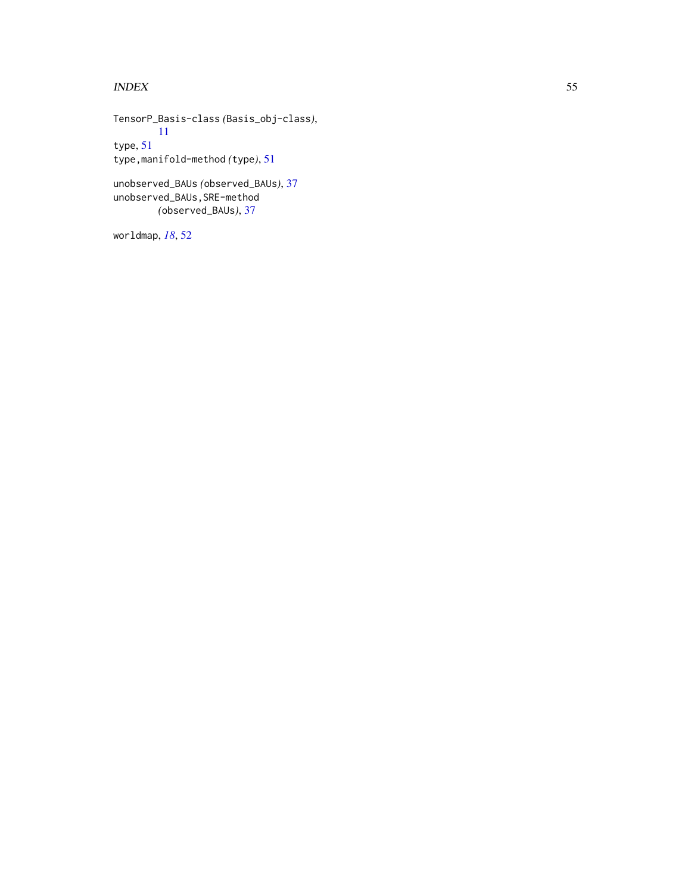TensorP_Basis-class (Basis_obj-class), 11
type, 51
type,manifold-method (type), 51

unobserved_BAUs (observed_BAUs), 37
unobserved_BAUs,SRE-method (observed_BAUs), 37

worldmap, *18*, 52